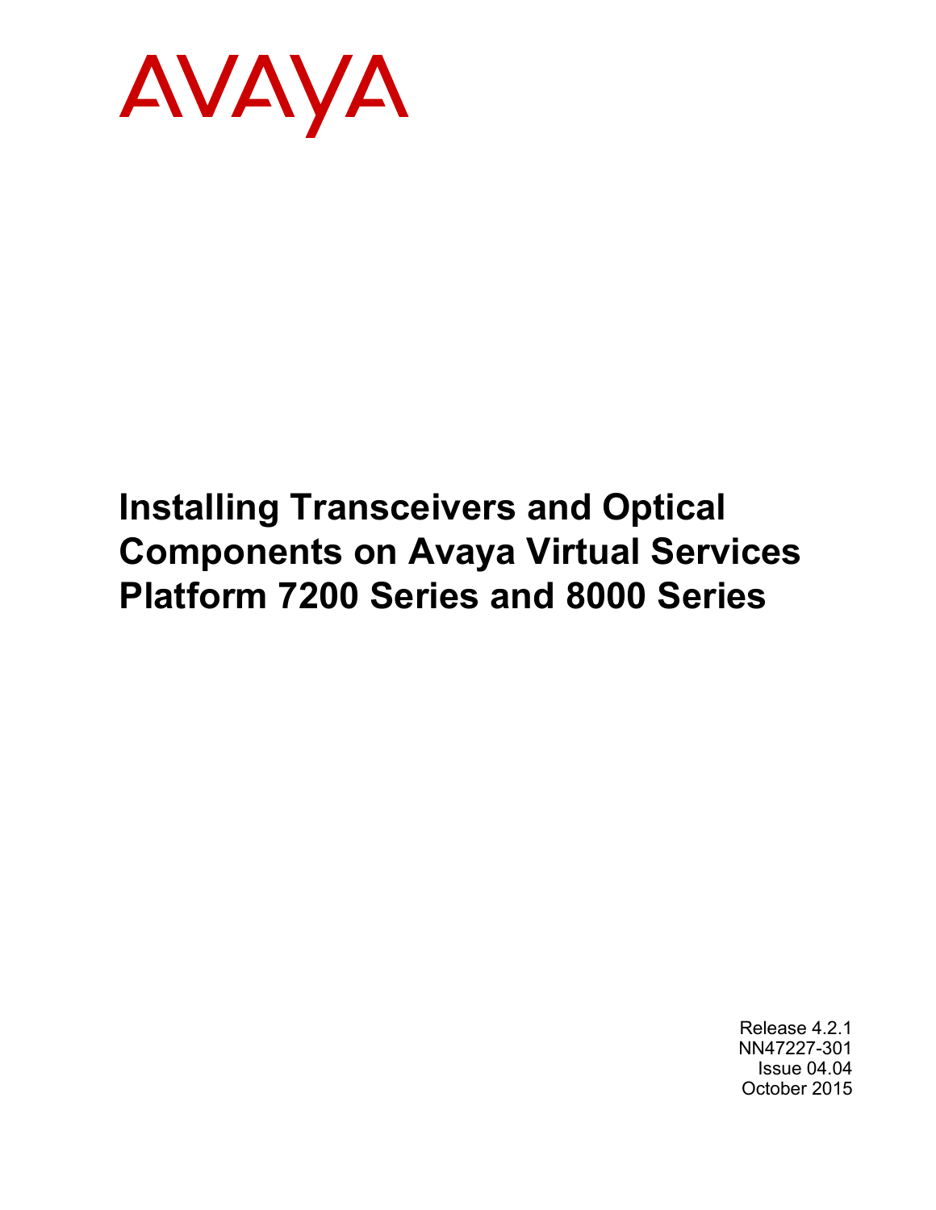AVAYA

# Installing Transceivers and Optical Components on Avaya Virtual Services Platform 7200 Series and 8000 Series

Release 4.2.1
NN47227-301
Issue 04.04
October 2015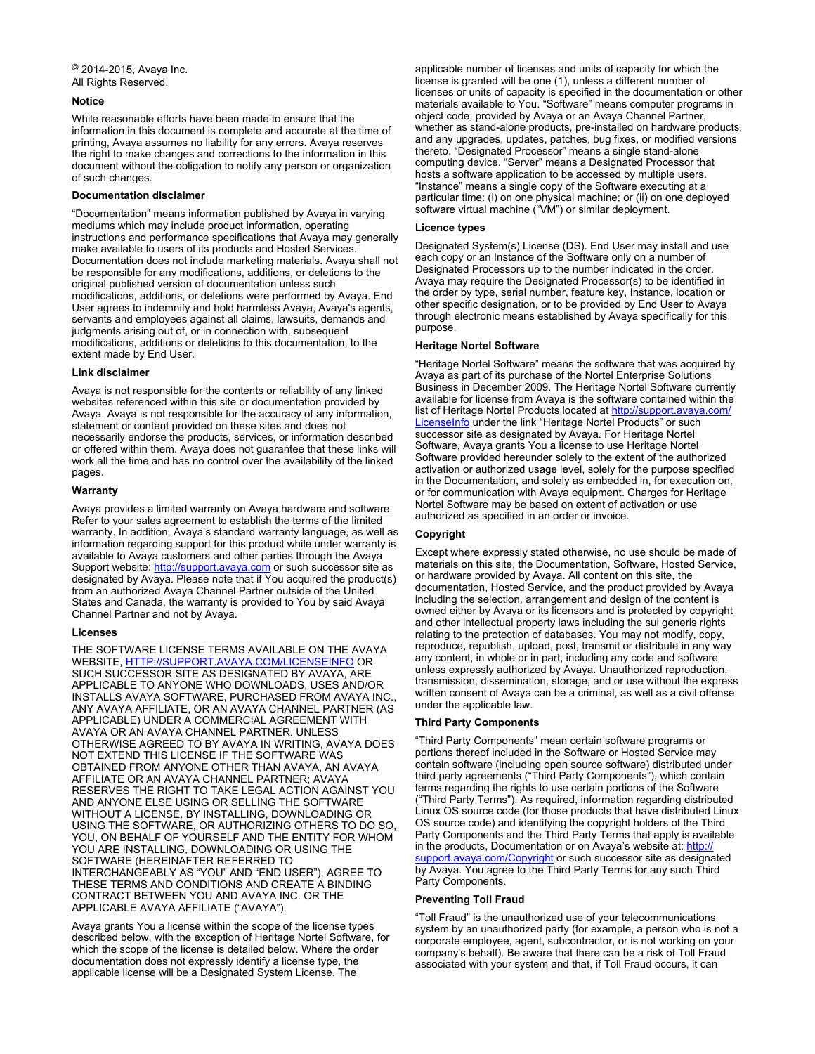© 2014-2015, Avaya Inc.
All Rights Reserved.

### Notice

While reasonable efforts have been made to ensure that the information in this document is complete and accurate at the time of printing, Avaya assumes no liability for any errors. Avaya reserves the right to make changes and corrections to the information in this document without the obligation to notify any person or organization of such changes.

### Documentation disclaimer

"Documentation" means information published by Avaya in varying mediums which may include product information, operating instructions and performance specifications that Avaya may generally make available to users of its products and Hosted Services. Documentation does not include marketing materials. Avaya shall not be responsible for any modifications, additions, or deletions to the original published version of documentation unless such modifications, additions, or deletions were performed by Avaya. End User agrees to indemnify and hold harmless Avaya, Avaya's agents, servants and employees against all claims, lawsuits, demands and judgments arising out of, or in connection with, subsequent modifications, additions or deletions to this documentation, to the extent made by End User.

### Link disclaimer

Avaya is not responsible for the contents or reliability of any linked websites referenced within this site or documentation provided by Avaya. Avaya is not responsible for the accuracy of any information, statement or content provided on these sites and does not necessarily endorse the products, services, or information described or offered within them. Avaya does not guarantee that these links will work all the time and has no control over the availability of the linked pages.

### Warranty

Avaya provides a limited warranty on Avaya hardware and software. Refer to your sales agreement to establish the terms of the limited warranty. In addition, Avaya's standard warranty language, as well as information regarding support for this product while under warranty is available to Avaya customers and other parties through the Avaya Support website: http://support.avaya.com or such successor site as designated by Avaya. Please note that if You acquired the product(s) from an authorized Avaya Channel Partner outside of the United States and Canada, the warranty is provided to You by said Avaya Channel Partner and not by Avaya.

### Licenses

THE SOFTWARE LICENSE TERMS AVAILABLE ON THE AVAYA WEBSITE, HTTP://SUPPORT.AVAYA.COM/LICENSEINFO OR SUCH SUCCESSOR SITE AS DESIGNATED BY AVAYA, ARE APPLICABLE TO ANYONE WHO DOWNLOADS, USES AND/OR INSTALLS AVAYA SOFTWARE, PURCHASED FROM AVAYA INC., ANY AVAYA AFFILIATE, OR AN AVAYA CHANNEL PARTNER (AS APPLICABLE) UNDER A COMMERCIAL AGREEMENT WITH AVAYA OR AN AVAYA CHANNEL PARTNER. UNLESS OTHERWISE AGREED TO BY AVAYA IN WRITING, AVAYA DOES NOT EXTEND THIS LICENSE IF THE SOFTWARE WAS OBTAINED FROM ANYONE OTHER THAN AVAYA, AN AVAYA AFFILIATE OR AN AVAYA CHANNEL PARTNER; AVAYA RESERVES THE RIGHT TO TAKE LEGAL ACTION AGAINST YOU AND ANYONE ELSE USING OR SELLING THE SOFTWARE WITHOUT A LICENSE. BY INSTALLING, DOWNLOADING OR USING THE SOFTWARE, OR AUTHORIZING OTHERS TO DO SO, YOU, ON BEHALF OF YOURSELF AND THE ENTITY FOR WHOM YOU ARE INSTALLING, DOWNLOADING OR USING THE SOFTWARE (HEREINAFTER REFERRED TO INTERCHANGEABLY AS "YOU" AND "END USER"), AGREE TO THESE TERMS AND CONDITIONS AND CREATE A BINDING CONTRACT BETWEEN YOU AND AVAYA INC. OR THE APPLICABLE AVAYA AFFILIATE ("AVAYA").

Avaya grants You a license within the scope of the license types described below, with the exception of Heritage Nortel Software, for which the scope of the license is detailed below. Where the order documentation does not expressly identify a license type, the applicable license will be a Designated System License. The applicable number of licenses and units of capacity for which the license is granted will be one (1), unless a different number of licenses or units of capacity is specified in the documentation or other materials available to You. "Software" means computer programs in object code, provided by Avaya or an Avaya Channel Partner, whether as stand-alone products, pre-installed on hardware products, and any upgrades, updates, patches, bug fixes, or modified versions thereto. "Designated Processor" means a single stand-alone computing device. "Server" means a Designated Processor that hosts a software application to be accessed by multiple users. "Instance" means a single copy of the Software executing at a particular time: (i) on one physical machine; or (ii) on one deployed software virtual machine ("VM") or similar deployment.

### Licence types

Designated System(s) License (DS). End User may install and use each copy or an Instance of the Software only on a number of Designated Processors up to the number indicated in the order. Avaya may require the Designated Processor(s) to be identified in the order by type, serial number, feature key, Instance, location or other specific designation, or to be provided by End User to Avaya through electronic means established by Avaya specifically for this purpose.

### Heritage Nortel Software

"Heritage Nortel Software" means the software that was acquired by Avaya as part of its purchase of the Nortel Enterprise Solutions Business in December 2009. The Heritage Nortel Software currently available for license from Avaya is the software contained within the list of Heritage Nortel Products located at http://support.avaya.com/LicenseInfo under the link "Heritage Nortel Products" or such successor site as designated by Avaya. For Heritage Nortel Software, Avaya grants You a license to use Heritage Nortel Software provided hereunder solely to the extent of the authorized activation or authorized usage level, solely for the purpose specified in the Documentation, and solely as embedded in, for execution on, or for communication with Avaya equipment. Charges for Heritage Nortel Software may be based on extent of activation or use authorized as specified in an order or invoice.

### Copyright

Except where expressly stated otherwise, no use should be made of materials on this site, the Documentation, Software, Hosted Service, or hardware provided by Avaya. All content on this site, the documentation, Hosted Service, and the product provided by Avaya including the selection, arrangement and design of the content is owned either by Avaya or its licensors and is protected by copyright and other intellectual property laws including the sui generis rights relating to the protection of databases. You may not modify, copy, reproduce, republish, upload, post, transmit or distribute in any way any content, in whole or in part, including any code and software unless expressly authorized by Avaya. Unauthorized reproduction, transmission, dissemination, storage, and or use without the express written consent of Avaya can be a criminal, as well as a civil offense under the applicable law.

### Third Party Components

"Third Party Components" mean certain software programs or portions thereof included in the Software or Hosted Service may contain software (including open source software) distributed under third party agreements ("Third Party Components"), which contain terms regarding the rights to use certain portions of the Software ("Third Party Terms"). As required, information regarding distributed Linux OS source code (for those products that have distributed Linux OS source code) and identifying the copyright holders of the Third Party Components and the Third Party Terms that apply is available in the products, Documentation or on Avaya's website at: http://support.avaya.com/Copyright or such successor site as designated by Avaya. You agree to the Third Party Terms for any such Third Party Components.

### Preventing Toll Fraud

"Toll Fraud" is the unauthorized use of your telecommunications system by an unauthorized party (for example, a person who is not a corporate employee, agent, subcontractor, or is not working on your company's behalf). Be aware that there can be a risk of Toll Fraud associated with your system and that, if Toll Fraud occurs, it can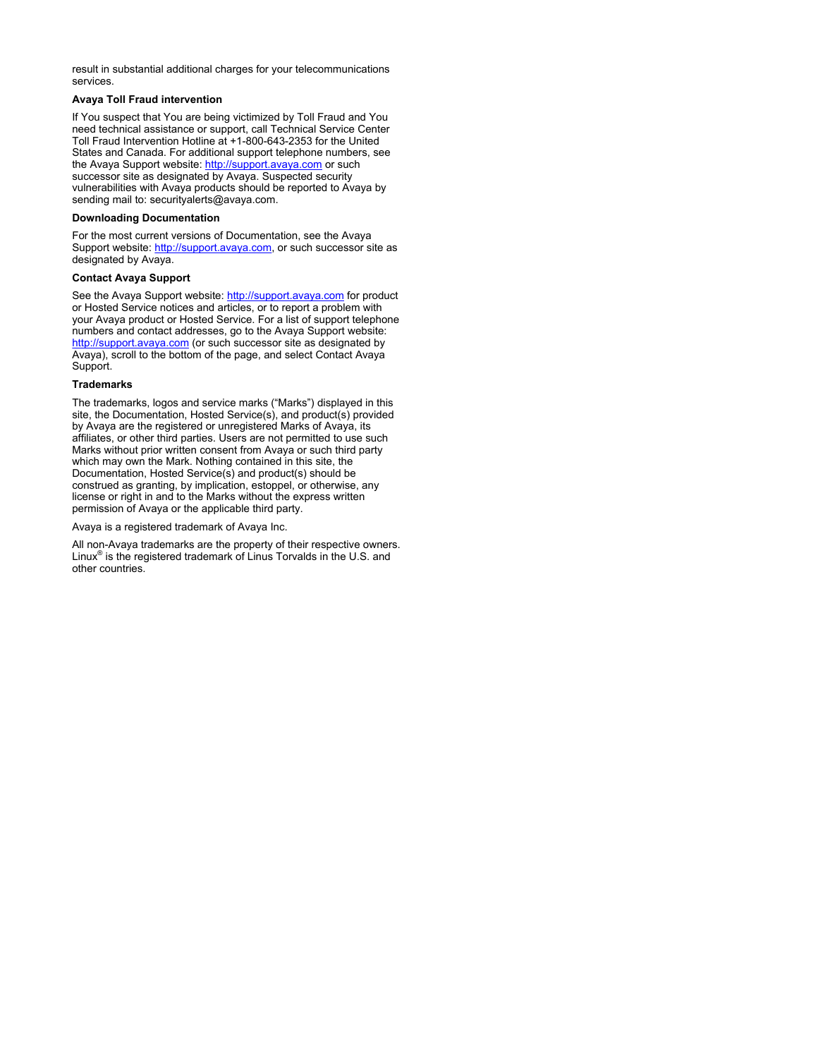result in substantial additional charges for your telecommunications services.

### Avaya Toll Fraud intervention

If You suspect that You are being victimized by Toll Fraud and You need technical assistance or support, call Technical Service Center Toll Fraud Intervention Hotline at +1-800-643-2353 for the United States and Canada. For additional support telephone numbers, see the Avaya Support website: [http://support.avaya.com](http://support.avaya.com) or such successor site as designated by Avaya. Suspected security vulnerabilities with Avaya products should be reported to Avaya by sending mail to: securityalerts@avaya.com.

### Downloading Documentation

For the most current versions of Documentation, see the Avaya Support website: [http://support.avaya.com](http://support.avaya.com), or such successor site as designated by Avaya.

### Contact Avaya Support

See the Avaya Support website: [http://support.avaya.com](http://support.avaya.com) for product or Hosted Service notices and articles, or to report a problem with your Avaya product or Hosted Service. For a list of support telephone numbers and contact addresses, go to the Avaya Support website: [http://support.avaya.com](http://support.avaya.com) (or such successor site as designated by Avaya), scroll to the bottom of the page, and select Contact Avaya Support.

### Trademarks

The trademarks, logos and service marks (“Marks”) displayed in this site, the Documentation, Hosted Service(s), and product(s) provided by Avaya are the registered or unregistered Marks of Avaya, its affiliates, or other third parties. Users are not permitted to use such Marks without prior written consent from Avaya or such third party which may own the Mark. Nothing contained in this site, the Documentation, Hosted Service(s) and product(s) should be construed as granting, by implication, estoppel, or otherwise, any license or right in and to the Marks without the express written permission of Avaya or the applicable third party.

Avaya is a registered trademark of Avaya Inc.

All non-Avaya trademarks are the property of their respective owners. Linux® is the registered trademark of Linus Torvalds in the U.S. and other countries.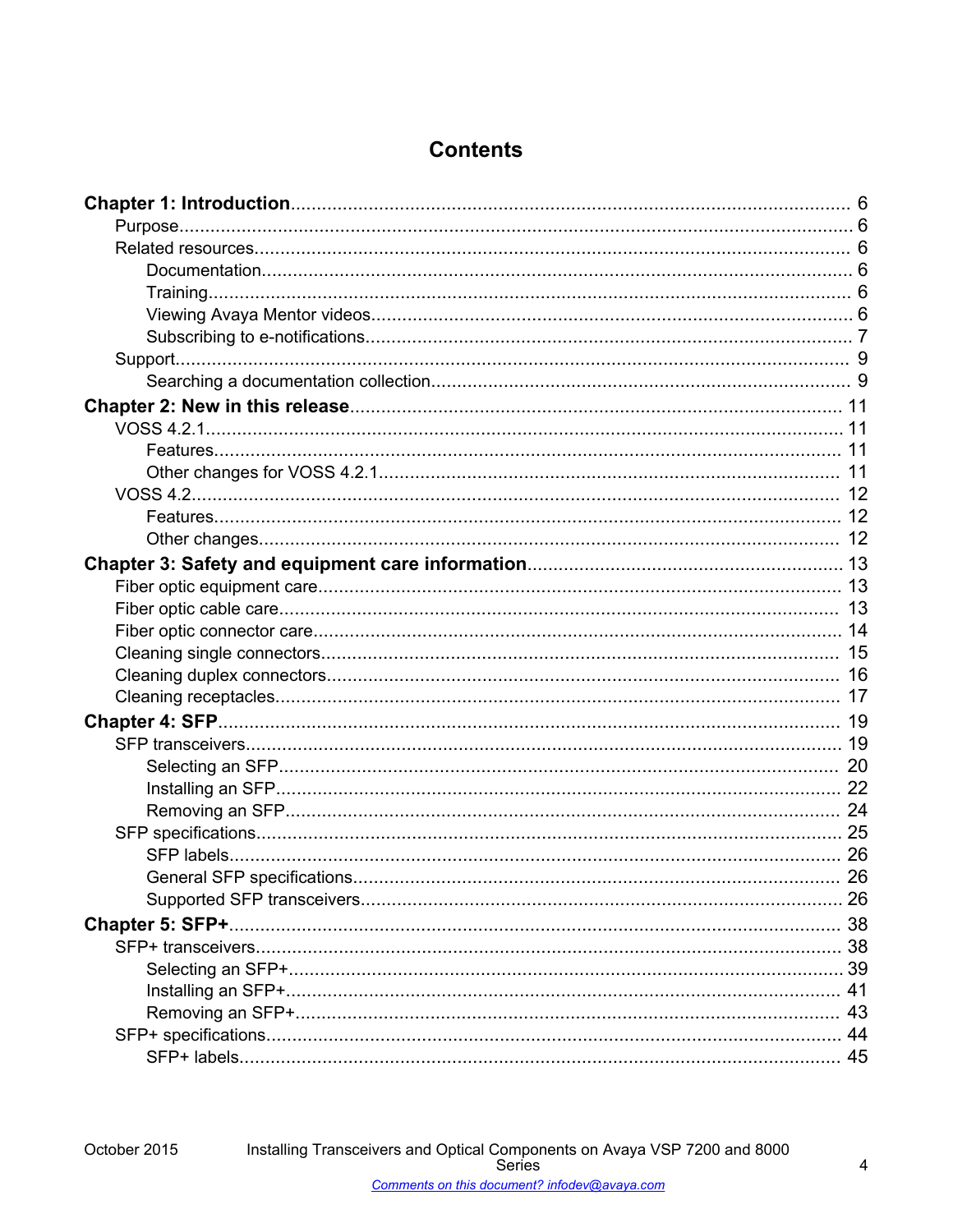# Contents

**Chapter 1: Introduction** .......... 6
- Purpose .......... 6
- Related resources .......... 6
  - Documentation .......... 6
  - Training .......... 6
  - Viewing Avaya Mentor videos .......... 6
  - Subscribing to e-notifications .......... 7
- Support .......... 9
  - Searching a documentation collection .......... 9

**Chapter 2: New in this release** .......... 11
- VOSS 4.2.1 .......... 11
  - Features .......... 11
  - Other changes for VOSS 4.2.1 .......... 11
- VOSS 4.2 .......... 12
  - Features .......... 12
  - Other changes .......... 12

**Chapter 3: Safety and equipment care information** .......... 13
- Fiber optic equipment care .......... 13
- Fiber optic cable care .......... 13
- Fiber optic connector care .......... 14
- Cleaning single connectors .......... 15
- Cleaning duplex connectors .......... 16
- Cleaning receptacles .......... 17

**Chapter 4: SFP** .......... 19
- SFP transceivers .......... 19
  - Selecting an SFP .......... 20
  - Installing an SFP .......... 22
  - Removing an SFP .......... 24
- SFP specifications .......... 25
  - SFP labels .......... 26
  - General SFP specifications .......... 26
  - Supported SFP transceivers .......... 26

**Chapter 5: SFP+** .......... 38
- SFP+ transceivers .......... 38
  - Selecting an SFP+ .......... 39
  - Installing an SFP+ .......... 41
  - Removing an SFP+ .......... 43
- SFP+ specifications .......... 44
  - SFP+ labels .......... 45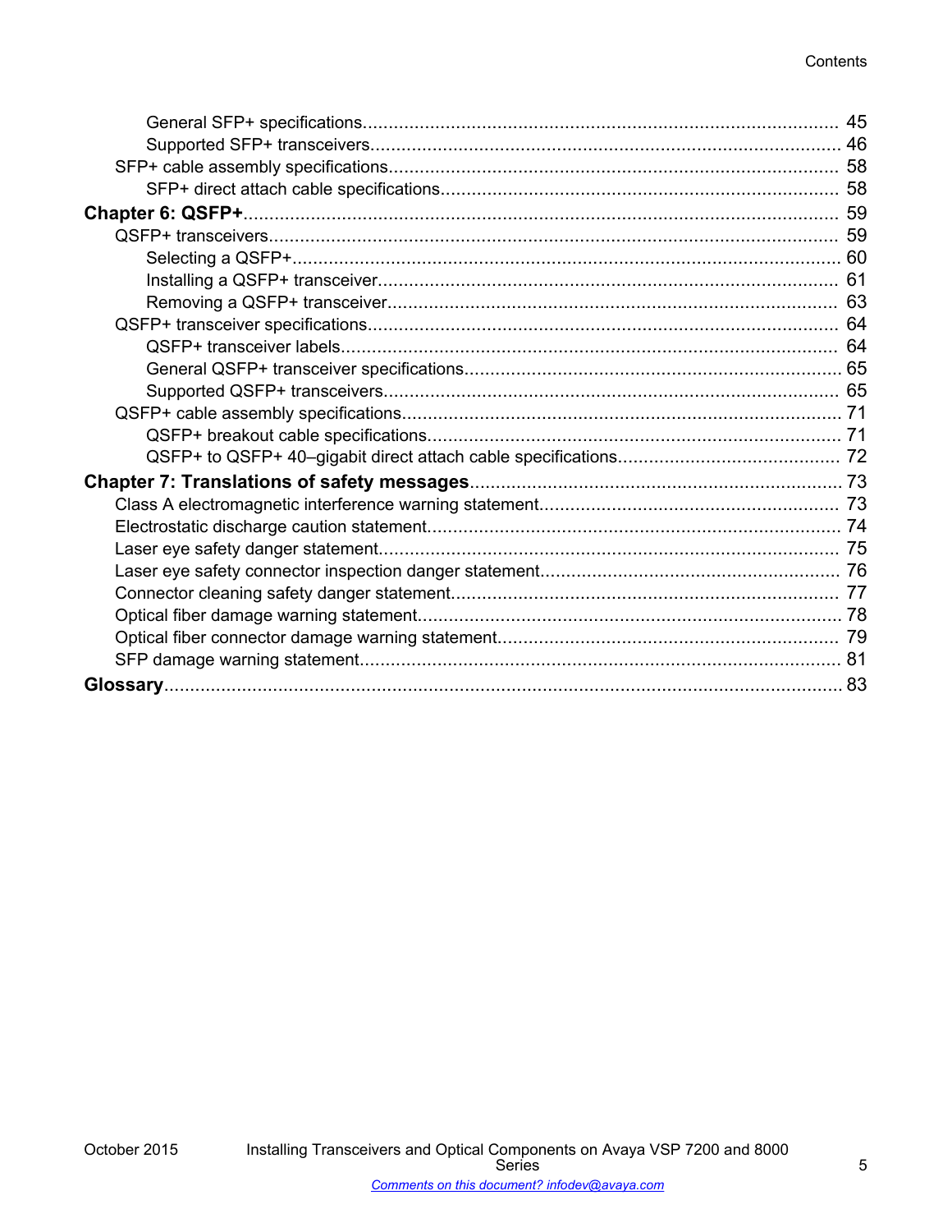General SFP+ specifications........................................................................................ 45
Supported SFP+ transceivers....................................................................................... 46
SFP+ cable assembly specifications................................................................................ 58
SFP+ direct attach cable specifications........................................................................ 58

**Chapter 6: QSFP+**........................................................................................................ 59
QSFP+ transceivers....................................................................................................... 59
Selecting a QSFP+....................................................................................................... 60
Installing a QSFP+ transceiver...................................................................................... 61
Removing a QSFP+ transceiver.................................................................................... 63
QSFP+ transceiver specifications.................................................................................... 64
QSFP+ transceiver labels............................................................................................. 64
General QSFP+ transceiver specifications..................................................................... 65
Supported QSFP+ transceivers..................................................................................... 65
QSFP+ cable assembly specifications.............................................................................. 71
QSFP+ breakout cable specifications............................................................................. 71
QSFP+ to QSFP+ 40–gigabit direct attach cable specifications........................................ 72

**Chapter 7: Translations of safety messages**..................................................................... 73
Class A electromagnetic interference warning statement.................................................... 73
Electrostatic discharge caution statement.......................................................................... 74
Laser eye safety danger statement.................................................................................... 75
Laser eye safety connector inspection danger statement.................................................... 76
Connector cleaning safety danger statement...................................................................... 77
Optical fiber damage warning statement............................................................................ 78
Optical fiber connector damage warning statement............................................................ 79
SFP damage warning statement....................................................................................... 81

**Glossary**....................................................................................................................... 83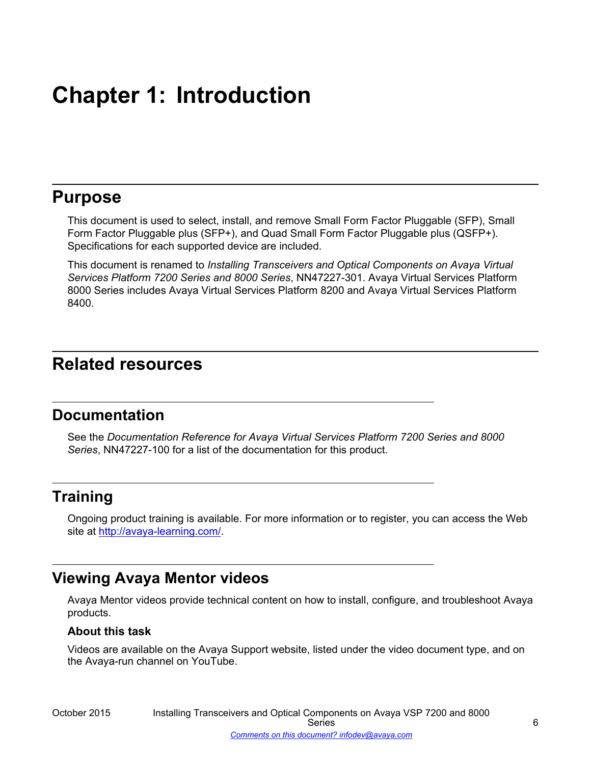# Chapter 1: Introduction

## Purpose

This document is used to select, install, and remove Small Form Factor Pluggable (SFP), Small Form Factor Pluggable plus (SFP+), and Quad Small Form Factor Pluggable plus (QSFP+). Specifications for each supported device are included.

This document is renamed to *Installing Transceivers and Optical Components on Avaya Virtual Services Platform 7200 Series and 8000 Series*, NN47227-301. Avaya Virtual Services Platform 8000 Series includes Avaya Virtual Services Platform 8200 and Avaya Virtual Services Platform 8400.

## Related resources

### Documentation

See the *Documentation Reference for Avaya Virtual Services Platform 7200 Series and 8000 Series*, NN47227-100 for a list of the documentation for this product.

### Training

Ongoing product training is available. For more information or to register, you can access the Web site at [http://avaya-learning.com/](http://avaya-learning.com/).

### Viewing Avaya Mentor videos

Avaya Mentor videos provide technical content on how to install, configure, and troubleshoot Avaya products.

#### About this task

Videos are available on the Avaya Support website, listed under the video document type, and on the Avaya-run channel on YouTube.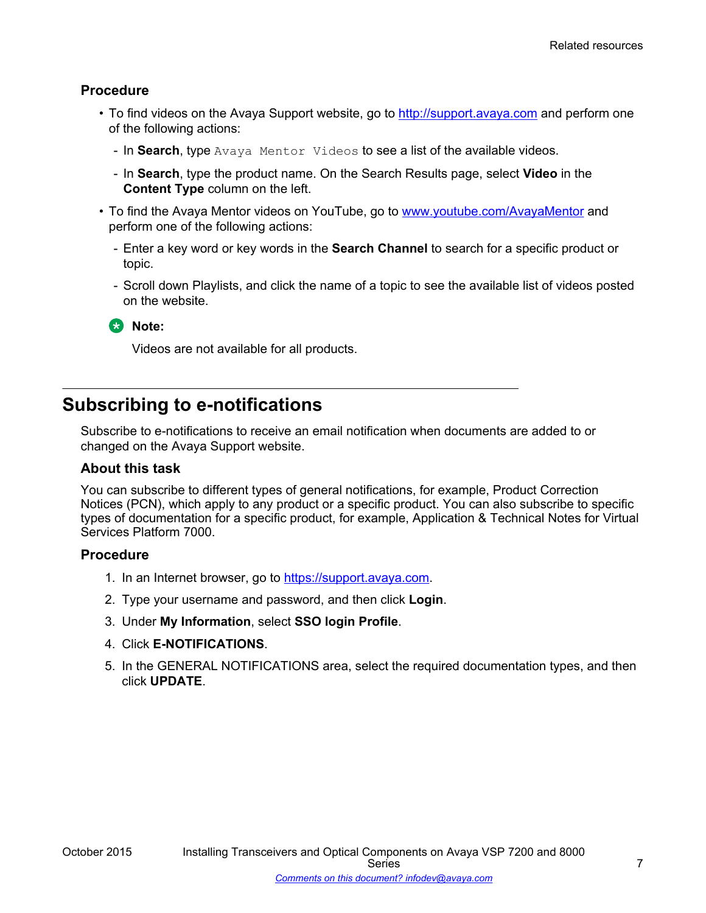### Procedure

- To find videos on the Avaya Support website, go to [http://support.avaya.com](http://support.avaya.com) and perform one of the following actions:
  - In **Search**, type `Avaya Mentor Videos` to see a list of the available videos.
  - In **Search**, type the product name. On the Search Results page, select **Video** in the **Content Type** column on the left.
- To find the Avaya Mentor videos on YouTube, go to [www.youtube.com/AvayaMentor](http://www.youtube.com/AvayaMentor) and perform one of the following actions:
  - Enter a key word or key words in the **Search Channel** to search for a specific product or topic.
  - Scroll down Playlists, and click the name of a topic to see the available list of videos posted on the website.

**Note:**

Videos are not available for all products.

## Subscribing to e-notifications

Subscribe to e-notifications to receive an email notification when documents are added to or changed on the Avaya Support website.

### About this task

You can subscribe to different types of general notifications, for example, Product Correction Notices (PCN), which apply to any product or a specific product. You can also subscribe to specific types of documentation for a specific product, for example, Application & Technical Notes for Virtual Services Platform 7000.

### Procedure

1. In an Internet browser, go to [https://support.avaya.com](https://support.avaya.com).
2. Type your username and password, and then click **Login**.
3. Under **My Information**, select **SSO login Profile**.
4. Click **E-NOTIFICATIONS**.
5. In the GENERAL NOTIFICATIONS area, select the required documentation types, and then click **UPDATE**.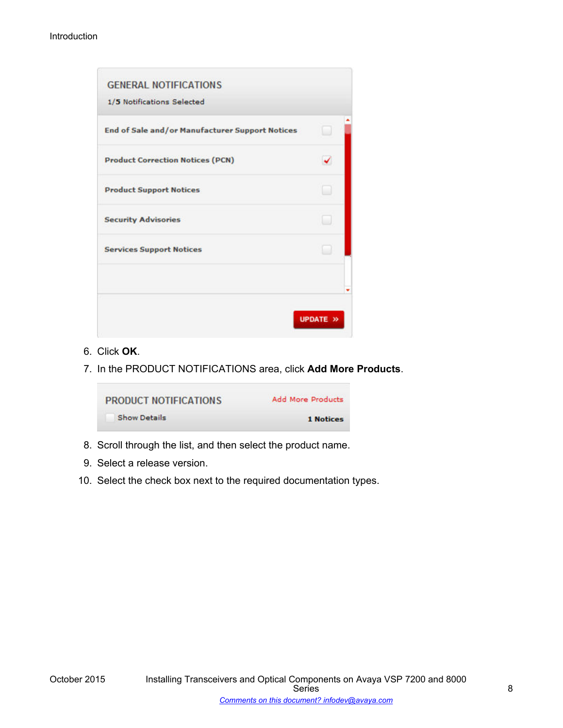6. Click **OK**.
7. In the PRODUCT NOTIFICATIONS area, click **Add More Products**.
8. Scroll through the list, and then select the product name.
9. Select a release version.
10. Select the check box next to the required documentation types.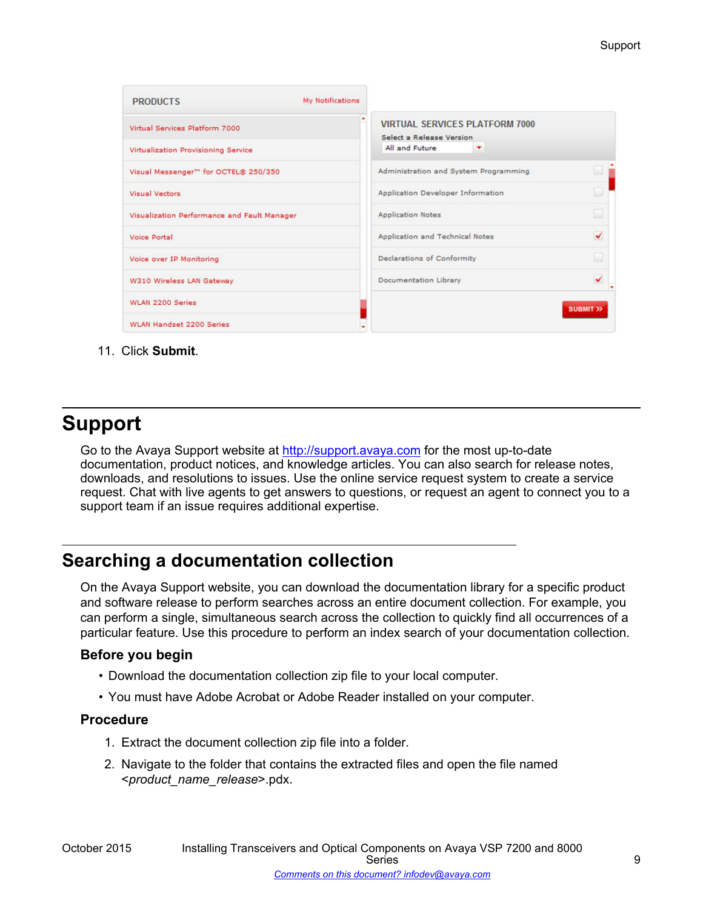11. Click **Submit**.

# Support

Go to the Avaya Support website at http://support.avaya.com for the most up-to-date documentation, product notices, and knowledge articles. You can also search for release notes, downloads, and resolutions to issues. Use the online service request system to create a service request. Chat with live agents to get answers to questions, or request an agent to connect you to a support team if an issue requires additional expertise.

## Searching a documentation collection

On the Avaya Support website, you can download the documentation library for a specific product and software release to perform searches across an entire document collection. For example, you can perform a single, simultaneous search across the collection to quickly find all occurrences of a particular feature. Use this procedure to perform an index search of your documentation collection.

### Before you begin

- Download the documentation collection zip file to your local computer.
- You must have Adobe Acrobat or Adobe Reader installed on your computer.

### Procedure

1. Extract the document collection zip file into a folder.
2. Navigate to the folder that contains the extracted files and open the file named <*product_name_release*>.pdx.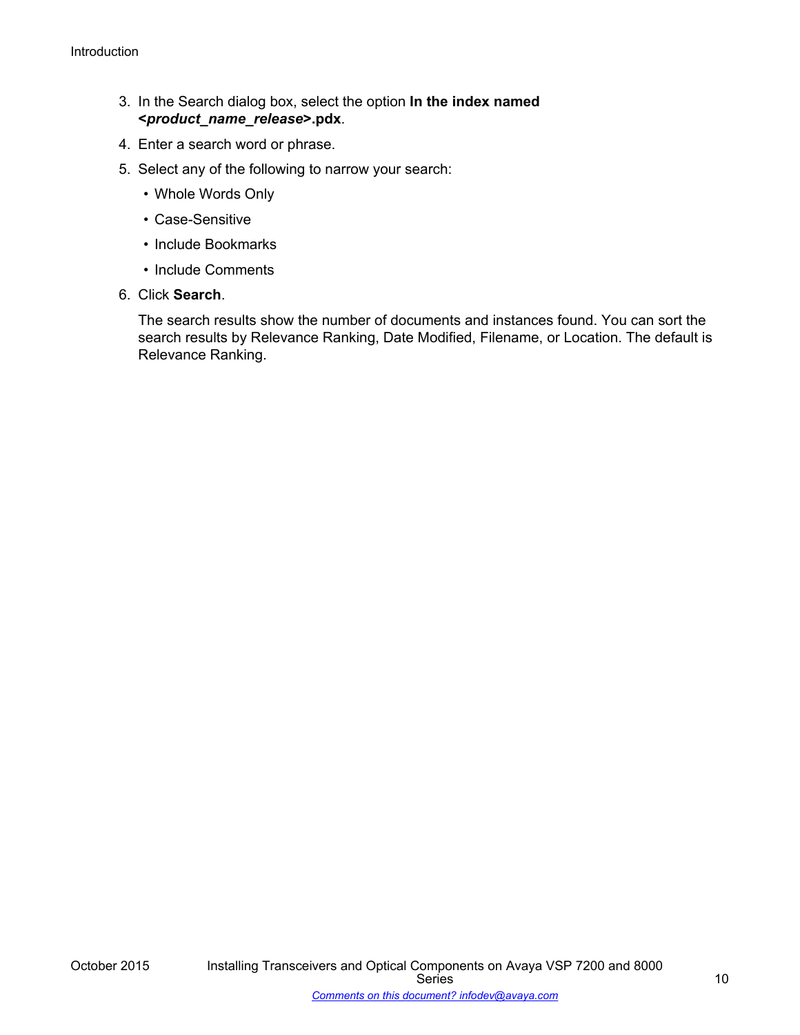3. In the Search dialog box, select the option **In the index named <*product_name_release*>.pdx**.
4. Enter a search word or phrase.
5. Select any of the following to narrow your search:
   - Whole Words Only
   - Case-Sensitive
   - Include Bookmarks
   - Include Comments
6. Click **Search**.

   The search results show the number of documents and instances found. You can sort the search results by Relevance Ranking, Date Modified, Filename, or Location. The default is Relevance Ranking.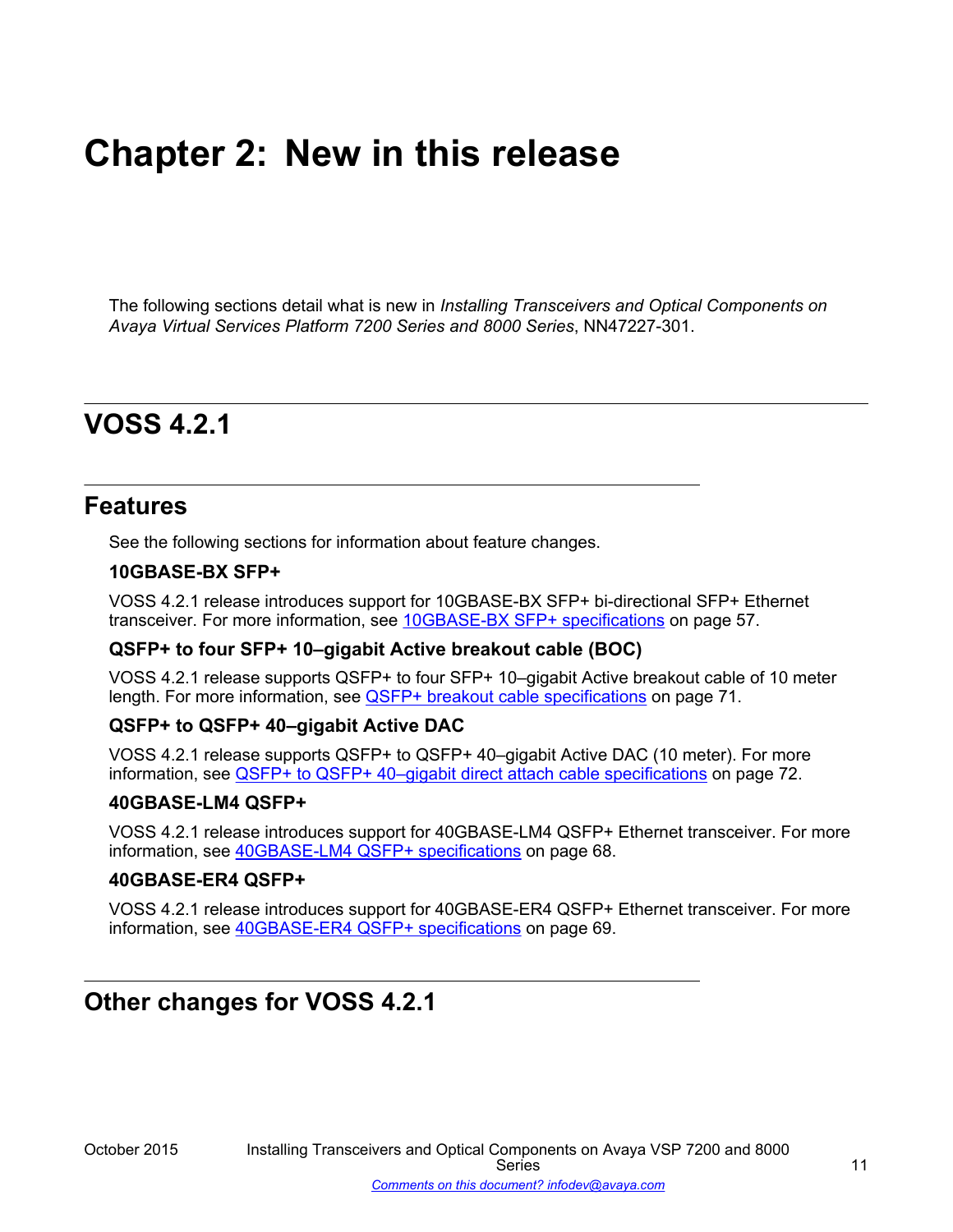# Chapter 2: New in this release

The following sections detail what is new in *Installing Transceivers and Optical Components on Avaya Virtual Services Platform 7200 Series and 8000 Series*, NN47227-301.

## VOSS 4.2.1

### Features

See the following sections for information about feature changes.

#### 10GBASE-BX SFP+

VOSS 4.2.1 release introduces support for 10GBASE-BX SFP+ bi-directional SFP+ Ethernet transceiver. For more information, see 10GBASE-BX SFP+ specifications on page 57.

#### QSFP+ to four SFP+ 10–gigabit Active breakout cable (BOC)

VOSS 4.2.1 release supports QSFP+ to four SFP+ 10–gigabit Active breakout cable of 10 meter length. For more information, see QSFP+ breakout cable specifications on page 71.

#### QSFP+ to QSFP+ 40–gigabit Active DAC

VOSS 4.2.1 release supports QSFP+ to QSFP+ 40–gigabit Active DAC (10 meter). For more information, see QSFP+ to QSFP+ 40–gigabit direct attach cable specifications on page 72.

#### 40GBASE-LM4 QSFP+

VOSS 4.2.1 release introduces support for 40GBASE-LM4 QSFP+ Ethernet transceiver. For more information, see 40GBASE-LM4 QSFP+ specifications on page 68.

#### 40GBASE-ER4 QSFP+

VOSS 4.2.1 release introduces support for 40GBASE-ER4 QSFP+ Ethernet transceiver. For more information, see 40GBASE-ER4 QSFP+ specifications on page 69.

### Other changes for VOSS 4.2.1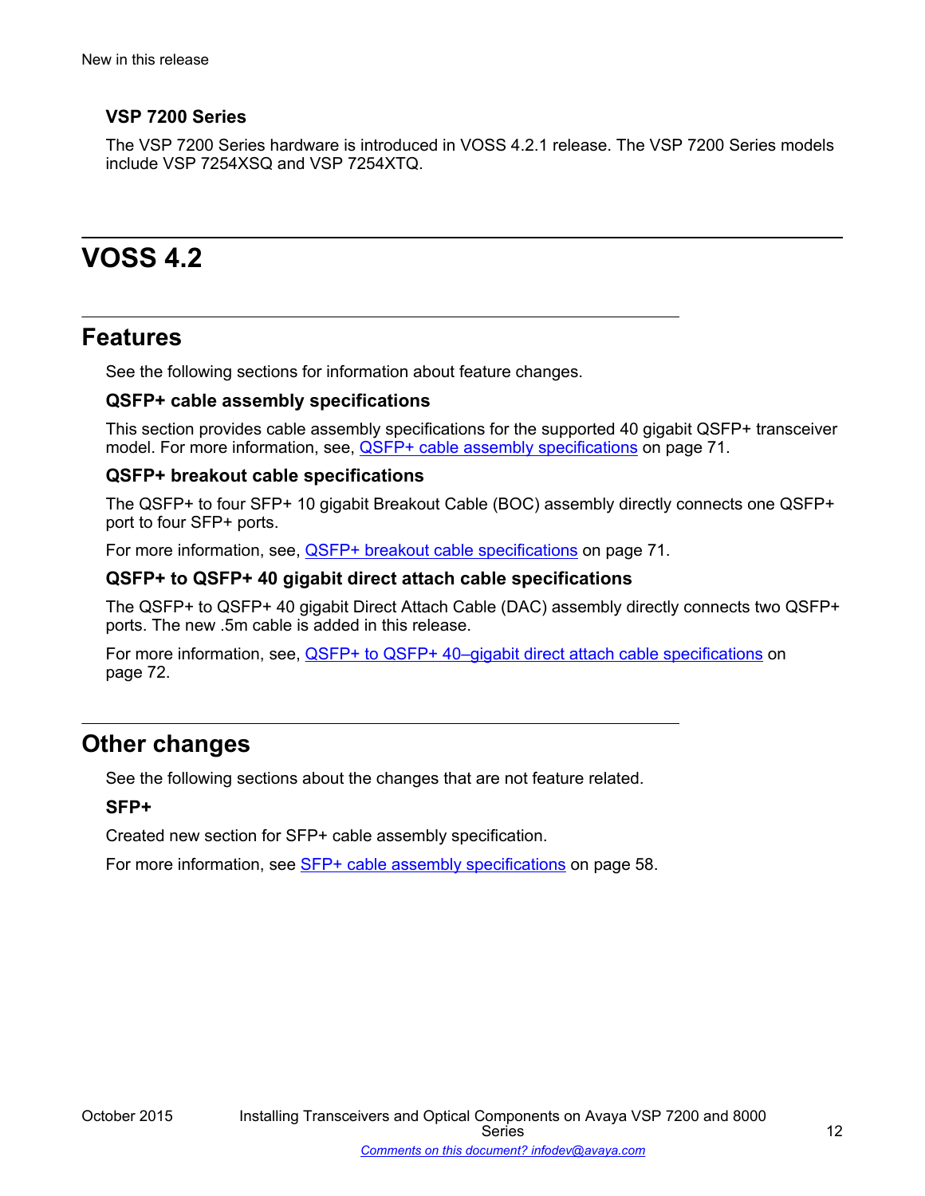### VSP 7200 Series

The VSP 7200 Series hardware is introduced in VOSS 4.2.1 release. The VSP 7200 Series models include VSP 7254XSQ and VSP 7254XTQ.

# VOSS 4.2

## Features

See the following sections for information about feature changes.

### QSFP+ cable assembly specifications

This section provides cable assembly specifications for the supported 40 gigabit QSFP+ transceiver model. For more information, see, QSFP+ cable assembly specifications on page 71.

### QSFP+ breakout cable specifications

The QSFP+ to four SFP+ 10 gigabit Breakout Cable (BOC) assembly directly connects one QSFP+ port to four SFP+ ports.

For more information, see, QSFP+ breakout cable specifications on page 71.

### QSFP+ to QSFP+ 40 gigabit direct attach cable specifications

The QSFP+ to QSFP+ 40 gigabit Direct Attach Cable (DAC) assembly directly connects two QSFP+ ports. The new .5m cable is added in this release.

For more information, see, QSFP+ to QSFP+ 40–gigabit direct attach cable specifications on page 72.

## Other changes

See the following sections about the changes that are not feature related.

### SFP+

Created new section for SFP+ cable assembly specification.

For more information, see SFP+ cable assembly specifications on page 58.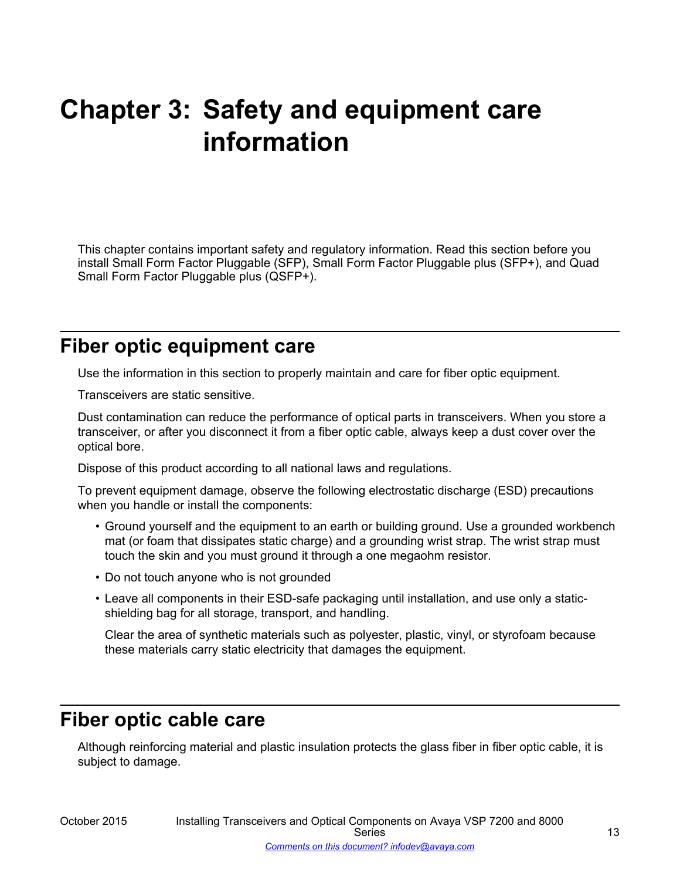# Chapter 3: Safety and equipment care information

This chapter contains important safety and regulatory information. Read this section before you install Small Form Factor Pluggable (SFP), Small Form Factor Pluggable plus (SFP+), and Quad Small Form Factor Pluggable plus (QSFP+).

## Fiber optic equipment care

Use the information in this section to properly maintain and care for fiber optic equipment.

Transceivers are static sensitive.

Dust contamination can reduce the performance of optical parts in transceivers. When you store a transceiver, or after you disconnect it from a fiber optic cable, always keep a dust cover over the optical bore.

Dispose of this product according to all national laws and regulations.

To prevent equipment damage, observe the following electrostatic discharge (ESD) precautions when you handle or install the components:

- Ground yourself and the equipment to an earth or building ground. Use a grounded workbench mat (or foam that dissipates static charge) and a grounding wrist strap. The wrist strap must touch the skin and you must ground it through a one megaohm resistor.
- Do not touch anyone who is not grounded
- Leave all components in their ESD-safe packaging until installation, and use only a static-shielding bag for all storage, transport, and handling.

  Clear the area of synthetic materials such as polyester, plastic, vinyl, or styrofoam because these materials carry static electricity that damages the equipment.

## Fiber optic cable care

Although reinforcing material and plastic insulation protects the glass fiber in fiber optic cable, it is subject to damage.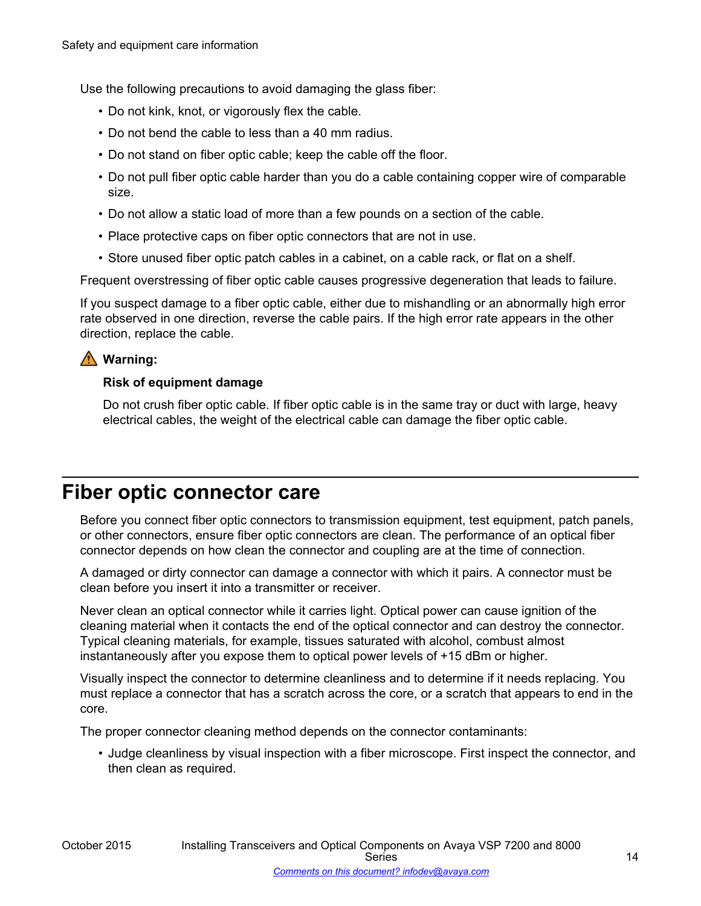Use the following precautions to avoid damaging the glass fiber:

- Do not kink, knot, or vigorously flex the cable.
- Do not bend the cable to less than a 40 mm radius.
- Do not stand on fiber optic cable; keep the cable off the floor.
- Do not pull fiber optic cable harder than you do a cable containing copper wire of comparable size.
- Do not allow a static load of more than a few pounds on a section of the cable.
- Place protective caps on fiber optic connectors that are not in use.
- Store unused fiber optic patch cables in a cabinet, on a cable rack, or flat on a shelf.

Frequent overstressing of fiber optic cable causes progressive degeneration that leads to failure.

If you suspect damage to a fiber optic cable, either due to mishandling or an abnormally high error rate observed in one direction, reverse the cable pairs. If the high error rate appears in the other direction, replace the cable.

> ⚠ **Warning:**
>
> **Risk of equipment damage**
>
> Do not crush fiber optic cable. If fiber optic cable is in the same tray or duct with large, heavy electrical cables, the weight of the electrical cable can damage the fiber optic cable.

# Fiber optic connector care

Before you connect fiber optic connectors to transmission equipment, test equipment, patch panels, or other connectors, ensure fiber optic connectors are clean. The performance of an optical fiber connector depends on how clean the connector and coupling are at the time of connection.

A damaged or dirty connector can damage a connector with which it pairs. A connector must be clean before you insert it into a transmitter or receiver.

Never clean an optical connector while it carries light. Optical power can cause ignition of the cleaning material when it contacts the end of the optical connector and can destroy the connector. Typical cleaning materials, for example, tissues saturated with alcohol, combust almost instantaneously after you expose them to optical power levels of +15 dBm or higher.

Visually inspect the connector to determine cleanliness and to determine if it needs replacing. You must replace a connector that has a scratch across the core, or a scratch that appears to end in the core.

The proper connector cleaning method depends on the connector contaminants:

- Judge cleanliness by visual inspection with a fiber microscope. First inspect the connector, and then clean as required.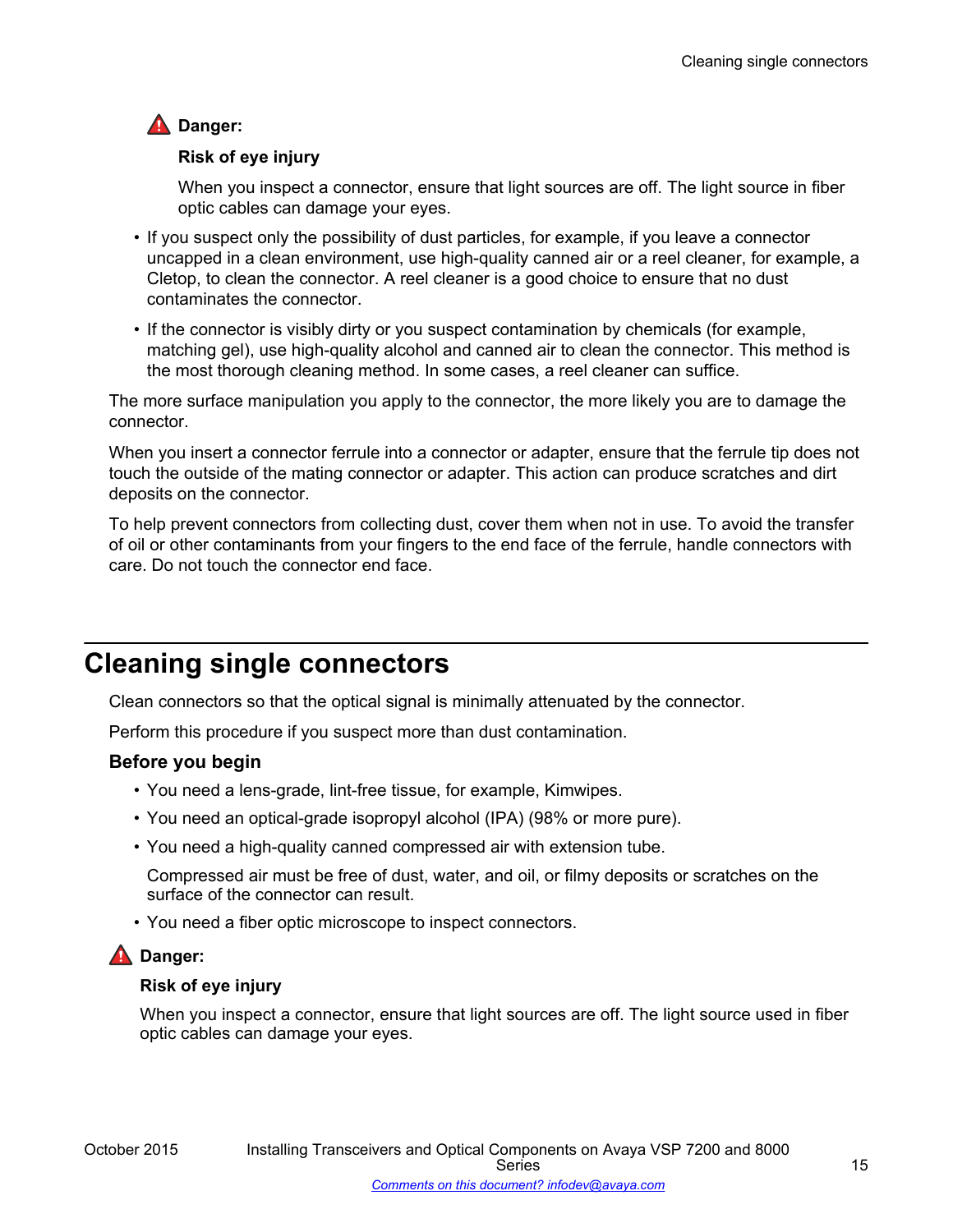> **Danger:**
>
> **Risk of eye injury**
>
> When you inspect a connector, ensure that light sources are off. The light source in fiber optic cables can damage your eyes.

- If you suspect only the possibility of dust particles, for example, if you leave a connector uncapped in a clean environment, use high-quality canned air or a reel cleaner, for example, a Cletop, to clean the connector. A reel cleaner is a good choice to ensure that no dust contaminates the connector.
- If the connector is visibly dirty or you suspect contamination by chemicals (for example, matching gel), use high-quality alcohol and canned air to clean the connector. This method is the most thorough cleaning method. In some cases, a reel cleaner can suffice.

The more surface manipulation you apply to the connector, the more likely you are to damage the connector.

When you insert a connector ferrule into a connector or adapter, ensure that the ferrule tip does not touch the outside of the mating connector or adapter. This action can produce scratches and dirt deposits on the connector.

To help prevent connectors from collecting dust, cover them when not in use. To avoid the transfer of oil or other contaminants from your fingers to the end face of the ferrule, handle connectors with care. Do not touch the connector end face.

# Cleaning single connectors

Clean connectors so that the optical signal is minimally attenuated by the connector.

Perform this procedure if you suspect more than dust contamination.

### Before you begin

- You need a lens-grade, lint-free tissue, for example, Kimwipes.
- You need an optical-grade isopropyl alcohol (IPA) (98% or more pure).
- You need a high-quality canned compressed air with extension tube.

  Compressed air must be free of dust, water, and oil, or filmy deposits or scratches on the surface of the connector can result.
- You need a fiber optic microscope to inspect connectors.

> **Danger:**
>
> **Risk of eye injury**
>
> When you inspect a connector, ensure that light sources are off. The light source used in fiber optic cables can damage your eyes.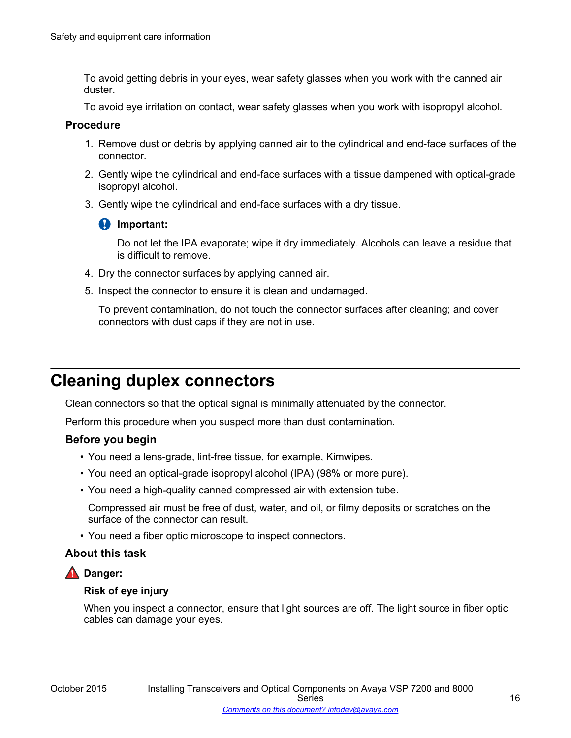To avoid getting debris in your eyes, wear safety glasses when you work with the canned air duster.

To avoid eye irritation on contact, wear safety glasses when you work with isopropyl alcohol.

### Procedure

1. Remove dust or debris by applying canned air to the cylindrical and end-face surfaces of the connector.
2. Gently wipe the cylindrical and end-face surfaces with a tissue dampened with optical-grade isopropyl alcohol.
3. Gently wipe the cylindrical and end-face surfaces with a dry tissue.

   **Important:**

   Do not let the IPA evaporate; wipe it dry immediately. Alcohols can leave a residue that is difficult to remove.

4. Dry the connector surfaces by applying canned air.
5. Inspect the connector to ensure it is clean and undamaged.

   To prevent contamination, do not touch the connector surfaces after cleaning; and cover connectors with dust caps if they are not in use.

## Cleaning duplex connectors

Clean connectors so that the optical signal is minimally attenuated by the connector.

Perform this procedure when you suspect more than dust contamination.

### Before you begin

- You need a lens-grade, lint-free tissue, for example, Kimwipes.
- You need an optical-grade isopropyl alcohol (IPA) (98% or more pure).
- You need a high-quality canned compressed air with extension tube.

  Compressed air must be free of dust, water, and oil, or filmy deposits or scratches on the surface of the connector can result.

- You need a fiber optic microscope to inspect connectors.

### About this task

**Danger:**

**Risk of eye injury**

When you inspect a connector, ensure that light sources are off. The light source in fiber optic cables can damage your eyes.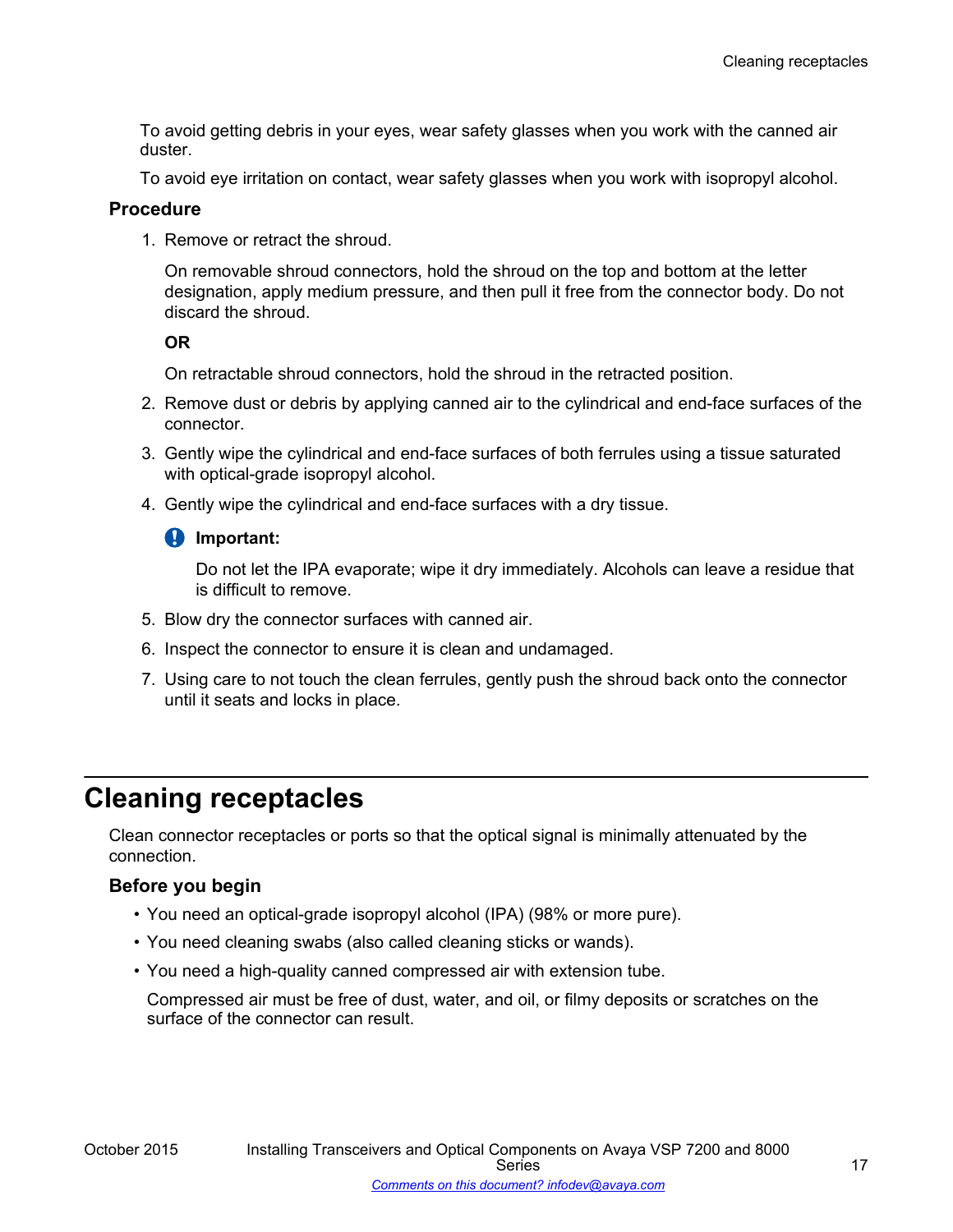To avoid getting debris in your eyes, wear safety glasses when you work with the canned air duster.

To avoid eye irritation on contact, wear safety glasses when you work with isopropyl alcohol.

### Procedure

1. Remove or retract the shroud.

   On removable shroud connectors, hold the shroud on the top and bottom at the letter designation, apply medium pressure, and then pull it free from the connector body. Do not discard the shroud.

   **OR**

   On retractable shroud connectors, hold the shroud in the retracted position.

2. Remove dust or debris by applying canned air to the cylindrical and end-face surfaces of the connector.
3. Gently wipe the cylindrical and end-face surfaces of both ferrules using a tissue saturated with optical-grade isopropyl alcohol.
4. Gently wipe the cylindrical and end-face surfaces with a dry tissue.

   **Important:**

   Do not let the IPA evaporate; wipe it dry immediately. Alcohols can leave a residue that is difficult to remove.

5. Blow dry the connector surfaces with canned air.
6. Inspect the connector to ensure it is clean and undamaged.
7. Using care to not touch the clean ferrules, gently push the shroud back onto the connector until it seats and locks in place.

## Cleaning receptacles

Clean connector receptacles or ports so that the optical signal is minimally attenuated by the connection.

### Before you begin

- You need an optical-grade isopropyl alcohol (IPA) (98% or more pure).
- You need cleaning swabs (also called cleaning sticks or wands).
- You need a high-quality canned compressed air with extension tube.

  Compressed air must be free of dust, water, and oil, or filmy deposits or scratches on the surface of the connector can result.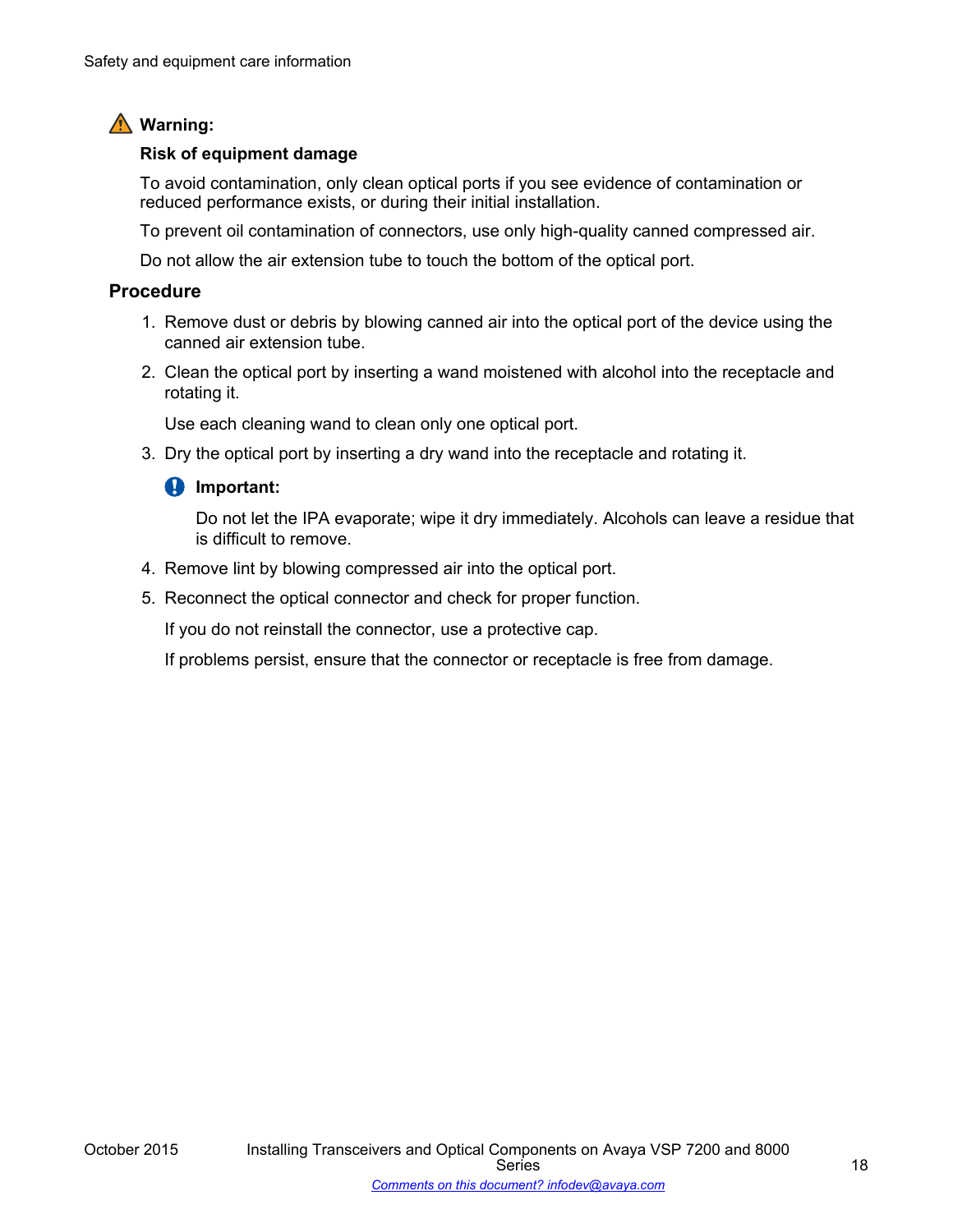**Warning:**

**Risk of equipment damage**

To avoid contamination, only clean optical ports if you see evidence of contamination or reduced performance exists, or during their initial installation.

To prevent oil contamination of connectors, use only high-quality canned compressed air.

Do not allow the air extension tube to touch the bottom of the optical port.

## Procedure

1. Remove dust or debris by blowing canned air into the optical port of the device using the canned air extension tube.
2. Clean the optical port by inserting a wand moistened with alcohol into the receptacle and rotating it.

   Use each cleaning wand to clean only one optical port.
3. Dry the optical port by inserting a dry wand into the receptacle and rotating it.

   **Important:**

   Do not let the IPA evaporate; wipe it dry immediately. Alcohols can leave a residue that is difficult to remove.
4. Remove lint by blowing compressed air into the optical port.
5. Reconnect the optical connector and check for proper function.

   If you do not reinstall the connector, use a protective cap.

   If problems persist, ensure that the connector or receptacle is free from damage.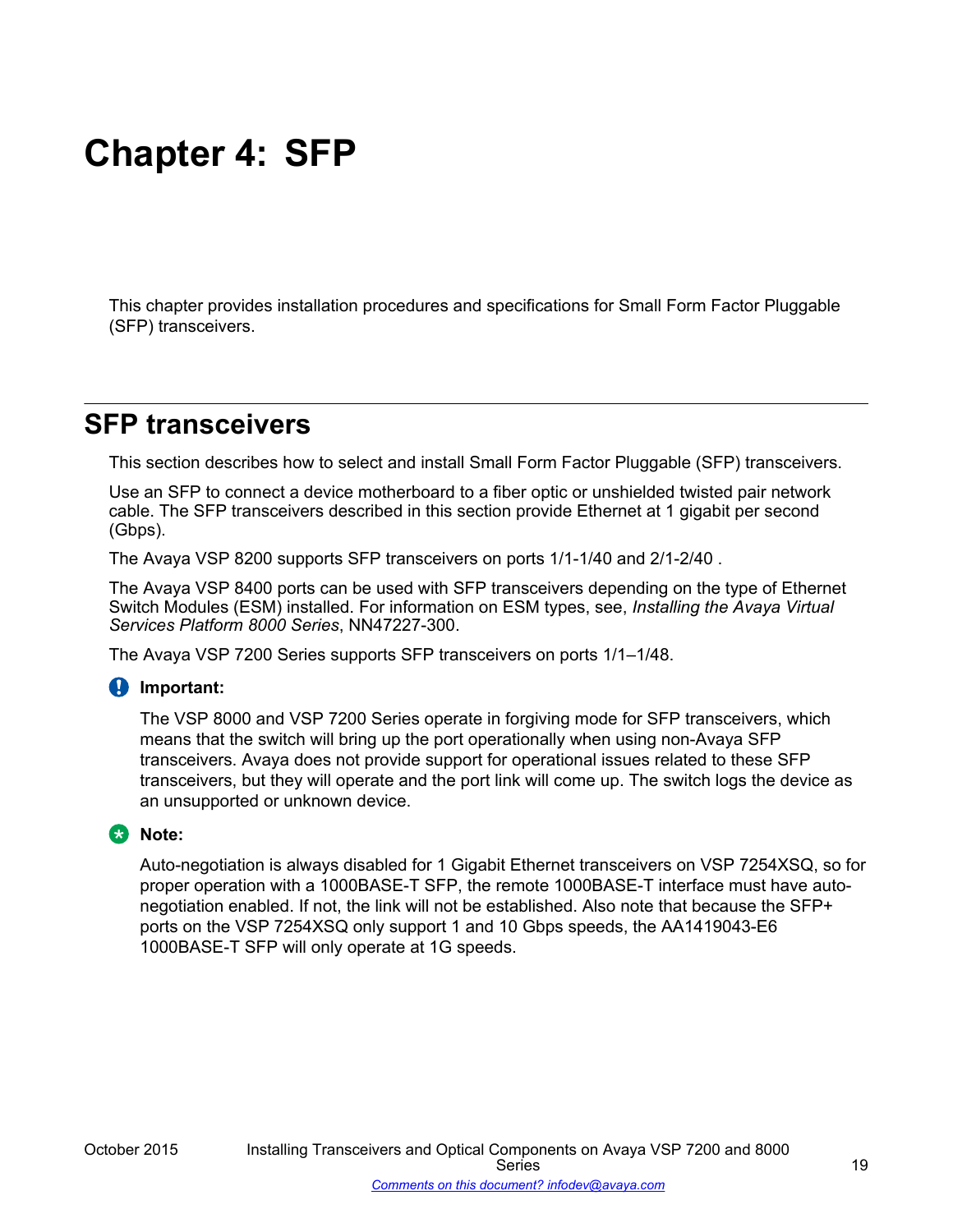# Chapter 4: SFP

This chapter provides installation procedures and specifications for Small Form Factor Pluggable (SFP) transceivers.

## SFP transceivers

This section describes how to select and install Small Form Factor Pluggable (SFP) transceivers.

Use an SFP to connect a device motherboard to a fiber optic or unshielded twisted pair network cable. The SFP transceivers described in this section provide Ethernet at 1 gigabit per second (Gbps).

The Avaya VSP 8200 supports SFP transceivers on ports 1/1-1/40 and 2/1-2/40 .

The Avaya VSP 8400 ports can be used with SFP transceivers depending on the type of Ethernet Switch Modules (ESM) installed. For information on ESM types, see, *Installing the Avaya Virtual Services Platform 8000 Series*, NN47227-300.

The Avaya VSP 7200 Series supports SFP transceivers on ports 1/1–1/48.

**Important:**

The VSP 8000 and VSP 7200 Series operate in forgiving mode for SFP transceivers, which means that the switch will bring up the port operationally when using non-Avaya SFP transceivers. Avaya does not provide support for operational issues related to these SFP transceivers, but they will operate and the port link will come up. The switch logs the device as an unsupported or unknown device.

**Note:**

Auto-negotiation is always disabled for 1 Gigabit Ethernet transceivers on VSP 7254XSQ, so for proper operation with a 1000BASE-T SFP, the remote 1000BASE-T interface must have auto-negotiation enabled. If not, the link will not be established. Also note that because the SFP+ ports on the VSP 7254XSQ only support 1 and 10 Gbps speeds, the AA1419043-E6 1000BASE-T SFP will only operate at 1G speeds.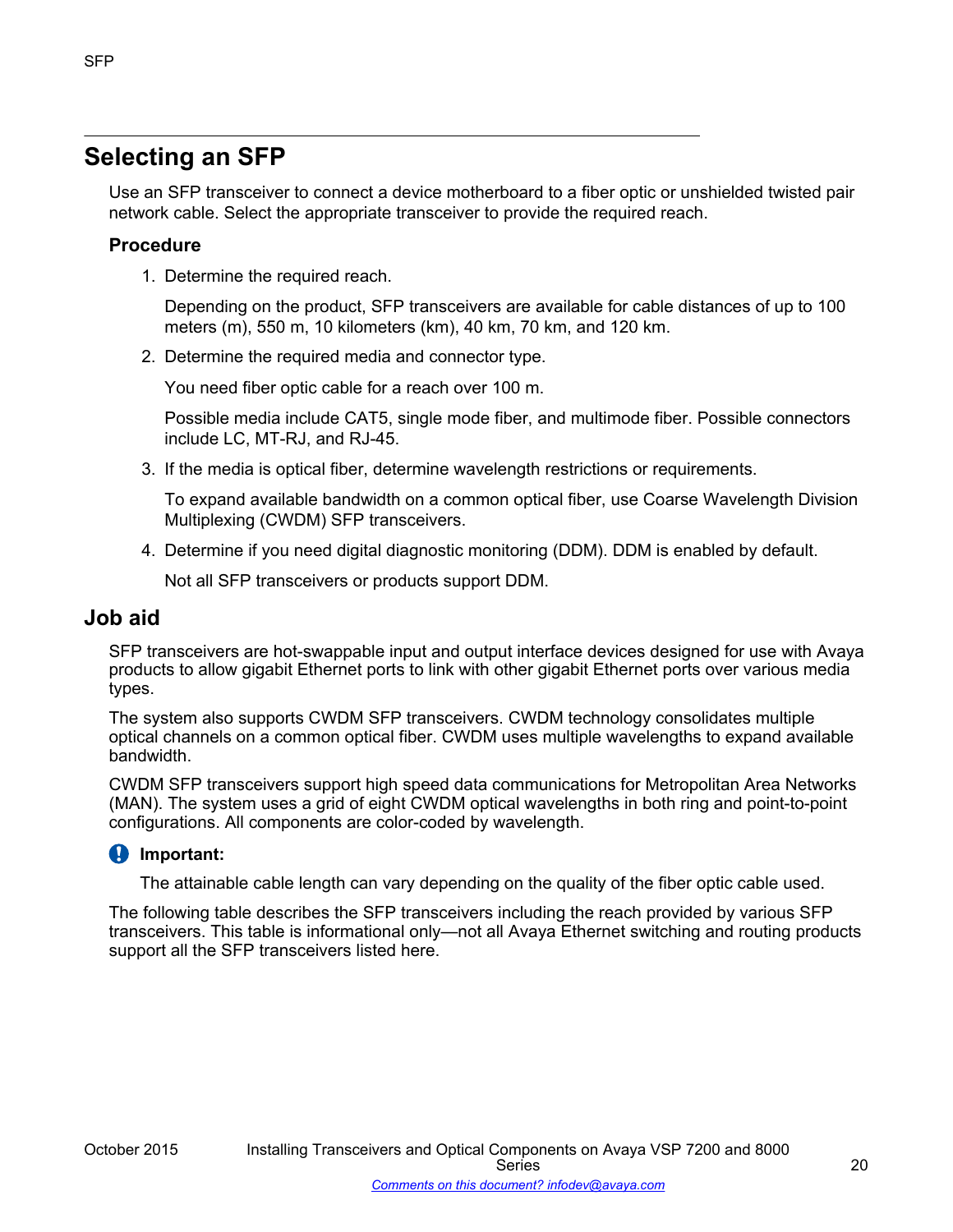# Selecting an SFP

Use an SFP transceiver to connect a device motherboard to a fiber optic or unshielded twisted pair network cable. Select the appropriate transceiver to provide the required reach.

### Procedure

1. Determine the required reach.

   Depending on the product, SFP transceivers are available for cable distances of up to 100 meters (m), 550 m, 10 kilometers (km), 40 km, 70 km, and 120 km.

2. Determine the required media and connector type.

   You need fiber optic cable for a reach over 100 m.

   Possible media include CAT5, single mode fiber, and multimode fiber. Possible connectors include LC, MT-RJ, and RJ-45.

3. If the media is optical fiber, determine wavelength restrictions or requirements.

   To expand available bandwidth on a common optical fiber, use Coarse Wavelength Division Multiplexing (CWDM) SFP transceivers.

4. Determine if you need digital diagnostic monitoring (DDM). DDM is enabled by default.

   Not all SFP transceivers or products support DDM.

## Job aid

SFP transceivers are hot-swappable input and output interface devices designed for use with Avaya products to allow gigabit Ethernet ports to link with other gigabit Ethernet ports over various media types.

The system also supports CWDM SFP transceivers. CWDM technology consolidates multiple optical channels on a common optical fiber. CWDM uses multiple wavelengths to expand available bandwidth.

CWDM SFP transceivers support high speed data communications for Metropolitan Area Networks (MAN). The system uses a grid of eight CWDM optical wavelengths in both ring and point-to-point configurations. All components are color-coded by wavelength.

**Important:**

The attainable cable length can vary depending on the quality of the fiber optic cable used.

The following table describes the SFP transceivers including the reach provided by various SFP transceivers. This table is informational only—not all Avaya Ethernet switching and routing products support all the SFP transceivers listed here.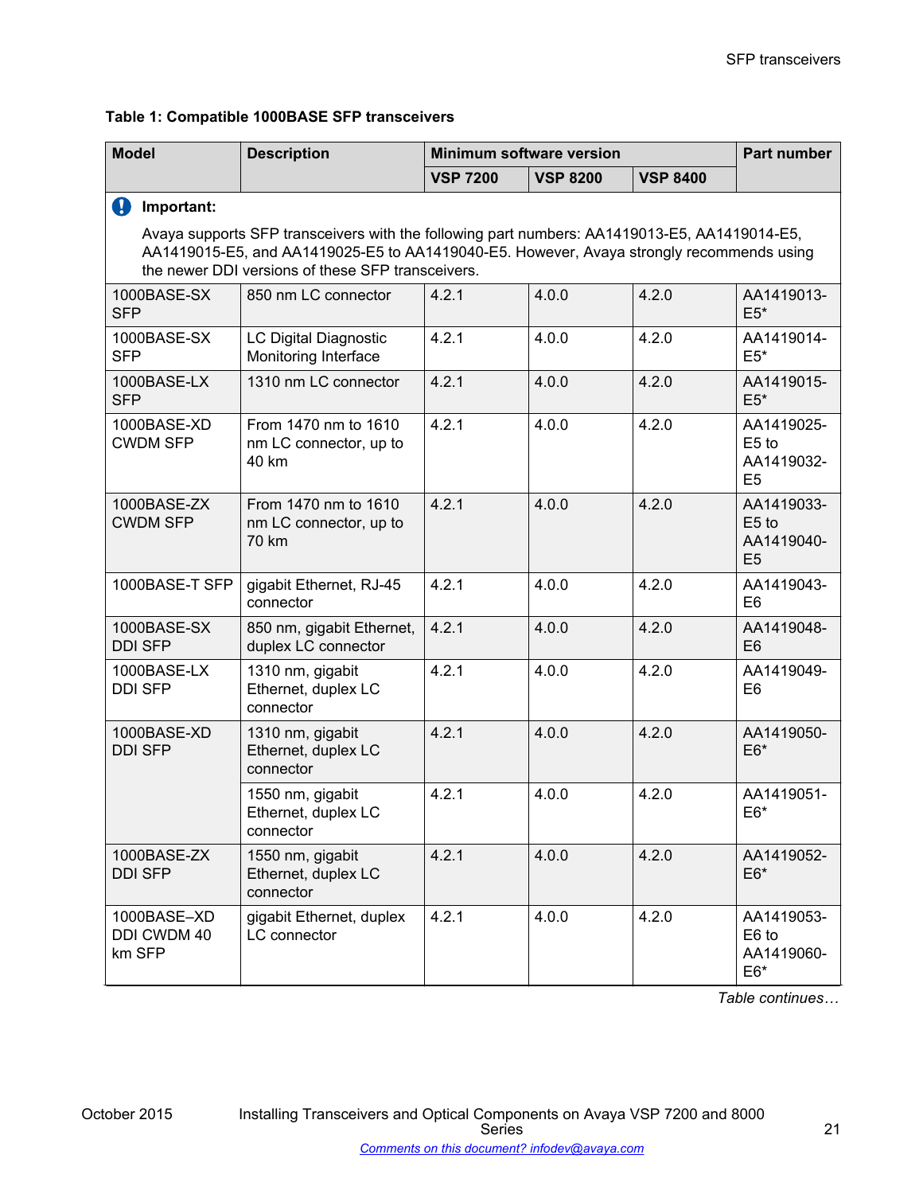**Table 1: Compatible 1000BASE SFP transceivers**

| Model | Description | Minimum software version | | | Part number |
|---|---|---|---|---|---|
| | | VSP 7200 | VSP 8200 | VSP 8400 | |
| **Important:** Avaya supports SFP transceivers with the following part numbers: AA1419013-E5, AA1419014-E5, AA1419015-E5, and AA1419025-E5 to AA1419040-E5. However, Avaya strongly recommends using the newer DDI versions of these SFP transceivers. | | | | | |
| 1000BASE-SX SFP | 850 nm LC connector | 4.2.1 | 4.0.0 | 4.2.0 | AA1419013-E5* |
| 1000BASE-SX SFP | LC Digital Diagnostic Monitoring Interface | 4.2.1 | 4.0.0 | 4.2.0 | AA1419014-E5* |
| 1000BASE-LX SFP | 1310 nm LC connector | 4.2.1 | 4.0.0 | 4.2.0 | AA1419015-E5* |
| 1000BASE-XD CWDM SFP | From 1470 nm to 1610 nm LC connector, up to 40 km | 4.2.1 | 4.0.0 | 4.2.0 | AA1419025-E5 to AA1419032-E5 |
| 1000BASE-ZX CWDM SFP | From 1470 nm to 1610 nm LC connector, up to 70 km | 4.2.1 | 4.0.0 | 4.2.0 | AA1419033-E5 to AA1419040-E5 |
| 1000BASE-T SFP | gigabit Ethernet, RJ-45 connector | 4.2.1 | 4.0.0 | 4.2.0 | AA1419043-E6 |
| 1000BASE-SX DDI SFP | 850 nm, gigabit Ethernet, duplex LC connector | 4.2.1 | 4.0.0 | 4.2.0 | AA1419048-E6 |
| 1000BASE-LX DDI SFP | 1310 nm, gigabit Ethernet, duplex LC connector | 4.2.1 | 4.0.0 | 4.2.0 | AA1419049-E6 |
| 1000BASE-XD DDI SFP | 1310 nm, gigabit Ethernet, duplex LC connector | 4.2.1 | 4.0.0 | 4.2.0 | AA1419050-E6* |
| | 1550 nm, gigabit Ethernet, duplex LC connector | 4.2.1 | 4.0.0 | 4.2.0 | AA1419051-E6* |
| 1000BASE-ZX DDI SFP | 1550 nm, gigabit Ethernet, duplex LC connector | 4.2.1 | 4.0.0 | 4.2.0 | AA1419052-E6* |
| 1000BASE–XD DDI CWDM 40 km SFP | gigabit Ethernet, duplex LC connector | 4.2.1 | 4.0.0 | 4.2.0 | AA1419053-E6 to AA1419060-E6* |

*Table continues…*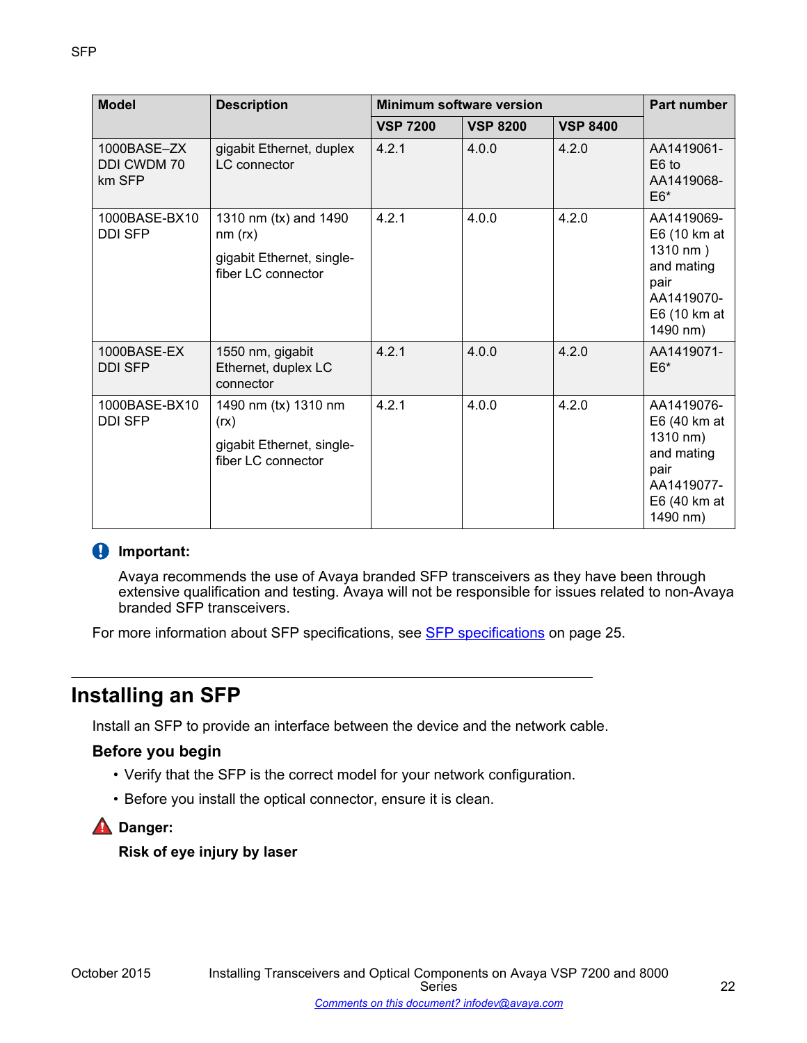| Model | Description | Minimum software version | | | Part number |
|---|---|---|---|---|---|
| | | VSP 7200 | VSP 8200 | VSP 8400 | |
| 1000BASE–ZX DDI CWDM 70 km SFP | gigabit Ethernet, duplex LC connector | 4.2.1 | 4.0.0 | 4.2.0 | AA1419061-E6 to AA1419068-E6* |
| 1000BASE-BX10 DDI SFP | 1310 nm (tx) and 1490 nm (rx)<br><br>gigabit Ethernet, single-fiber LC connector | 4.2.1 | 4.0.0 | 4.2.0 | AA1419069-E6 (10 km at 1310 nm ) and mating pair AA1419070-E6 (10 km at 1490 nm) |
| 1000BASE-EX DDI SFP | 1550 nm, gigabit Ethernet, duplex LC connector | 4.2.1 | 4.0.0 | 4.2.0 | AA1419071-E6* |
| 1000BASE-BX10 DDI SFP | 1490 nm (tx) 1310 nm (rx)<br><br>gigabit Ethernet, single-fiber LC connector | 4.2.1 | 4.0.0 | 4.2.0 | AA1419076-E6 (40 km at 1310 nm) and mating pair AA1419077-E6 (40 km at 1490 nm) |

**Important:**

Avaya recommends the use of Avaya branded SFP transceivers as they have been through extensive qualification and testing. Avaya will not be responsible for issues related to non-Avaya branded SFP transceivers.

For more information about SFP specifications, see SFP specifications on page 25.

## Installing an SFP

Install an SFP to provide an interface between the device and the network cable.

### Before you begin

- Verify that the SFP is the correct model for your network configuration.
- Before you install the optical connector, ensure it is clean.

**Danger:**

**Risk of eye injury by laser**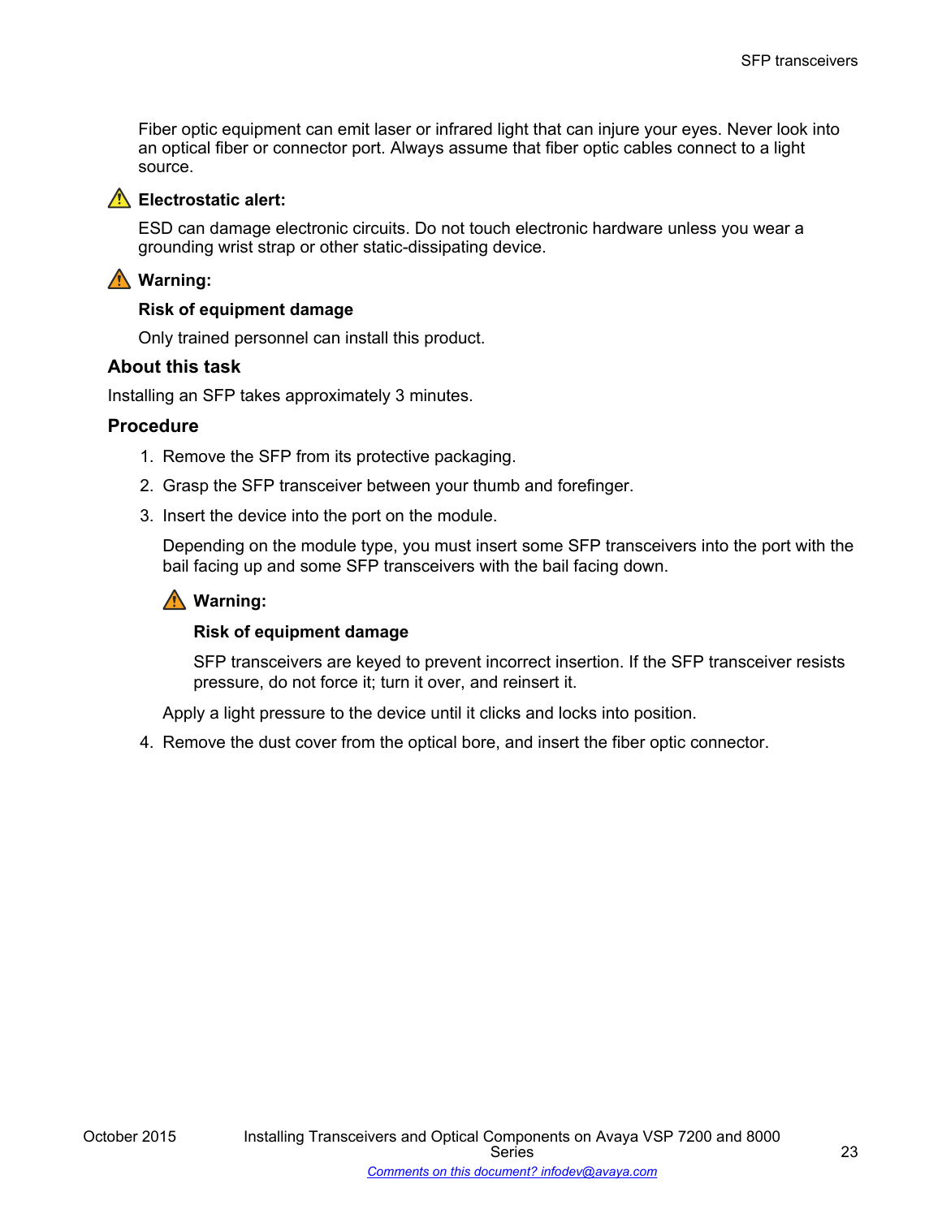Fiber optic equipment can emit laser or infrared light that can injure your eyes. Never look into an optical fiber or connector port. Always assume that fiber optic cables connect to a light source.

⚠ **Electrostatic alert:**

ESD can damage electronic circuits. Do not touch electronic hardware unless you wear a grounding wrist strap or other static-dissipating device.

⚠ **Warning:**

**Risk of equipment damage**

Only trained personnel can install this product.

### About this task

Installing an SFP takes approximately 3 minutes.

### Procedure

1. Remove the SFP from its protective packaging.
2. Grasp the SFP transceiver between your thumb and forefinger.
3. Insert the device into the port on the module.

   Depending on the module type, you must insert some SFP transceivers into the port with the bail facing up and some SFP transceivers with the bail facing down.

   ⚠ **Warning:**

   **Risk of equipment damage**

   SFP transceivers are keyed to prevent incorrect insertion. If the SFP transceiver resists pressure, do not force it; turn it over, and reinsert it.

   Apply a light pressure to the device until it clicks and locks into position.
4. Remove the dust cover from the optical bore, and insert the fiber optic connector.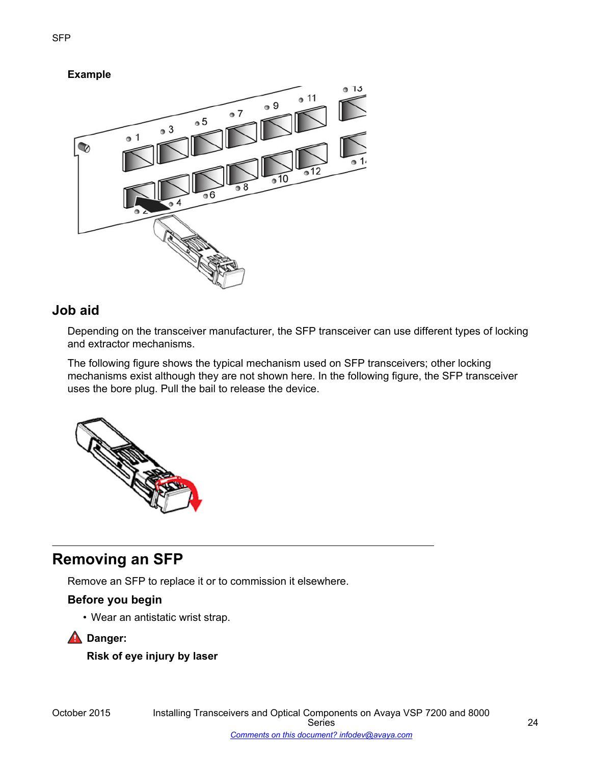**Example**

## Job aid

Depending on the transceiver manufacturer, the SFP transceiver can use different types of locking and extractor mechanisms.

The following figure shows the typical mechanism used on SFP transceivers; other locking mechanisms exist although they are not shown here. In the following figure, the SFP transceiver uses the bore plug. Pull the bail to release the device.

# Removing an SFP

Remove an SFP to replace it or to commission it elsewhere.

### Before you begin

- Wear an antistatic wrist strap.

**Danger:**

**Risk of eye injury by laser**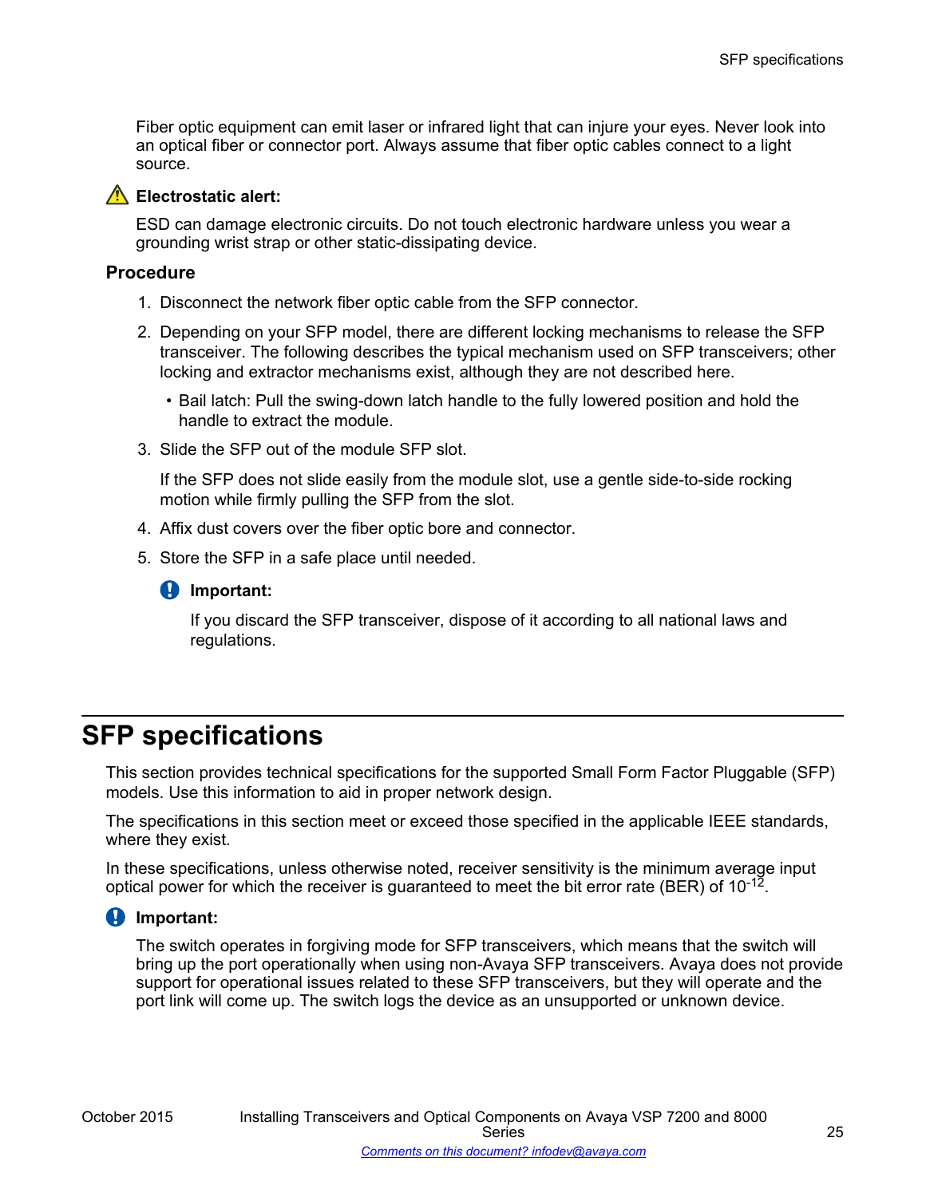Fiber optic equipment can emit laser or infrared light that can injure your eyes. Never look into an optical fiber or connector port. Always assume that fiber optic cables connect to a light source.

**Electrostatic alert:**

ESD can damage electronic circuits. Do not touch electronic hardware unless you wear a grounding wrist strap or other static-dissipating device.

### Procedure

1. Disconnect the network fiber optic cable from the SFP connector.
2. Depending on your SFP model, there are different locking mechanisms to release the SFP transceiver. The following describes the typical mechanism used on SFP transceivers; other locking and extractor mechanisms exist, although they are not described here.
   - Bail latch: Pull the swing-down latch handle to the fully lowered position and hold the handle to extract the module.
3. Slide the SFP out of the module SFP slot.

   If the SFP does not slide easily from the module slot, use a gentle side-to-side rocking motion while firmly pulling the SFP from the slot.
4. Affix dust covers over the fiber optic bore and connector.
5. Store the SFP in a safe place until needed.

   **Important:**

   If you discard the SFP transceiver, dispose of it according to all national laws and regulations.

# SFP specifications

This section provides technical specifications for the supported Small Form Factor Pluggable (SFP) models. Use this information to aid in proper network design.

The specifications in this section meet or exceed those specified in the applicable IEEE standards, where they exist.

In these specifications, unless otherwise noted, receiver sensitivity is the minimum average input optical power for which the receiver is guaranteed to meet the bit error rate (BER) of $10^{-12}$.

**Important:**

The switch operates in forgiving mode for SFP transceivers, which means that the switch will bring up the port operationally when using non-Avaya SFP transceivers. Avaya does not provide support for operational issues related to these SFP transceivers, but they will operate and the port link will come up. The switch logs the device as an unsupported or unknown device.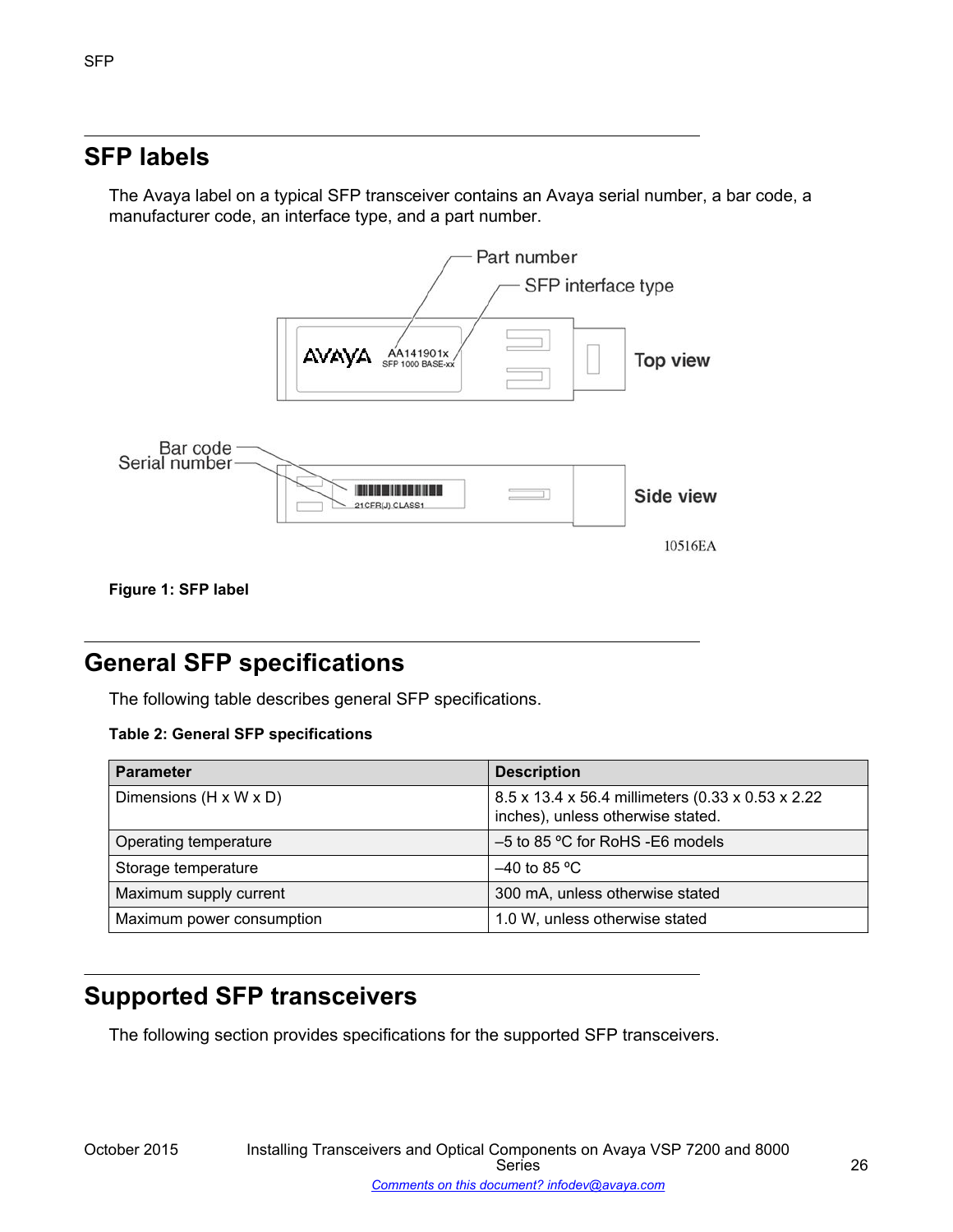## SFP labels

The Avaya label on a typical SFP transceiver contains an Avaya serial number, a bar code, a manufacturer code, an interface type, and a part number.

**Figure 1: SFP label**

## General SFP specifications

The following table describes general SFP specifications.

**Table 2: General SFP specifications**

| Parameter | Description |
| --- | --- |
| Dimensions (H x W x D) | 8.5 x 13.4 x 56.4 millimeters (0.33 x 0.53 x 2.22 inches), unless otherwise stated. |
| Operating temperature | –5 to 85 ºC for RoHS -E6 models |
| Storage temperature | –40 to 85 ºC |
| Maximum supply current | 300 mA, unless otherwise stated |
| Maximum power consumption | 1.0 W, unless otherwise stated |

## Supported SFP transceivers

The following section provides specifications for the supported SFP transceivers.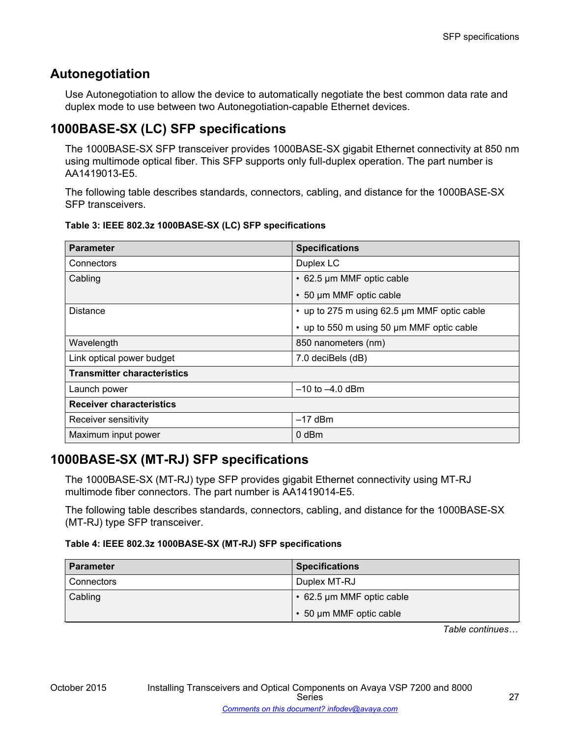## Autonegotiation

Use Autonegotiation to allow the device to automatically negotiate the best common data rate and duplex mode to use between two Autonegotiation-capable Ethernet devices.

## 1000BASE-SX (LC) SFP specifications

The 1000BASE-SX SFP transceiver provides 1000BASE-SX gigabit Ethernet connectivity at 850 nm using multimode optical fiber. This SFP supports only full-duplex operation. The part number is AA1419013-E5.

The following table describes standards, connectors, cabling, and distance for the 1000BASE-SX SFP transceivers.

**Table 3: IEEE 802.3z 1000BASE-SX (LC) SFP specifications**

| Parameter | Specifications |
|---|---|
| Connectors | Duplex LC |
| Cabling | • 62.5 µm MMF optic cable<br>• 50 µm MMF optic cable |
| Distance | • up to 275 m using 62.5 µm MMF optic cable<br>• up to 550 m using 50 µm MMF optic cable |
| Wavelength | 850 nanometers (nm) |
| Link optical power budget | 7.0 deciBels (dB) |
| **Transmitter characteristics** | |
| Launch power | –10 to –4.0 dBm |
| **Receiver characteristics** | |
| Receiver sensitivity | –17 dBm |
| Maximum input power | 0 dBm |

## 1000BASE-SX (MT-RJ) SFP specifications

The 1000BASE-SX (MT-RJ) type SFP provides gigabit Ethernet connectivity using MT-RJ multimode fiber connectors. The part number is AA1419014-E5.

The following table describes standards, connectors, cabling, and distance for the 1000BASE-SX (MT-RJ) type SFP transceiver.

**Table 4: IEEE 802.3z 1000BASE-SX (MT-RJ) SFP specifications**

| Parameter | Specifications |
|---|---|
| Connectors | Duplex MT-RJ |
| Cabling | • 62.5 µm MMF optic cable<br>• 50 µm MMF optic cable |

*Table continues…*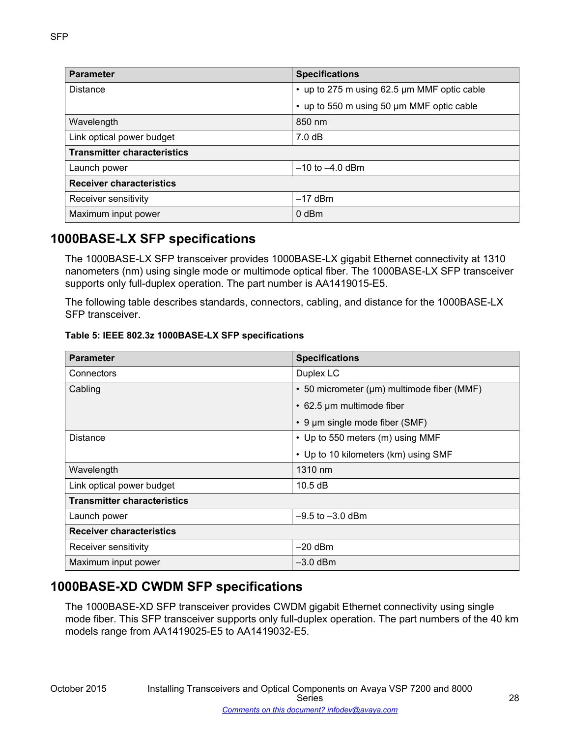| Parameter | Specifications |
| --- | --- |
| Distance | • up to 275 m using 62.5 µm MMF optic cable<br>• up to 550 m using 50 µm MMF optic cable |
| Wavelength | 850 nm |
| Link optical power budget | 7.0 dB |
| **Transmitter characteristics** | |
| Launch power | –10 to –4.0 dBm |
| **Receiver characteristics** | |
| Receiver sensitivity | –17 dBm |
| Maximum input power | 0 dBm |

## 1000BASE-LX SFP specifications

The 1000BASE-LX SFP transceiver provides 1000BASE-LX gigabit Ethernet connectivity at 1310 nanometers (nm) using single mode or multimode optical fiber. The 1000BASE-LX SFP transceiver supports only full-duplex operation. The part number is AA1419015-E5.

The following table describes standards, connectors, cabling, and distance for the 1000BASE-LX SFP transceiver.

**Table 5: IEEE 802.3z 1000BASE-LX SFP specifications**

| Parameter | Specifications |
| --- | --- |
| Connectors | Duplex LC |
| Cabling | • 50 micrometer (µm) multimode fiber (MMF)<br>• 62.5 µm multimode fiber<br>• 9 µm single mode fiber (SMF) |
| Distance | • Up to 550 meters (m) using MMF<br>• Up to 10 kilometers (km) using SMF |
| Wavelength | 1310 nm |
| Link optical power budget | 10.5 dB |
| **Transmitter characteristics** | |
| Launch power | –9.5 to –3.0 dBm |
| **Receiver characteristics** | |
| Receiver sensitivity | –20 dBm |
| Maximum input power | –3.0 dBm |

## 1000BASE-XD CWDM SFP specifications

The 1000BASE-XD SFP transceiver provides CWDM gigabit Ethernet connectivity using single mode fiber. This SFP transceiver supports only full-duplex operation. The part numbers of the 40 km models range from AA1419025-E5 to AA1419032-E5.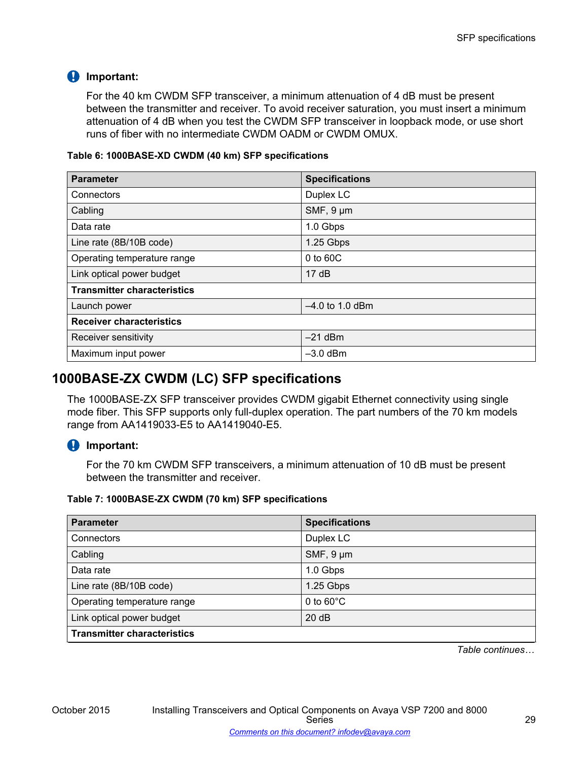**Important:**

For the 40 km CWDM SFP transceiver, a minimum attenuation of 4 dB must be present between the transmitter and receiver. To avoid receiver saturation, you must insert a minimum attenuation of 4 dB when you test the CWDM SFP transceiver in loopback mode, or use short runs of fiber with no intermediate CWDM OADM or CWDM OMUX.

**Table 6: 1000BASE-XD CWDM (40 km) SFP specifications**

| Parameter | Specifications |
|---|---|
| Connectors | Duplex LC |
| Cabling | SMF, 9 µm |
| Data rate | 1.0 Gbps |
| Line rate (8B/10B code) | 1.25 Gbps |
| Operating temperature range | 0 to 60C |
| Link optical power budget | 17 dB |
| **Transmitter characteristics** | |
| Launch power | –4.0 to 1.0 dBm |
| **Receiver characteristics** | |
| Receiver sensitivity | –21 dBm |
| Maximum input power | –3.0 dBm |

## 1000BASE-ZX CWDM (LC) SFP specifications

The 1000BASE-ZX SFP transceiver provides CWDM gigabit Ethernet connectivity using single mode fiber. This SFP supports only full-duplex operation. The part numbers of the 70 km models range from AA1419033-E5 to AA1419040-E5.

**Important:**

For the 70 km CWDM SFP transceivers, a minimum attenuation of 10 dB must be present between the transmitter and receiver.

**Table 7: 1000BASE-ZX CWDM (70 km) SFP specifications**

| Parameter | Specifications |
|---|---|
| Connectors | Duplex LC |
| Cabling | SMF, 9 µm |
| Data rate | 1.0 Gbps |
| Line rate (8B/10B code) | 1.25 Gbps |
| Operating temperature range | 0 to 60°C |
| Link optical power budget | 20 dB |
| **Transmitter characteristics** | |

*Table continues…*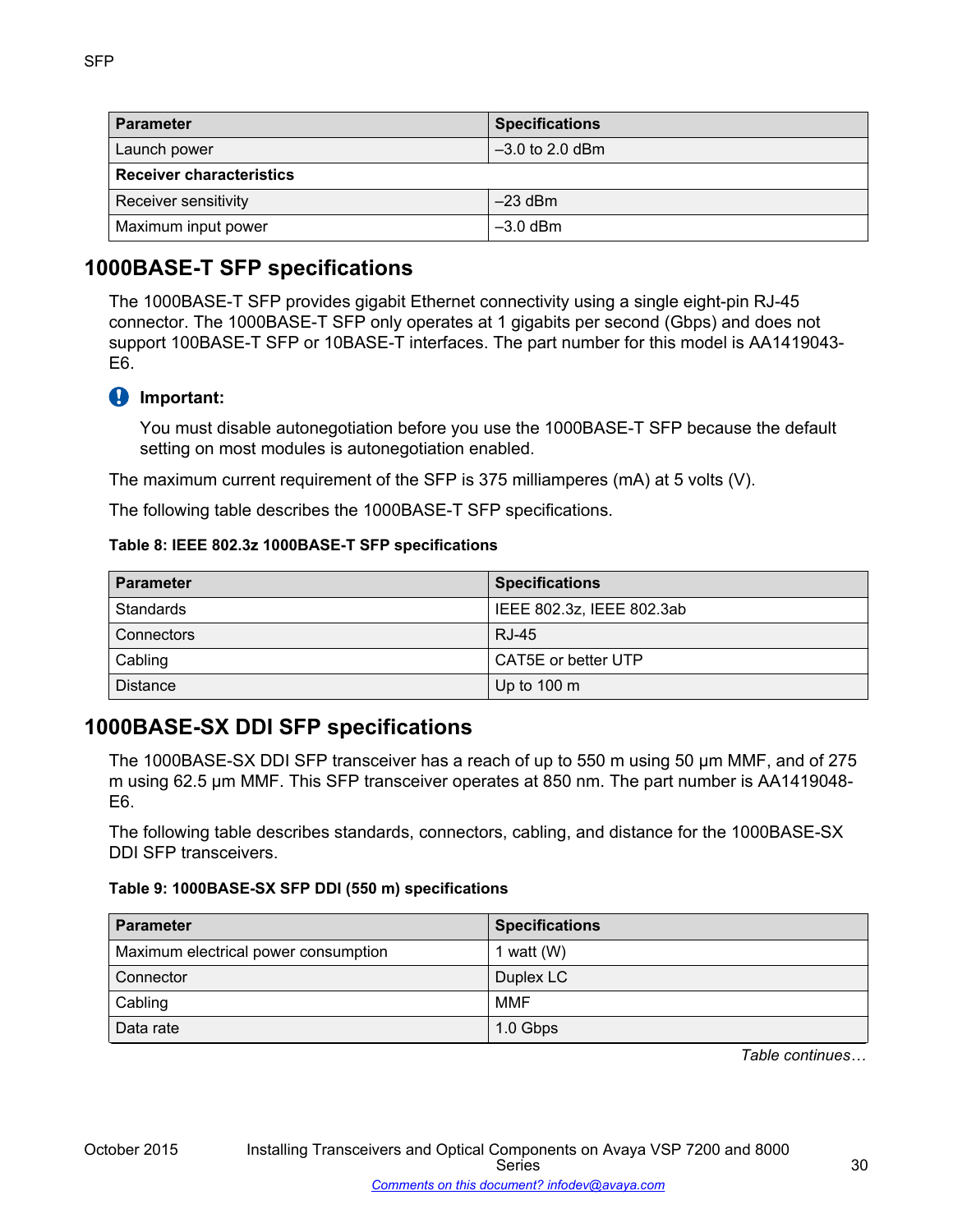| Parameter | Specifications |
| --- | --- |
| Launch power | –3.0 to 2.0 dBm |
| **Receiver characteristics** | |
| Receiver sensitivity | –23 dBm |
| Maximum input power | –3.0 dBm |

## 1000BASE-T SFP specifications

The 1000BASE-T SFP provides gigabit Ethernet connectivity using a single eight-pin RJ-45 connector. The 1000BASE-T SFP only operates at 1 gigabits per second (Gbps) and does not support 100BASE-T SFP or 10BASE-T interfaces. The part number for this model is AA1419043-E6.

**Important:**

You must disable autonegotiation before you use the 1000BASE-T SFP because the default setting on most modules is autonegotiation enabled.

The maximum current requirement of the SFP is 375 milliamperes (mA) at 5 volts (V).

The following table describes the 1000BASE-T SFP specifications.

**Table 8: IEEE 802.3z 1000BASE-T SFP specifications**

| Parameter | Specifications |
| --- | --- |
| Standards | IEEE 802.3z, IEEE 802.3ab |
| Connectors | RJ-45 |
| Cabling | CAT5E or better UTP |
| Distance | Up to 100 m |

## 1000BASE-SX DDI SFP specifications

The 1000BASE-SX DDI SFP transceiver has a reach of up to 550 m using 50 µm MMF, and of 275 m using 62.5 µm MMF. This SFP transceiver operates at 850 nm. The part number is AA1419048-E6.

The following table describes standards, connectors, cabling, and distance for the 1000BASE-SX DDI SFP transceivers.

**Table 9: 1000BASE-SX SFP DDI (550 m) specifications**

| Parameter | Specifications |
| --- | --- |
| Maximum electrical power consumption | 1 watt (W) |
| Connector | Duplex LC |
| Cabling | MMF |
| Data rate | 1.0 Gbps |

*Table continues…*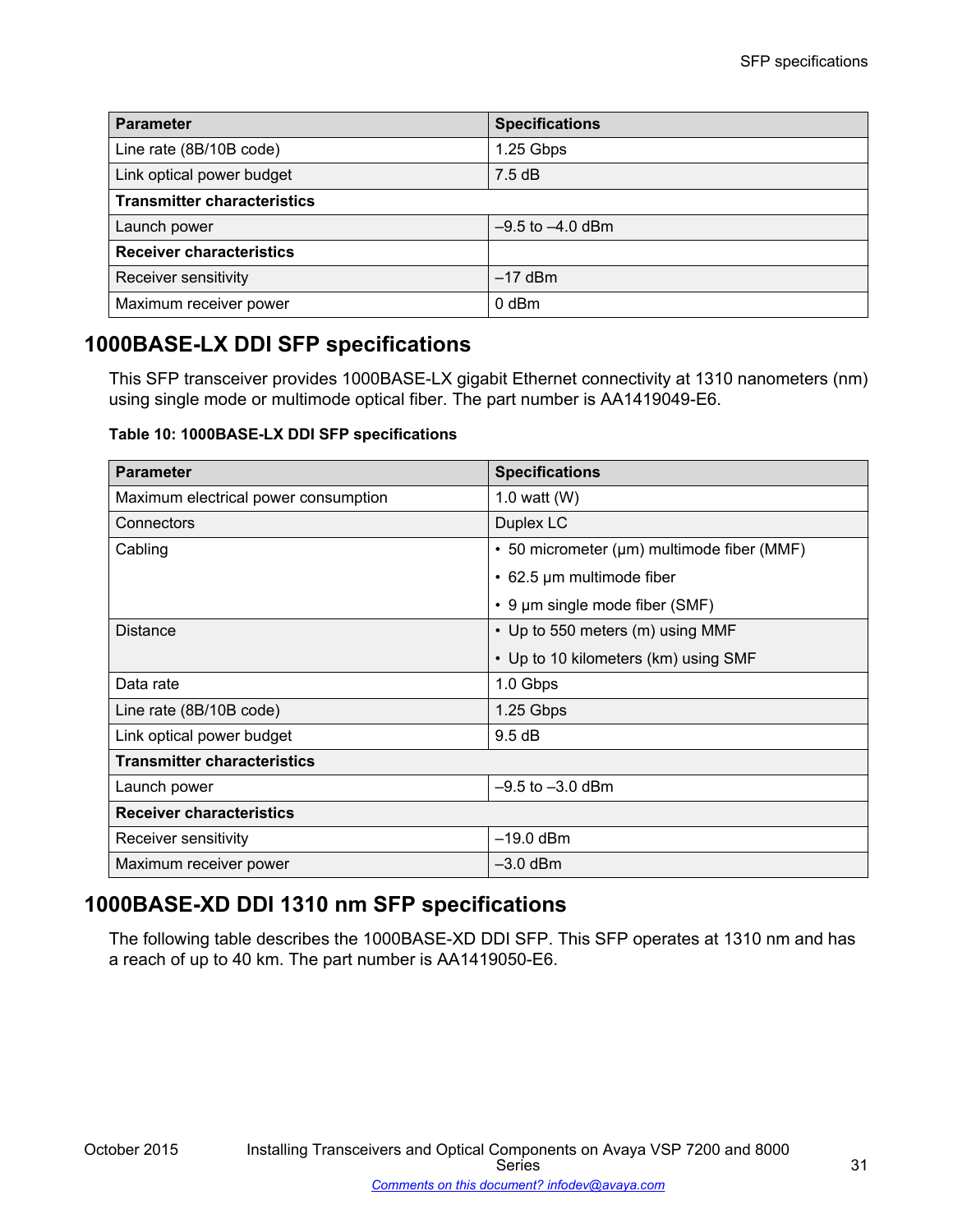| Parameter | Specifications |
|---|---|
| Line rate (8B/10B code) | 1.25 Gbps |
| Link optical power budget | 7.5 dB |
| **Transmitter characteristics** | |
| Launch power | –9.5 to –4.0 dBm |
| **Receiver characteristics** | |
| Receiver sensitivity | –17 dBm |
| Maximum receiver power | 0 dBm |

## 1000BASE-LX DDI SFP specifications

This SFP transceiver provides 1000BASE-LX gigabit Ethernet connectivity at 1310 nanometers (nm) using single mode or multimode optical fiber. The part number is AA1419049-E6.

**Table 10: 1000BASE-LX DDI SFP specifications**

| Parameter | Specifications |
|---|---|
| Maximum electrical power consumption | 1.0 watt (W) |
| Connectors | Duplex LC |
| Cabling | • 50 micrometer (µm) multimode fiber (MMF)<br>• 62.5 µm multimode fiber<br>• 9 µm single mode fiber (SMF) |
| Distance | • Up to 550 meters (m) using MMF<br>• Up to 10 kilometers (km) using SMF |
| Data rate | 1.0 Gbps |
| Line rate (8B/10B code) | 1.25 Gbps |
| Link optical power budget | 9.5 dB |
| **Transmitter characteristics** | |
| Launch power | –9.5 to –3.0 dBm |
| **Receiver characteristics** | |
| Receiver sensitivity | –19.0 dBm |
| Maximum receiver power | –3.0 dBm |

## 1000BASE-XD DDI 1310 nm SFP specifications

The following table describes the 1000BASE-XD DDI SFP. This SFP operates at 1310 nm and has a reach of up to 40 km. The part number is AA1419050-E6.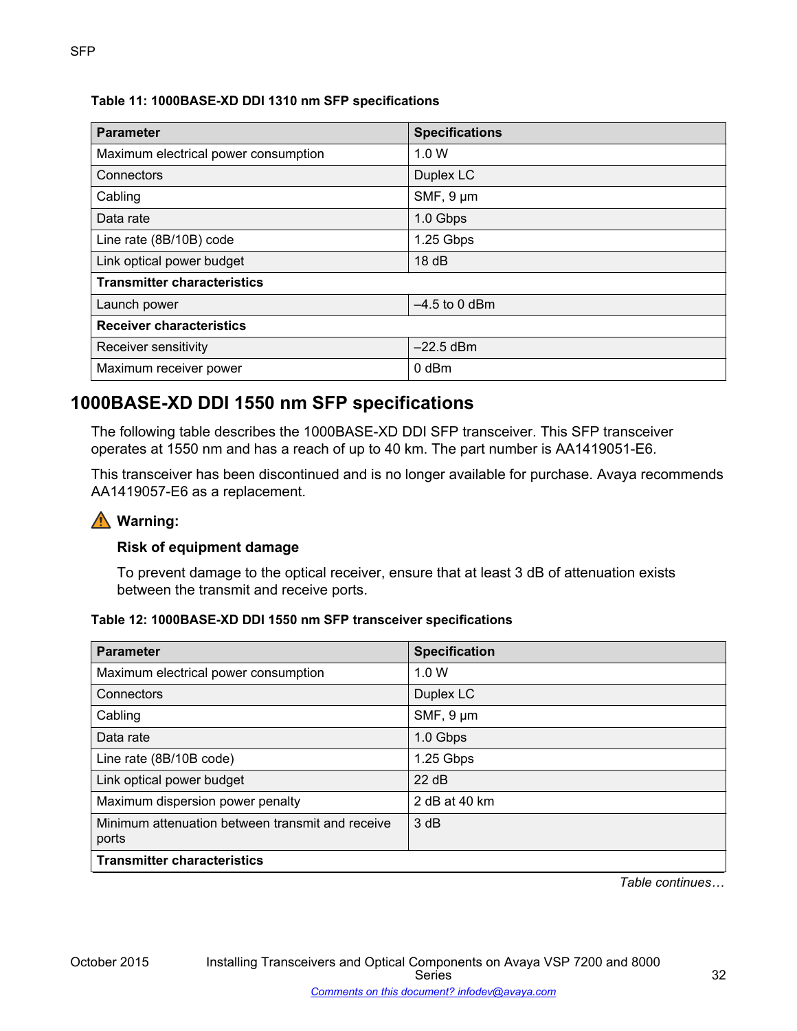**Table 11: 1000BASE-XD DDI 1310 nm SFP specifications**

| Parameter | Specifications |
|---|---|
| Maximum electrical power consumption | 1.0 W |
| Connectors | Duplex LC |
| Cabling | SMF, 9 µm |
| Data rate | 1.0 Gbps |
| Line rate (8B/10B) code | 1.25 Gbps |
| Link optical power budget | 18 dB |
| **Transmitter characteristics** | |
| Launch power | –4.5 to 0 dBm |
| **Receiver characteristics** | |
| Receiver sensitivity | –22.5 dBm |
| Maximum receiver power | 0 dBm |

## 1000BASE-XD DDI 1550 nm SFP specifications

The following table describes the 1000BASE-XD DDI SFP transceiver. This SFP transceiver operates at 1550 nm and has a reach of up to 40 km. The part number is AA1419051-E6.

This transceiver has been discontinued and is no longer available for purchase. Avaya recommends AA1419057-E6 as a replacement.

**Warning:**

**Risk of equipment damage**

To prevent damage to the optical receiver, ensure that at least 3 dB of attenuation exists between the transmit and receive ports.

**Table 12: 1000BASE-XD DDI 1550 nm SFP transceiver specifications**

| Parameter | Specification |
|---|---|
| Maximum electrical power consumption | 1.0 W |
| Connectors | Duplex LC |
| Cabling | SMF, 9 µm |
| Data rate | 1.0 Gbps |
| Line rate (8B/10B code) | 1.25 Gbps |
| Link optical power budget | 22 dB |
| Maximum dispersion power penalty | 2 dB at 40 km |
| Minimum attenuation between transmit and receive ports | 3 dB |
| **Transmitter characteristics** | |

*Table continues…*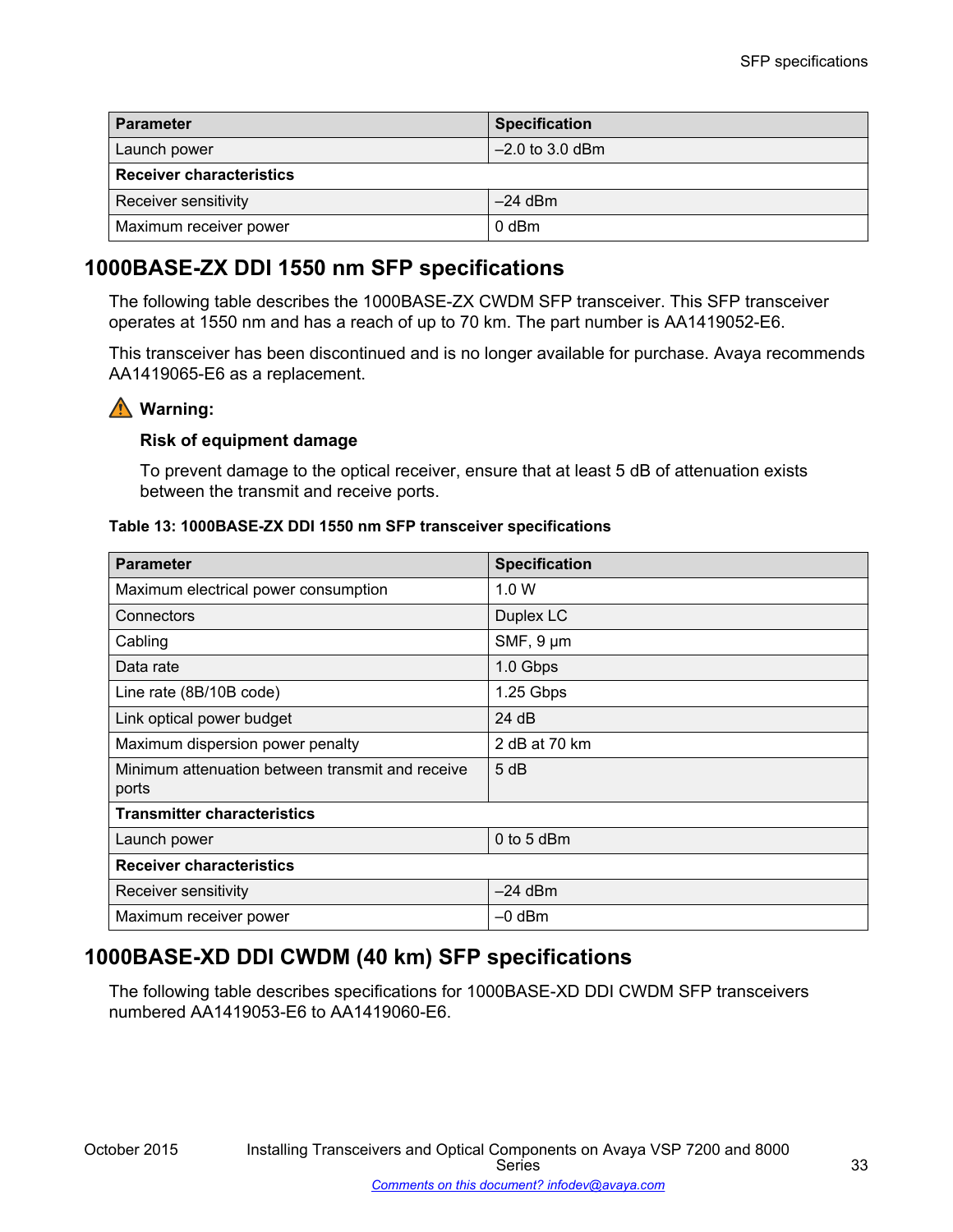| Parameter | Specification |
| --- | --- |
| Launch power | –2.0 to 3.0 dBm |
| **Receiver characteristics** | |
| Receiver sensitivity | –24 dBm |
| Maximum receiver power | 0 dBm |

## 1000BASE-ZX DDI 1550 nm SFP specifications

The following table describes the 1000BASE-ZX CWDM SFP transceiver. This SFP transceiver operates at 1550 nm and has a reach of up to 70 km. The part number is AA1419052-E6.

This transceiver has been discontinued and is no longer available for purchase. Avaya recommends AA1419065-E6 as a replacement.

> **Warning:**
>
> **Risk of equipment damage**
>
> To prevent damage to the optical receiver, ensure that at least 5 dB of attenuation exists between the transmit and receive ports.

**Table 13: 1000BASE-ZX DDI 1550 nm SFP transceiver specifications**

| Parameter | Specification |
| --- | --- |
| Maximum electrical power consumption | 1.0 W |
| Connectors | Duplex LC |
| Cabling | SMF, 9 µm |
| Data rate | 1.0 Gbps |
| Line rate (8B/10B code) | 1.25 Gbps |
| Link optical power budget | 24 dB |
| Maximum dispersion power penalty | 2 dB at 70 km |
| Minimum attenuation between transmit and receive ports | 5 dB |
| **Transmitter characteristics** | |
| Launch power | 0 to 5 dBm |
| **Receiver characteristics** | |
| Receiver sensitivity | –24 dBm |
| Maximum receiver power | –0 dBm |

## 1000BASE-XD DDI CWDM (40 km) SFP specifications

The following table describes specifications for 1000BASE-XD DDI CWDM SFP transceivers numbered AA1419053-E6 to AA1419060-E6.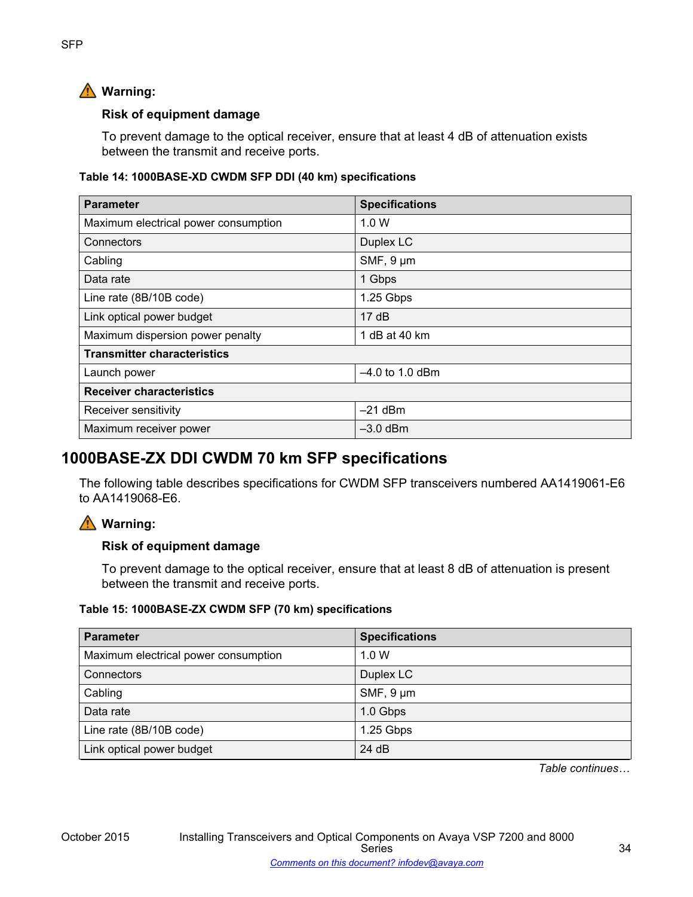**Warning:**

**Risk of equipment damage**

To prevent damage to the optical receiver, ensure that at least 4 dB of attenuation exists between the transmit and receive ports.

**Table 14: 1000BASE-XD CWDM SFP DDI (40 km) specifications**

| Parameter | Specifications |
| --- | --- |
| Maximum electrical power consumption | 1.0 W |
| Connectors | Duplex LC |
| Cabling | SMF, 9 µm |
| Data rate | 1 Gbps |
| Line rate (8B/10B code) | 1.25 Gbps |
| Link optical power budget | 17 dB |
| Maximum dispersion power penalty | 1 dB at 40 km |
| **Transmitter characteristics** | |
| Launch power | –4.0 to 1.0 dBm |
| **Receiver characteristics** | |
| Receiver sensitivity | –21 dBm |
| Maximum receiver power | –3.0 dBm |

## 1000BASE-ZX DDI CWDM 70 km SFP specifications

The following table describes specifications for CWDM SFP transceivers numbered AA1419061-E6 to AA1419068-E6.

**Warning:**

**Risk of equipment damage**

To prevent damage to the optical receiver, ensure that at least 8 dB of attenuation is present between the transmit and receive ports.

**Table 15: 1000BASE-ZX CWDM SFP (70 km) specifications**

| Parameter | Specifications |
| --- | --- |
| Maximum electrical power consumption | 1.0 W |
| Connectors | Duplex LC |
| Cabling | SMF, 9 µm |
| Data rate | 1.0 Gbps |
| Line rate (8B/10B code) | 1.25 Gbps |
| Link optical power budget | 24 dB |

*Table continues…*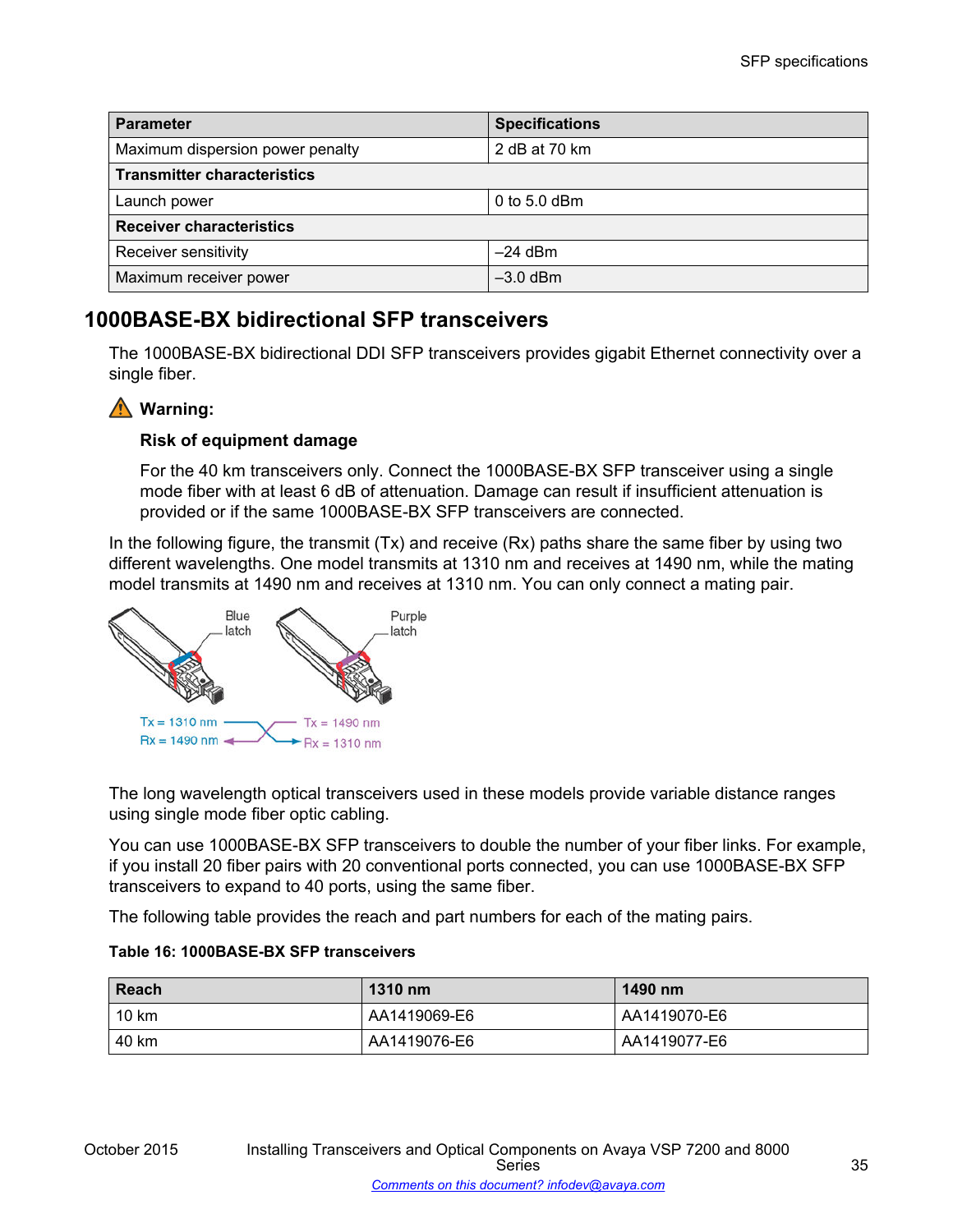| Parameter | Specifications |
|---|---|
| Maximum dispersion power penalty | 2 dB at 70 km |
| **Transmitter characteristics** | |
| Launch power | 0 to 5.0 dBm |
| **Receiver characteristics** | |
| Receiver sensitivity | –24 dBm |
| Maximum receiver power | –3.0 dBm |

## 1000BASE-BX bidirectional SFP transceivers

The 1000BASE-BX bidirectional DDI SFP transceivers provides gigabit Ethernet connectivity over a single fiber.

**Warning:**

**Risk of equipment damage**

For the 40 km transceivers only. Connect the 1000BASE-BX SFP transceiver using a single mode fiber with at least 6 dB of attenuation. Damage can result if insufficient attenuation is provided or if the same 1000BASE-BX SFP transceivers are connected.

In the following figure, the transmit (Tx) and receive (Rx) paths share the same fiber by using two different wavelengths. One model transmits at 1310 nm and receives at 1490 nm, while the mating model transmits at 1490 nm and receives at 1310 nm. You can only connect a mating pair.

Blue latch — Tx = 1310 nm, Rx = 1490 nm
Purple latch — Tx = 1490 nm, Rx = 1310 nm

The long wavelength optical transceivers used in these models provide variable distance ranges using single mode fiber optic cabling.

You can use 1000BASE-BX SFP transceivers to double the number of your fiber links. For example, if you install 20 fiber pairs with 20 conventional ports connected, you can use 1000BASE-BX SFP transceivers to expand to 40 ports, using the same fiber.

The following table provides the reach and part numbers for each of the mating pairs.

**Table 16: 1000BASE-BX SFP transceivers**

| Reach | 1310 nm | 1490 nm |
|---|---|---|
| 10 km | AA1419069-E6 | AA1419070-E6 |
| 40 km | AA1419076-E6 | AA1419077-E6 |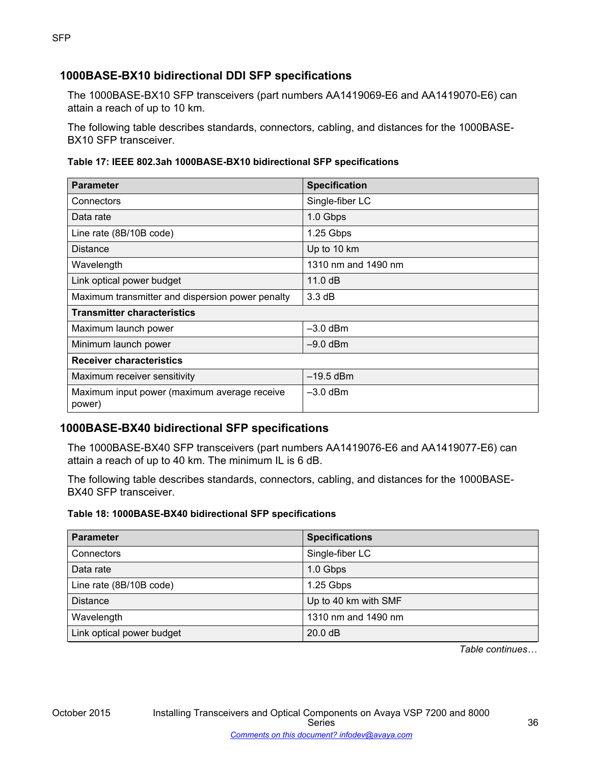## 1000BASE-BX10 bidirectional DDI SFP specifications

The 1000BASE-BX10 SFP transceivers (part numbers AA1419069-E6 and AA1419070-E6) can attain a reach of up to 10 km.

The following table describes standards, connectors, cabling, and distances for the 1000BASE-BX10 SFP transceiver.

**Table 17: IEEE 802.3ah 1000BASE-BX10 bidirectional SFP specifications**

| Parameter | Specification |
| --- | --- |
| Connectors | Single-fiber LC |
| Data rate | 1.0 Gbps |
| Line rate (8B/10B code) | 1.25 Gbps |
| Distance | Up to 10 km |
| Wavelength | 1310 nm and 1490 nm |
| Link optical power budget | 11.0 dB |
| Maximum transmitter and dispersion power penalty | 3.3 dB |
| **Transmitter characteristics** | |
| Maximum launch power | –3.0 dBm |
| Minimum launch power | –9.0 dBm |
| **Receiver characteristics** | |
| Maximum receiver sensitivity | –19.5 dBm |
| Maximum input power (maximum average receive power) | –3.0 dBm |

## 1000BASE-BX40 bidirectional SFP specifications

The 1000BASE-BX40 SFP transceivers (part numbers AA1419076-E6 and AA1419077-E6) can attain a reach of up to 40 km. The minimum IL is 6 dB.

The following table describes standards, connectors, cabling, and distances for the 1000BASE-BX40 SFP transceiver.

**Table 18: 1000BASE-BX40 bidirectional SFP specifications**

| Parameter | Specifications |
| --- | --- |
| Connectors | Single-fiber LC |
| Data rate | 1.0 Gbps |
| Line rate (8B/10B code) | 1.25 Gbps |
| Distance | Up to 40 km with SMF |
| Wavelength | 1310 nm and 1490 nm |
| Link optical power budget | 20.0 dB |

*Table continues…*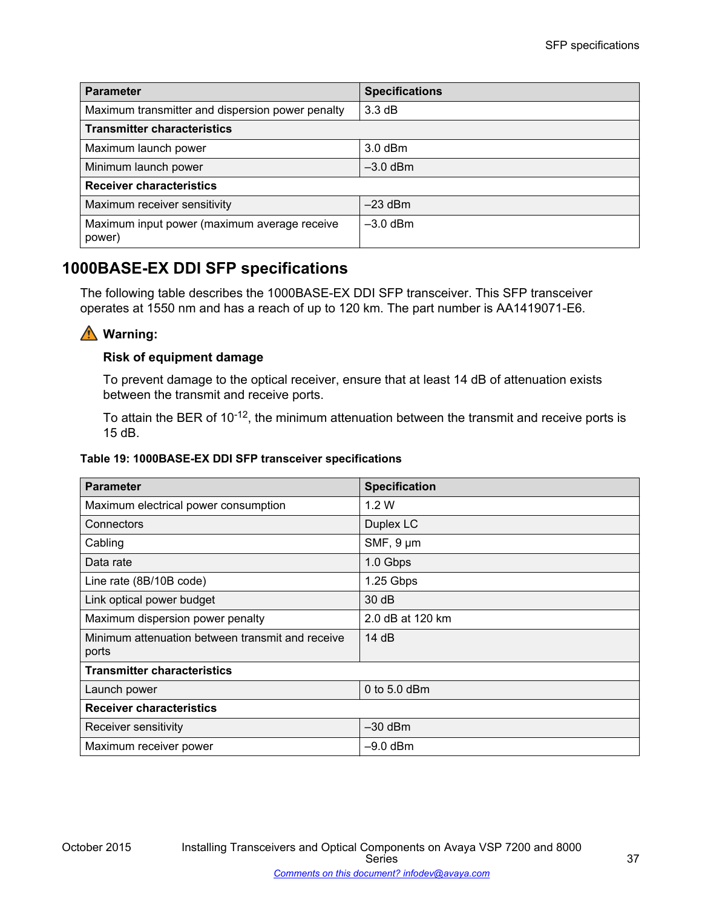| Parameter | Specifications |
| --- | --- |
| Maximum transmitter and dispersion power penalty | 3.3 dB |
| **Transmitter characteristics** | |
| Maximum launch power | 3.0 dBm |
| Minimum launch power | –3.0 dBm |
| **Receiver characteristics** | |
| Maximum receiver sensitivity | –23 dBm |
| Maximum input power (maximum average receive power) | –3.0 dBm |

## 1000BASE-EX DDI SFP specifications

The following table describes the 1000BASE-EX DDI SFP transceiver. This SFP transceiver operates at 1550 nm and has a reach of up to 120 km. The part number is AA1419071-E6.

**Warning:**

**Risk of equipment damage**

To prevent damage to the optical receiver, ensure that at least 14 dB of attenuation exists between the transmit and receive ports.

To attain the BER of $10^{-12}$, the minimum attenuation between the transmit and receive ports is 15 dB.

**Table 19: 1000BASE-EX DDI SFP transceiver specifications**

| Parameter | Specification |
| --- | --- |
| Maximum electrical power consumption | 1.2 W |
| Connectors | Duplex LC |
| Cabling | SMF, 9 µm |
| Data rate | 1.0 Gbps |
| Line rate (8B/10B code) | 1.25 Gbps |
| Link optical power budget | 30 dB |
| Maximum dispersion power penalty | 2.0 dB at 120 km |
| Minimum attenuation between transmit and receive ports | 14 dB |
| **Transmitter characteristics** | |
| Launch power | 0 to 5.0 dBm |
| **Receiver characteristics** | |
| Receiver sensitivity | –30 dBm |
| Maximum receiver power | –9.0 dBm |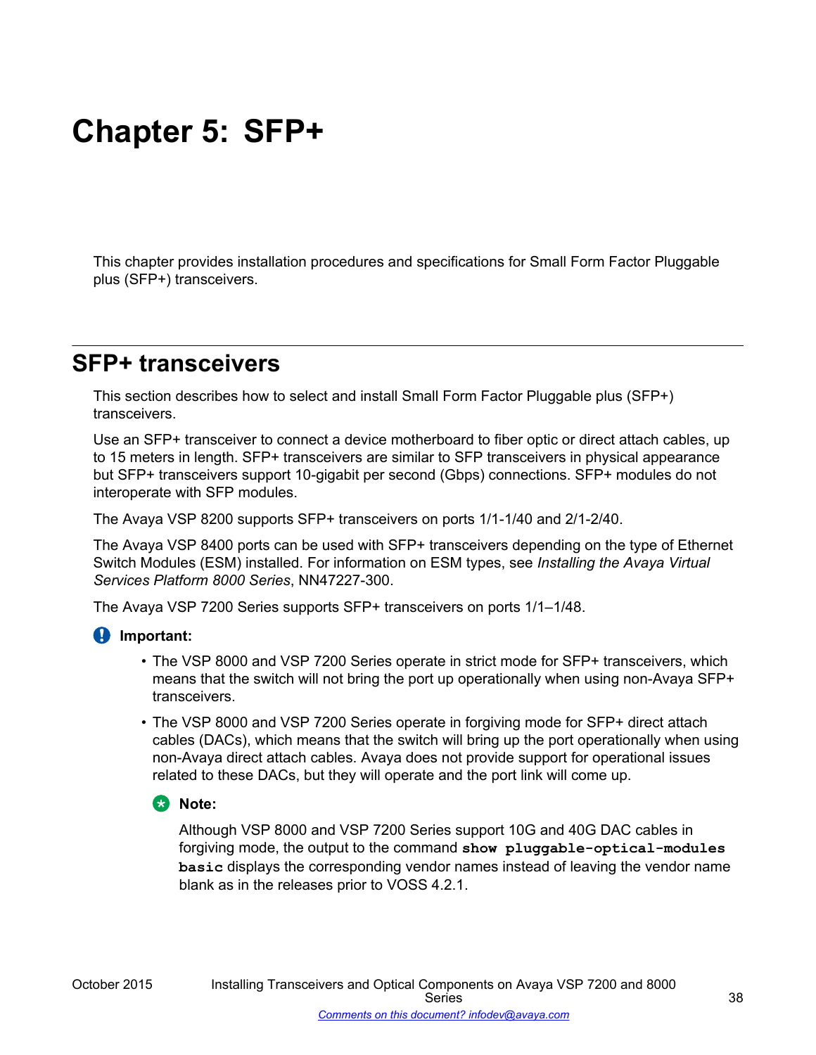# Chapter 5: SFP+

This chapter provides installation procedures and specifications for Small Form Factor Pluggable plus (SFP+) transceivers.

## SFP+ transceivers

This section describes how to select and install Small Form Factor Pluggable plus (SFP+) transceivers.

Use an SFP+ transceiver to connect a device motherboard to fiber optic or direct attach cables, up to 15 meters in length. SFP+ transceivers are similar to SFP transceivers in physical appearance but SFP+ transceivers support 10-gigabit per second (Gbps) connections. SFP+ modules do not interoperate with SFP modules.

The Avaya VSP 8200 supports SFP+ transceivers on ports 1/1-1/40 and 2/1-2/40.

The Avaya VSP 8400 ports can be used with SFP+ transceivers depending on the type of Ethernet Switch Modules (ESM) installed. For information on ESM types, see *Installing the Avaya Virtual Services Platform 8000 Series*, NN47227-300.

The Avaya VSP 7200 Series supports SFP+ transceivers on ports 1/1–1/48.

**Important:**

- The VSP 8000 and VSP 7200 Series operate in strict mode for SFP+ transceivers, which means that the switch will not bring the port up operationally when using non-Avaya SFP+ transceivers.
- The VSP 8000 and VSP 7200 Series operate in forgiving mode for SFP+ direct attach cables (DACs), which means that the switch will bring up the port operationally when using non-Avaya direct attach cables. Avaya does not provide support for operational issues related to these DACs, but they will operate and the port link will come up.

  **Note:**

  Although VSP 8000 and VSP 7200 Series support 10G and 40G DAC cables in forgiving mode, the output to the command **`show pluggable-optical-modules basic`** displays the corresponding vendor names instead of leaving the vendor name blank as in the releases prior to VOSS 4.2.1.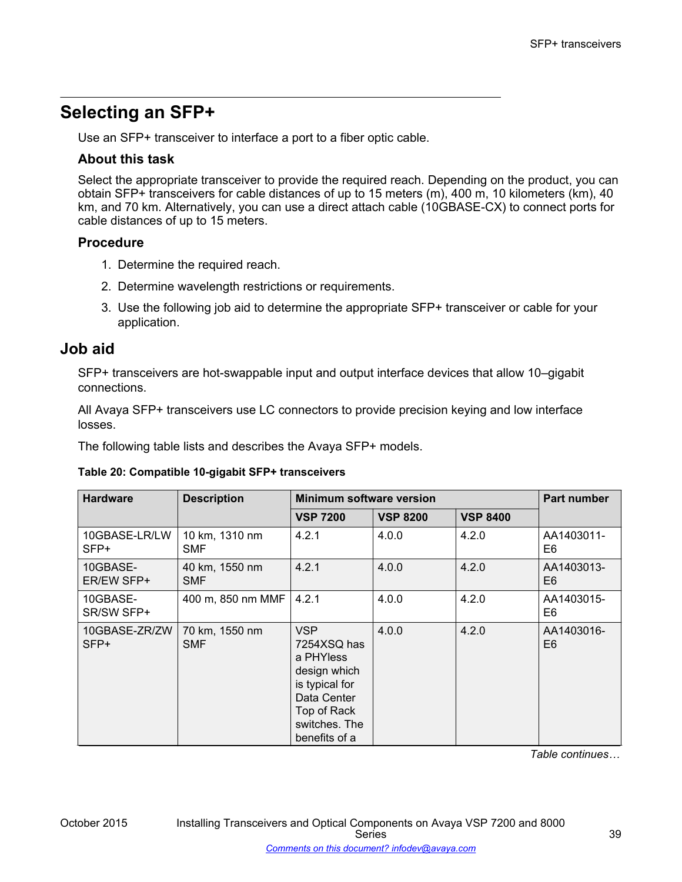## Selecting an SFP+

Use an SFP+ transceiver to interface a port to a fiber optic cable.

### About this task

Select the appropriate transceiver to provide the required reach. Depending on the product, you can obtain SFP+ transceivers for cable distances of up to 15 meters (m), 400 m, 10 kilometers (km), 40 km, and 70 km. Alternatively, you can use a direct attach cable (10GBASE-CX) to connect ports for cable distances of up to 15 meters.

### Procedure

1. Determine the required reach.
2. Determine wavelength restrictions or requirements.
3. Use the following job aid to determine the appropriate SFP+ transceiver or cable for your application.

## Job aid

SFP+ transceivers are hot-swappable input and output interface devices that allow 10–gigabit connections.

All Avaya SFP+ transceivers use LC connectors to provide precision keying and low interface losses.

The following table lists and describes the Avaya SFP+ models.

**Table 20: Compatible 10-gigabit SFP+ transceivers**

| Hardware | Description | Minimum software version | | | Part number |
|---|---|---|---|---|---|
| | | VSP 7200 | VSP 8200 | VSP 8400 | |
| 10GBASE-LR/LW SFP+ | 10 km, 1310 nm SMF | 4.2.1 | 4.0.0 | 4.2.0 | AA1403011-E6 |
| 10GBASE-ER/EW SFP+ | 40 km, 1550 nm SMF | 4.2.1 | 4.0.0 | 4.2.0 | AA1403013-E6 |
| 10GBASE-SR/SW SFP+ | 400 m, 850 nm MMF | 4.2.1 | 4.0.0 | 4.2.0 | AA1403015-E6 |
| 10GBASE-ZR/ZW SFP+ | 70 km, 1550 nm SMF | VSP 7254XSQ has a PHYless design which is typical for Data Center Top of Rack switches. The benefits of a | 4.0.0 | 4.2.0 | AA1403016-E6 |

*Table continues…*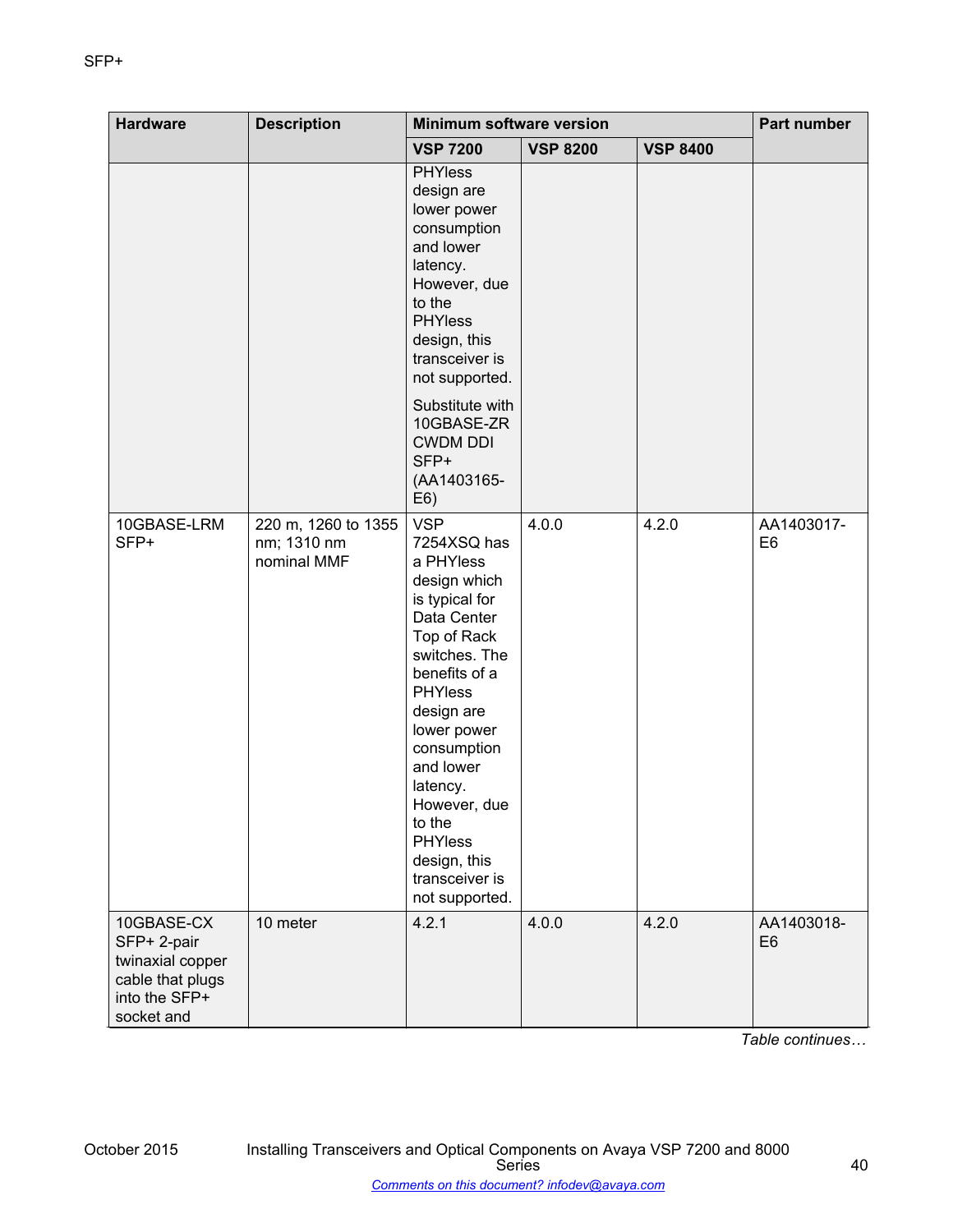SFP+

| Hardware | Description | Minimum software version | | | Part number |
|---|---|---|---|---|---|
| | | VSP 7200 | VSP 8200 | VSP 8400 | |
| | | PHYless design are lower power consumption and lower latency. However, due to the PHYless design, this transceiver is not supported. Substitute with 10GBASE-ZR CWDM DDI SFP+ (AA1403165-E6) | | | |
| 10GBASE-LRM SFP+ | 220 m, 1260 to 1355 nm; 1310 nm nominal MMF | VSP 7254XSQ has a PHYless design which is typical for Data Center Top of Rack switches. The benefits of a PHYless design are lower power consumption and lower latency. However, due to the PHYless design, this transceiver is not supported. | 4.0.0 | 4.2.0 | AA1403017-E6 |
| 10GBASE-CX SFP+ 2-pair twinaxial copper cable that plugs into the SFP+ socket and | 10 meter | 4.2.1 | 4.0.0 | 4.2.0 | AA1403018-E6 |

*Table continues…*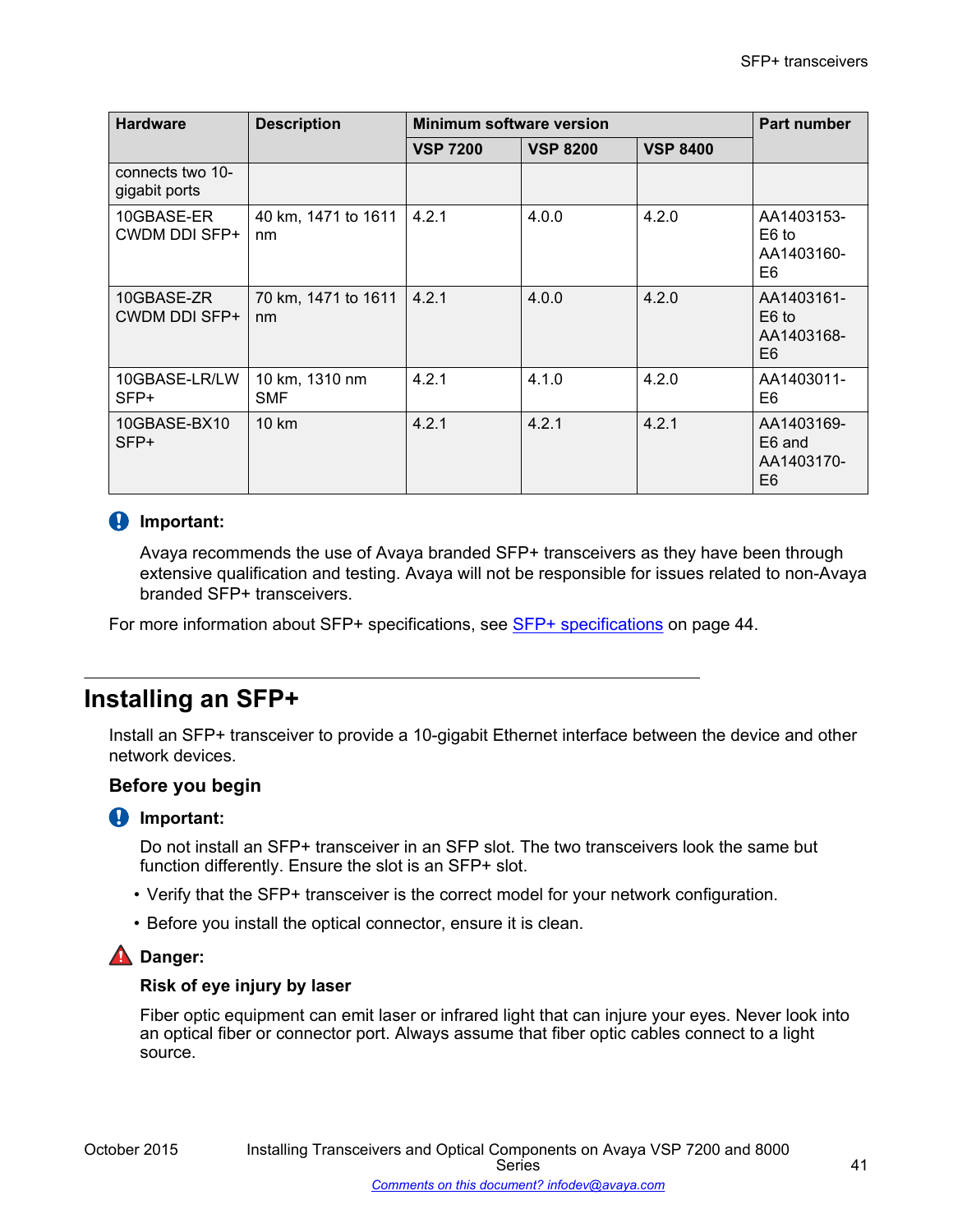| Hardware | Description | Minimum software version | | | Part number |
|---|---|---|---|---|---|
| | | VSP 7200 | VSP 8200 | VSP 8400 | |
| connects two 10-gigabit ports | | | | | |
| 10GBASE-ER CWDM DDI SFP+ | 40 km, 1471 to 1611 nm | 4.2.1 | 4.0.0 | 4.2.0 | AA1403153-E6 to AA1403160-E6 |
| 10GBASE-ZR CWDM DDI SFP+ | 70 km, 1471 to 1611 nm | 4.2.1 | 4.0.0 | 4.2.0 | AA1403161-E6 to AA1403168-E6 |
| 10GBASE-LR/LW SFP+ | 10 km, 1310 nm SMF | 4.2.1 | 4.1.0 | 4.2.0 | AA1403011-E6 |
| 10GBASE-BX10 SFP+ | 10 km | 4.2.1 | 4.2.1 | 4.2.1 | AA1403169-E6 and AA1403170-E6 |

**Important:**

Avaya recommends the use of Avaya branded SFP+ transceivers as they have been through extensive qualification and testing. Avaya will not be responsible for issues related to non-Avaya branded SFP+ transceivers.

For more information about SFP+ specifications, see SFP+ specifications on page 44.

# Installing an SFP+

Install an SFP+ transceiver to provide a 10-gigabit Ethernet interface between the device and other network devices.

### Before you begin

**Important:**

Do not install an SFP+ transceiver in an SFP slot. The two transceivers look the same but function differently. Ensure the slot is an SFP+ slot.

- Verify that the SFP+ transceiver is the correct model for your network configuration.
- Before you install the optical connector, ensure it is clean.

**Danger:**

**Risk of eye injury by laser**

Fiber optic equipment can emit laser or infrared light that can injure your eyes. Never look into an optical fiber or connector port. Always assume that fiber optic cables connect to a light source.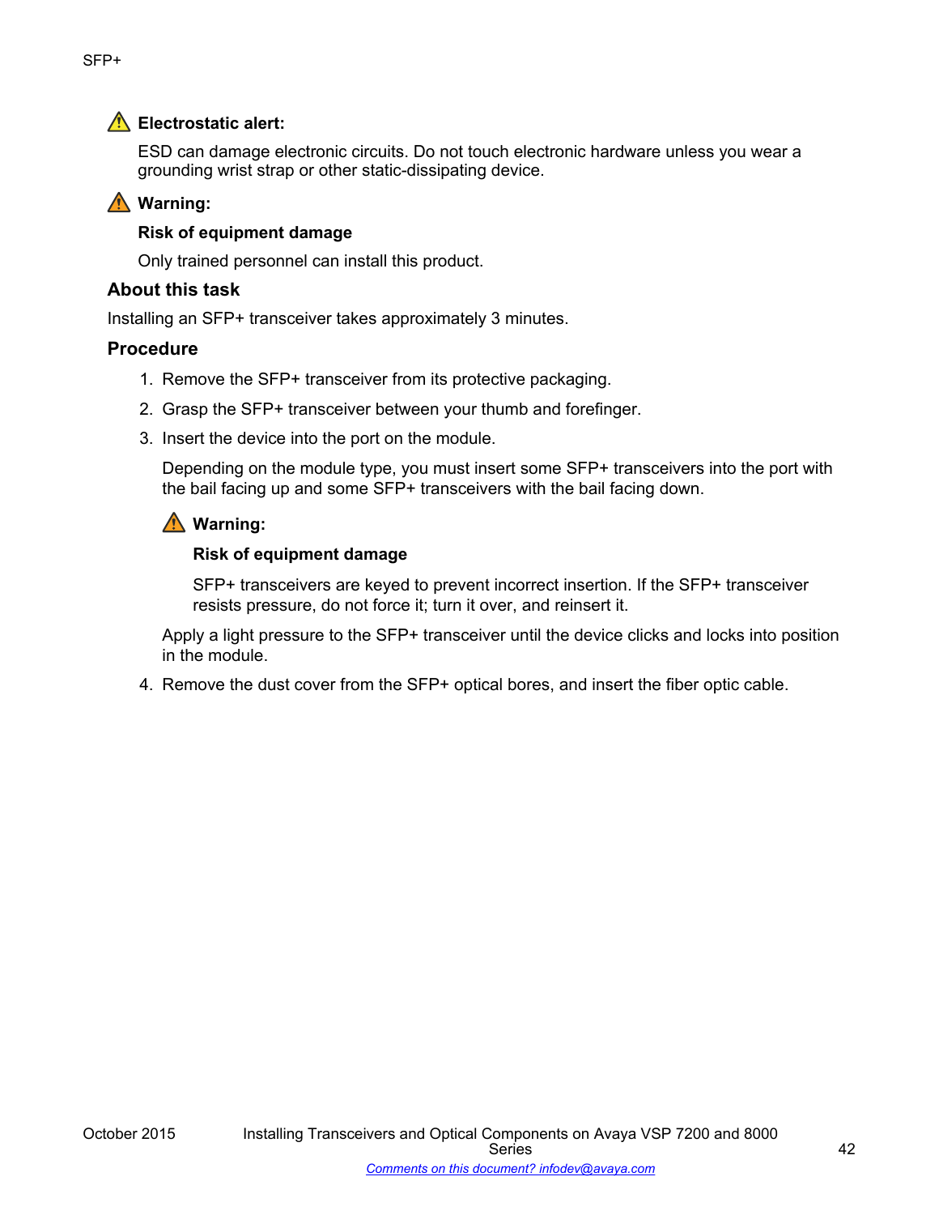**Electrostatic alert:**

ESD can damage electronic circuits. Do not touch electronic hardware unless you wear a grounding wrist strap or other static-dissipating device.

**Warning:**

**Risk of equipment damage**

Only trained personnel can install this product.

### About this task

Installing an SFP+ transceiver takes approximately 3 minutes.

### Procedure

1. Remove the SFP+ transceiver from its protective packaging.
2. Grasp the SFP+ transceiver between your thumb and forefinger.
3. Insert the device into the port on the module.

   Depending on the module type, you must insert some SFP+ transceivers into the port with the bail facing up and some SFP+ transceivers with the bail facing down.

   **Warning:**

   **Risk of equipment damage**

   SFP+ transceivers are keyed to prevent incorrect insertion. If the SFP+ transceiver resists pressure, do not force it; turn it over, and reinsert it.

   Apply a light pressure to the SFP+ transceiver until the device clicks and locks into position in the module.
4. Remove the dust cover from the SFP+ optical bores, and insert the fiber optic cable.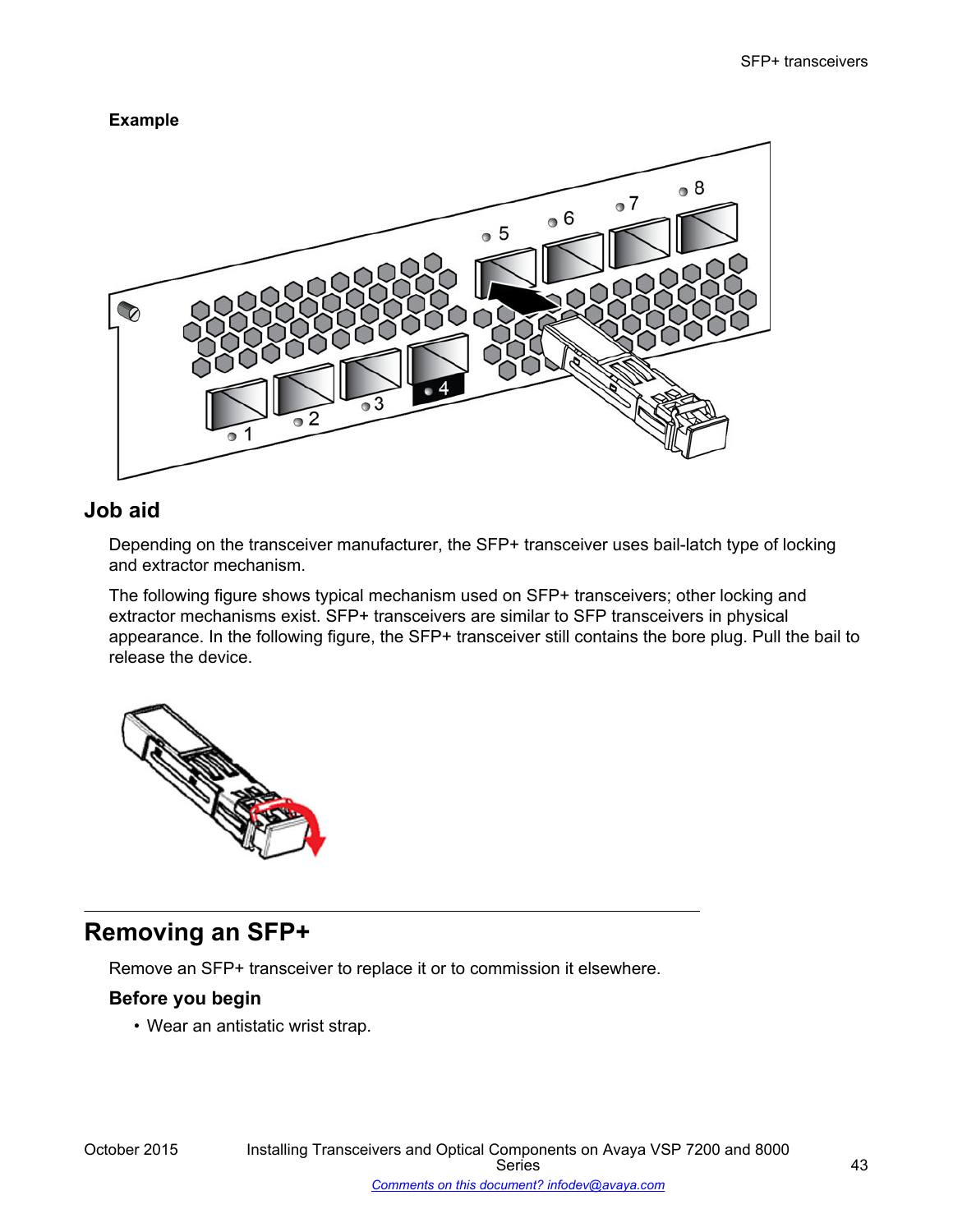**Example**

## Job aid

Depending on the transceiver manufacturer, the SFP+ transceiver uses bail-latch type of locking and extractor mechanism.

The following figure shows typical mechanism used on SFP+ transceivers; other locking and extractor mechanisms exist. SFP+ transceivers are similar to SFP transceivers in physical appearance. In the following figure, the SFP+ transceiver still contains the bore plug. Pull the bail to release the device.

# Removing an SFP+

Remove an SFP+ transceiver to replace it or to commission it elsewhere.

### Before you begin

- Wear an antistatic wrist strap.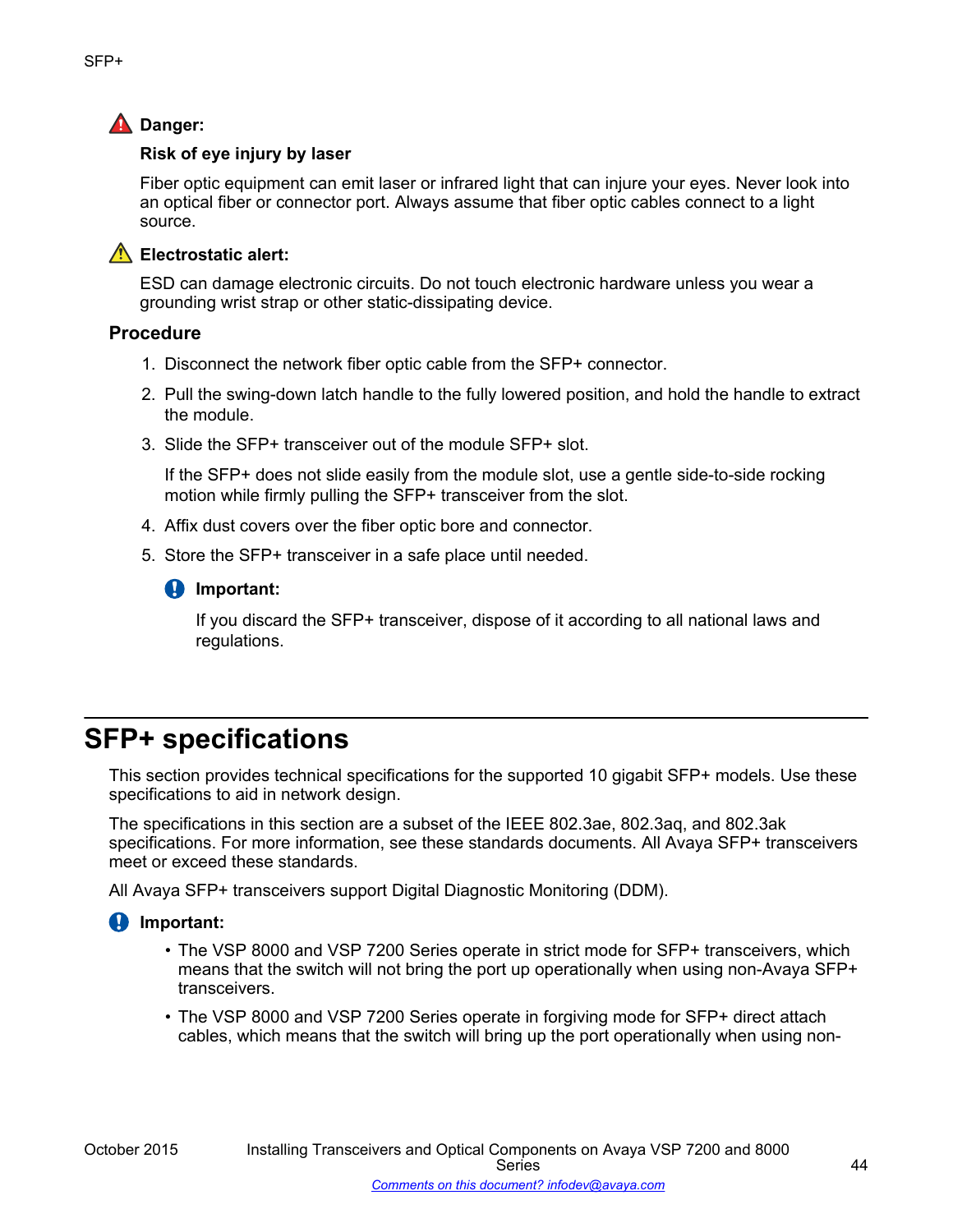**Danger:**

**Risk of eye injury by laser**

Fiber optic equipment can emit laser or infrared light that can injure your eyes. Never look into an optical fiber or connector port. Always assume that fiber optic cables connect to a light source.

**Electrostatic alert:**

ESD can damage electronic circuits. Do not touch electronic hardware unless you wear a grounding wrist strap or other static-dissipating device.

### Procedure

1. Disconnect the network fiber optic cable from the SFP+ connector.
2. Pull the swing-down latch handle to the fully lowered position, and hold the handle to extract the module.
3. Slide the SFP+ transceiver out of the module SFP+ slot.

   If the SFP+ does not slide easily from the module slot, use a gentle side-to-side rocking motion while firmly pulling the SFP+ transceiver from the slot.
4. Affix dust covers over the fiber optic bore and connector.
5. Store the SFP+ transceiver in a safe place until needed.

   **Important:**

   If you discard the SFP+ transceiver, dispose of it according to all national laws and regulations.

# SFP+ specifications

This section provides technical specifications for the supported 10 gigabit SFP+ models. Use these specifications to aid in network design.

The specifications in this section are a subset of the IEEE 802.3ae, 802.3aq, and 802.3ak specifications. For more information, see these standards documents. All Avaya SFP+ transceivers meet or exceed these standards.

All Avaya SFP+ transceivers support Digital Diagnostic Monitoring (DDM).

**Important:**

- The VSP 8000 and VSP 7200 Series operate in strict mode for SFP+ transceivers, which means that the switch will not bring the port up operationally when using non-Avaya SFP+ transceivers.
- The VSP 8000 and VSP 7200 Series operate in forgiving mode for SFP+ direct attach cables, which means that the switch will bring up the port operationally when using non-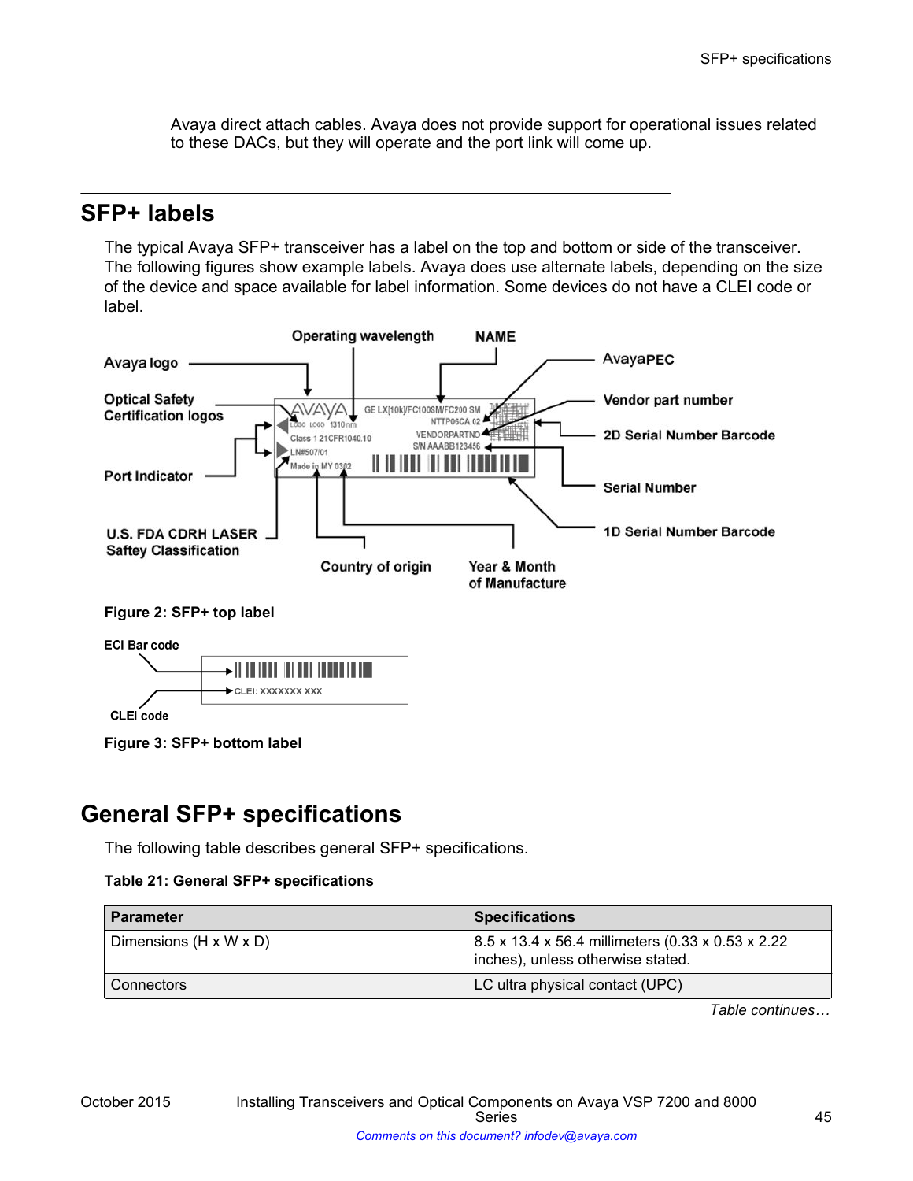Avaya direct attach cables. Avaya does not provide support for operational issues related to these DACs, but they will operate and the port link will come up.

## SFP+ labels

The typical Avaya SFP+ transceiver has a label on the top and bottom or side of the transceiver. The following figures show example labels. Avaya does use alternate labels, depending on the size of the device and space available for label information. Some devices do not have a CLEI code or label.

**Figure 2: SFP+ top label**

**Figure 3: SFP+ bottom label**

## General SFP+ specifications

The following table describes general SFP+ specifications.

**Table 21: General SFP+ specifications**

| Parameter | Specifications |
| --- | --- |
| Dimensions (H x W x D) | 8.5 x 13.4 x 56.4 millimeters (0.33 x 0.53 x 2.22 inches), unless otherwise stated. |
| Connectors | LC ultra physical contact (UPC) |

*Table continues…*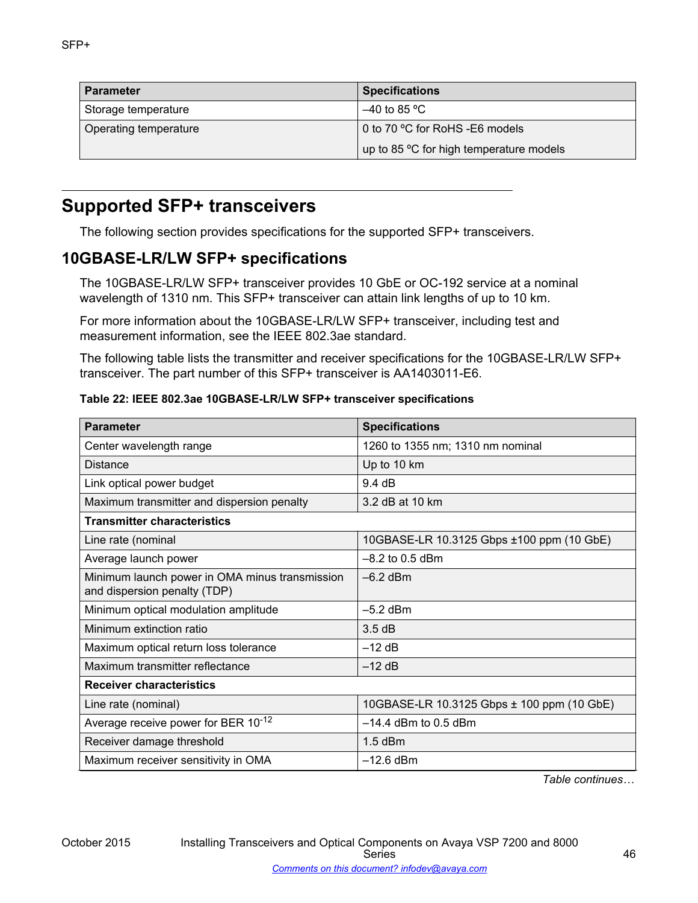| Parameter | Specifications |
| --- | --- |
| Storage temperature | –40 to 85 ºC |
| Operating temperature | 0 to 70 ºC for RoHS -E6 models<br>up to 85 ºC for high temperature models |

## Supported SFP+ transceivers

The following section provides specifications for the supported SFP+ transceivers.

### 10GBASE-LR/LW SFP+ specifications

The 10GBASE-LR/LW SFP+ transceiver provides 10 GbE or OC-192 service at a nominal wavelength of 1310 nm. This SFP+ transceiver can attain link lengths of up to 10 km.

For more information about the 10GBASE-LR/LW SFP+ transceiver, including test and measurement information, see the IEEE 802.3ae standard.

The following table lists the transmitter and receiver specifications for the 10GBASE-LR/LW SFP+ transceiver. The part number of this SFP+ transceiver is AA1403011-E6.

**Table 22: IEEE 802.3ae 10GBASE-LR/LW SFP+ transceiver specifications**

| Parameter | Specifications |
| --- | --- |
| Center wavelength range | 1260 to 1355 nm; 1310 nm nominal |
| Distance | Up to 10 km |
| Link optical power budget | 9.4 dB |
| Maximum transmitter and dispersion penalty | 3.2 dB at 10 km |
| **Transmitter characteristics** | |
| Line rate (nominal | 10GBASE-LR 10.3125 Gbps ±100 ppm (10 GbE) |
| Average launch power | –8.2 to 0.5 dBm |
| Minimum launch power in OMA minus transmission and dispersion penalty (TDP) | –6.2 dBm |
| Minimum optical modulation amplitude | –5.2 dBm |
| Minimum extinction ratio | 3.5 dB |
| Maximum optical return loss tolerance | –12 dB |
| Maximum transmitter reflectance | –12 dB |
| **Receiver characteristics** | |
| Line rate (nominal) | 10GBASE-LR 10.3125 Gbps ± 100 ppm (10 GbE) |
| Average receive power for BER $10^{-12}$ | –14.4 dBm to 0.5 dBm |
| Receiver damage threshold | 1.5 dBm |
| Maximum receiver sensitivity in OMA | –12.6 dBm |

*Table continues…*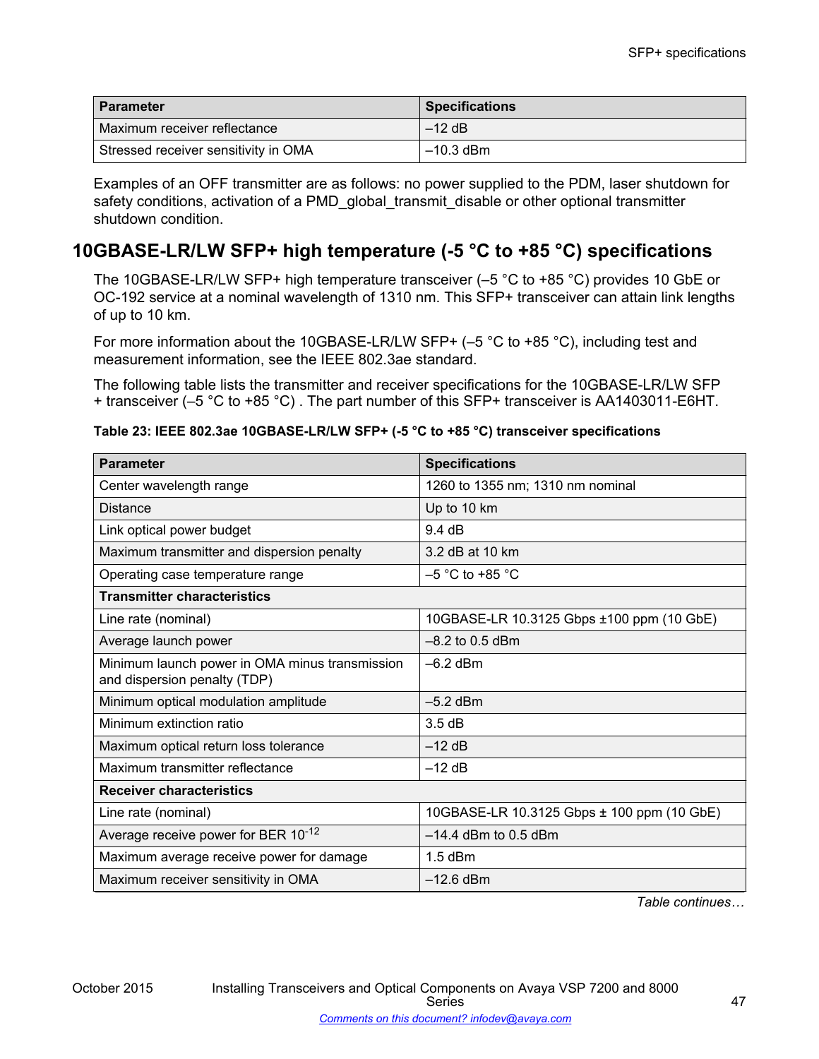| Parameter | Specifications |
| --- | --- |
| Maximum receiver reflectance | –12 dB |
| Stressed receiver sensitivity in OMA | –10.3 dBm |

Examples of an OFF transmitter are as follows: no power supplied to the PDM, laser shutdown for safety conditions, activation of a PMD_global_transmit_disable or other optional transmitter shutdown condition.

## 10GBASE-LR/LW SFP+ high temperature (-5 °C to +85 °C) specifications

The 10GBASE-LR/LW SFP+ high temperature transceiver (–5 °C to +85 °C) provides 10 GbE or OC-192 service at a nominal wavelength of 1310 nm. This SFP+ transceiver can attain link lengths of up to 10 km.

For more information about the 10GBASE-LR/LW SFP+ (–5 °C to +85 °C), including test and measurement information, see the IEEE 802.3ae standard.

The following table lists the transmitter and receiver specifications for the 10GBASE-LR/LW SFP + transceiver (–5 °C to +85 °C) . The part number of this SFP+ transceiver is AA1403011-E6HT.

**Table 23: IEEE 802.3ae 10GBASE-LR/LW SFP+ (-5 °C to +85 °C) transceiver specifications**

| Parameter | Specifications |
| --- | --- |
| Center wavelength range | 1260 to 1355 nm; 1310 nm nominal |
| Distance | Up to 10 km |
| Link optical power budget | 9.4 dB |
| Maximum transmitter and dispersion penalty | 3.2 dB at 10 km |
| Operating case temperature range | –5 °C to +85 °C |
| **Transmitter characteristics** | |
| Line rate (nominal) | 10GBASE-LR 10.3125 Gbps ±100 ppm (10 GbE) |
| Average launch power | –8.2 to 0.5 dBm |
| Minimum launch power in OMA minus transmission and dispersion penalty (TDP) | –6.2 dBm |
| Minimum optical modulation amplitude | –5.2 dBm |
| Minimum extinction ratio | 3.5 dB |
| Maximum optical return loss tolerance | –12 dB |
| Maximum transmitter reflectance | –12 dB |
| **Receiver characteristics** | |
| Line rate (nominal) | 10GBASE-LR 10.3125 Gbps ± 100 ppm (10 GbE) |
| Average receive power for BER $10^{-12}$ | –14.4 dBm to 0.5 dBm |
| Maximum average receive power for damage | 1.5 dBm |
| Maximum receiver sensitivity in OMA | –12.6 dBm |

*Table continues…*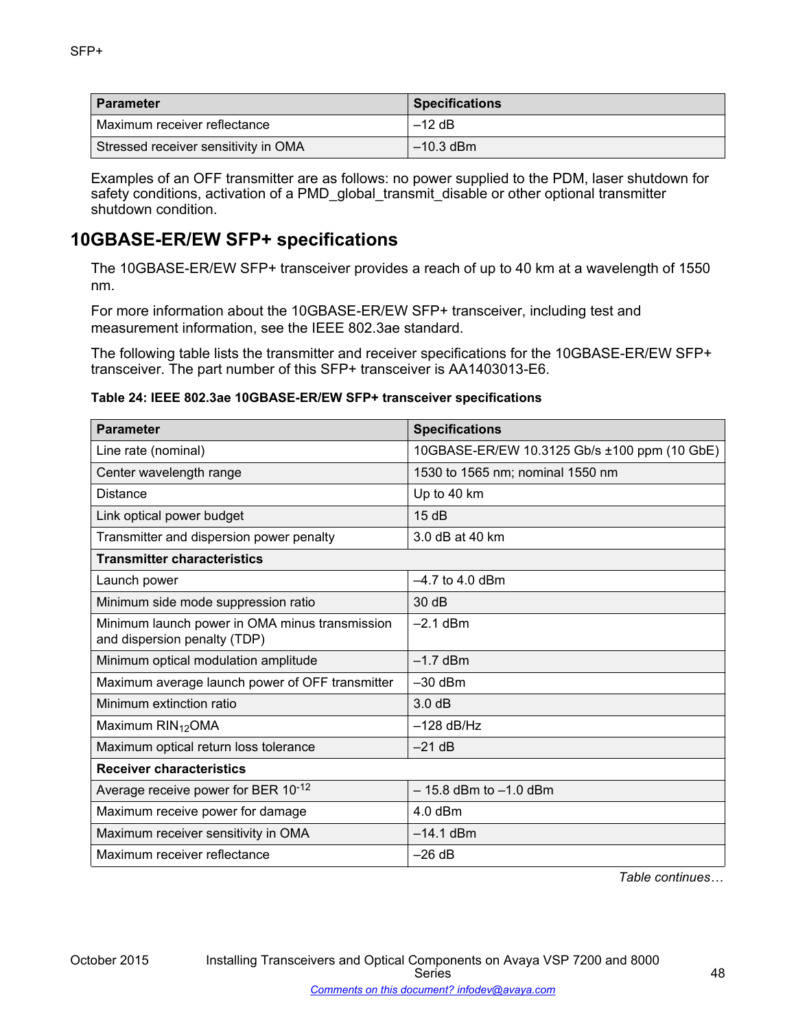| Parameter | Specifications |
|---|---|
| Maximum receiver reflectance | –12 dB |
| Stressed receiver sensitivity in OMA | –10.3 dBm |

Examples of an OFF transmitter are as follows: no power supplied to the PDM, laser shutdown for safety conditions, activation of a PMD_global_transmit_disable or other optional transmitter shutdown condition.

## 10GBASE-ER/EW SFP+ specifications

The 10GBASE-ER/EW SFP+ transceiver provides a reach of up to 40 km at a wavelength of 1550 nm.

For more information about the 10GBASE-ER/EW SFP+ transceiver, including test and measurement information, see the IEEE 802.3ae standard.

The following table lists the transmitter and receiver specifications for the 10GBASE-ER/EW SFP+ transceiver. The part number of this SFP+ transceiver is AA1403013-E6.

**Table 24: IEEE 802.3ae 10GBASE-ER/EW SFP+ transceiver specifications**

| Parameter | Specifications |
|---|---|
| Line rate (nominal) | 10GBASE-ER/EW 10.3125 Gb/s ±100 ppm (10 GbE) |
| Center wavelength range | 1530 to 1565 nm; nominal 1550 nm |
| Distance | Up to 40 km |
| Link optical power budget | 15 dB |
| Transmitter and dispersion power penalty | 3.0 dB at 40 km |
| **Transmitter characteristics** | |
| Launch power | –4.7 to 4.0 dBm |
| Minimum side mode suppression ratio | 30 dB |
| Minimum launch power in OMA minus transmission and dispersion penalty (TDP) | –2.1 dBm |
| Minimum optical modulation amplitude | –1.7 dBm |
| Maximum average launch power of OFF transmitter | –30 dBm |
| Minimum extinction ratio | 3.0 dB |
| Maximum $RIN_{12}OMA$ | –128 dB/Hz |
| Maximum optical return loss tolerance | –21 dB |
| **Receiver characteristics** | |
| Average receive power for BER $10^{-12}$ | – 15.8 dBm to –1.0 dBm |
| Maximum receive power for damage | 4.0 dBm |
| Maximum receiver sensitivity in OMA | –14.1 dBm |
| Maximum receiver reflectance | –26 dB |

*Table continues…*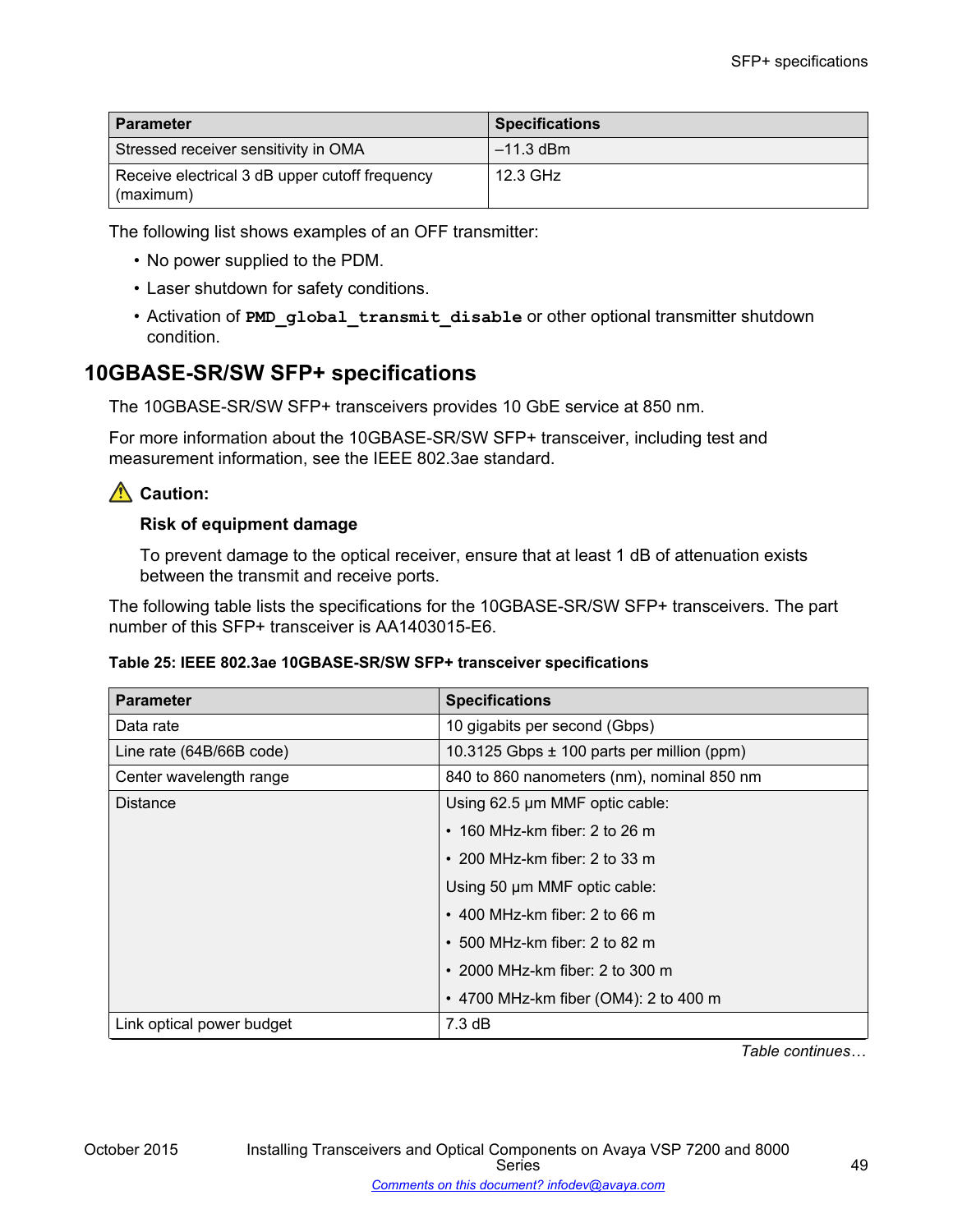| Parameter | Specifications |
| --- | --- |
| Stressed receiver sensitivity in OMA | –11.3 dBm |
| Receive electrical 3 dB upper cutoff frequency (maximum) | 12.3 GHz |

The following list shows examples of an OFF transmitter:

- No power supplied to the PDM.
- Laser shutdown for safety conditions.
- Activation of **`PMD_global_transmit_disable`** or other optional transmitter shutdown condition.

## 10GBASE-SR/SW SFP+ specifications

The 10GBASE-SR/SW SFP+ transceivers provides 10 GbE service at 850 nm.

For more information about the 10GBASE-SR/SW SFP+ transceiver, including test and measurement information, see the IEEE 802.3ae standard.

> **Caution:**
>
> **Risk of equipment damage**
>
> To prevent damage to the optical receiver, ensure that at least 1 dB of attenuation exists between the transmit and receive ports.

The following table lists the specifications for the 10GBASE-SR/SW SFP+ transceivers. The part number of this SFP+ transceiver is AA1403015-E6.

**Table 25: IEEE 802.3ae 10GBASE-SR/SW SFP+ transceiver specifications**

| Parameter | Specifications |
| --- | --- |
| Data rate | 10 gigabits per second (Gbps) |
| Line rate (64B/66B code) | 10.3125 Gbps ± 100 parts per million (ppm) |
| Center wavelength range | 840 to 860 nanometers (nm), nominal 850 nm |
| Distance | Using 62.5 µm MMF optic cable:<br>• 160 MHz-km fiber: 2 to 26 m<br>• 200 MHz-km fiber: 2 to 33 m<br>Using 50 µm MMF optic cable:<br>• 400 MHz-km fiber: 2 to 66 m<br>• 500 MHz-km fiber: 2 to 82 m<br>• 2000 MHz-km fiber: 2 to 300 m<br>• 4700 MHz-km fiber (OM4): 2 to 400 m |
| Link optical power budget | 7.3 dB |

*Table continues…*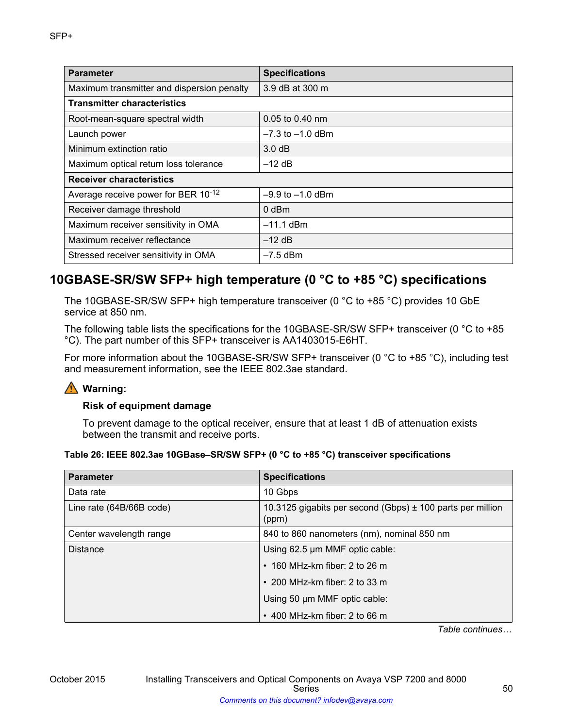| Parameter | Specifications |
| --- | --- |
| Maximum transmitter and dispersion penalty | 3.9 dB at 300 m |
| **Transmitter characteristics** | |
| Root-mean-square spectral width | 0.05 to 0.40 nm |
| Launch power | –7.3 to –1.0 dBm |
| Minimum extinction ratio | 3.0 dB |
| Maximum optical return loss tolerance | –12 dB |
| **Receiver characteristics** | |
| Average receive power for BER $10^{-12}$ | –9.9 to –1.0 dBm |
| Receiver damage threshold | 0 dBm |
| Maximum receiver sensitivity in OMA | –11.1 dBm |
| Maximum receiver reflectance | –12 dB |
| Stressed receiver sensitivity in OMA | –7.5 dBm |

## 10GBASE-SR/SW SFP+ high temperature (0 °C to +85 °C) specifications

The 10GBASE-SR/SW SFP+ high temperature transceiver (0 °C to +85 °C) provides 10 GbE service at 850 nm.

The following table lists the specifications for the 10GBASE-SR/SW SFP+ transceiver (0 °C to +85 °C). The part number of this SFP+ transceiver is AA1403015-E6HT.

For more information about the 10GBASE-SR/SW SFP+ transceiver (0 °C to +85 °C), including test and measurement information, see the IEEE 802.3ae standard.

> **Warning:**
>
> **Risk of equipment damage**
>
> To prevent damage to the optical receiver, ensure that at least 1 dB of attenuation exists between the transmit and receive ports.

**Table 26: IEEE 802.3ae 10GBase–SR/SW SFP+ (0 °C to +85 °C) transceiver specifications**

| Parameter | Specifications |
| --- | --- |
| Data rate | 10 Gbps |
| Line rate (64B/66B code) | 10.3125 gigabits per second (Gbps) ± 100 parts per million (ppm) |
| Center wavelength range | 840 to 860 nanometers (nm), nominal 850 nm |
| Distance | Using 62.5 µm MMF optic cable:<br>• 160 MHz-km fiber: 2 to 26 m<br>• 200 MHz-km fiber: 2 to 33 m<br>Using 50 µm MMF optic cable:<br>• 400 MHz-km fiber: 2 to 66 m |

*Table continues…*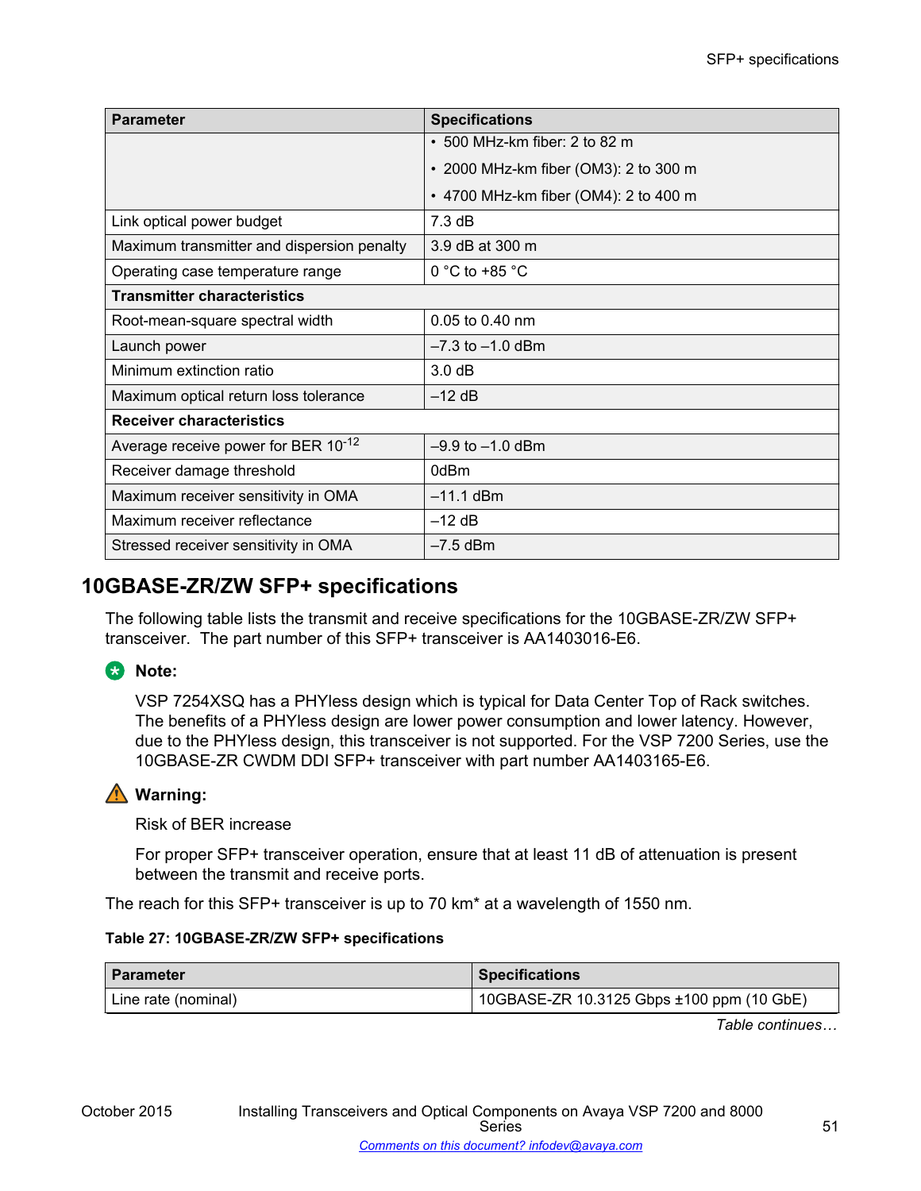| Parameter | Specifications |
|---|---|
| | • 500 MHz-km fiber: 2 to 82 m<br>• 2000 MHz-km fiber (OM3): 2 to 300 m<br>• 4700 MHz-km fiber (OM4): 2 to 400 m |
| Link optical power budget | 7.3 dB |
| Maximum transmitter and dispersion penalty | 3.9 dB at 300 m |
| Operating case temperature range | 0 °C to +85 °C |
| **Transmitter characteristics** | |
| Root-mean-square spectral width | 0.05 to 0.40 nm |
| Launch power | –7.3 to –1.0 dBm |
| Minimum extinction ratio | 3.0 dB |
| Maximum optical return loss tolerance | –12 dB |
| **Receiver characteristics** | |
| Average receive power for BER $10^{-12}$ | –9.9 to –1.0 dBm |
| Receiver damage threshold | 0dBm |
| Maximum receiver sensitivity in OMA | –11.1 dBm |
| Maximum receiver reflectance | –12 dB |
| Stressed receiver sensitivity in OMA | –7.5 dBm |

## 10GBASE-ZR/ZW SFP+ specifications

The following table lists the transmit and receive specifications for the 10GBASE-ZR/ZW SFP+ transceiver. The part number of this SFP+ transceiver is AA1403016-E6.

**Note:**

VSP 7254XSQ has a PHYless design which is typical for Data Center Top of Rack switches. The benefits of a PHYless design are lower power consumption and lower latency. However, due to the PHYless design, this transceiver is not supported. For the VSP 7200 Series, use the 10GBASE-ZR CWDM DDI SFP+ transceiver with part number AA1403165-E6.

**Warning:**

Risk of BER increase

For proper SFP+ transceiver operation, ensure that at least 11 dB of attenuation is present between the transmit and receive ports.

The reach for this SFP+ transceiver is up to 70 km* at a wavelength of 1550 nm.

**Table 27: 10GBASE-ZR/ZW SFP+ specifications**

| Parameter | Specifications |
|---|---|
| Line rate (nominal) | 10GBASE-ZR 10.3125 Gbps ±100 ppm (10 GbE) |

*Table continues…*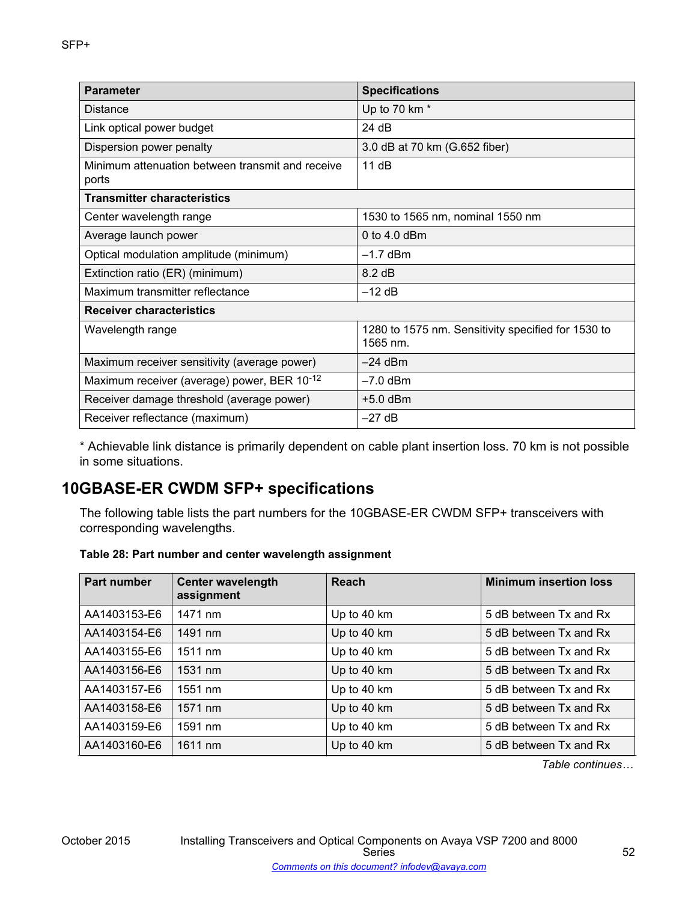| Parameter | Specifications |
| --- | --- |
| Distance | Up to 70 km * |
| Link optical power budget | 24 dB |
| Dispersion power penalty | 3.0 dB at 70 km (G.652 fiber) |
| Minimum attenuation between transmit and receive ports | 11 dB |
| **Transmitter characteristics** | |
| Center wavelength range | 1530 to 1565 nm, nominal 1550 nm |
| Average launch power | 0 to 4.0 dBm |
| Optical modulation amplitude (minimum) | –1.7 dBm |
| Extinction ratio (ER) (minimum) | 8.2 dB |
| Maximum transmitter reflectance | –12 dB |
| **Receiver characteristics** | |
| Wavelength range | 1280 to 1575 nm. Sensitivity specified for 1530 to 1565 nm. |
| Maximum receiver sensitivity (average power) | –24 dBm |
| Maximum receiver (average) power, BER $10^{-12}$ | –7.0 dBm |
| Receiver damage threshold (average power) | +5.0 dBm |
| Receiver reflectance (maximum) | –27 dB |

* Achievable link distance is primarily dependent on cable plant insertion loss. 70 km is not possible in some situations.

## 10GBASE-ER CWDM SFP+ specifications

The following table lists the part numbers for the 10GBASE-ER CWDM SFP+ transceivers with corresponding wavelengths.

**Table 28: Part number and center wavelength assignment**

| Part number | Center wavelength assignment | Reach | Minimum insertion loss |
| --- | --- | --- | --- |
| AA1403153-E6 | 1471 nm | Up to 40 km | 5 dB between Tx and Rx |
| AA1403154-E6 | 1491 nm | Up to 40 km | 5 dB between Tx and Rx |
| AA1403155-E6 | 1511 nm | Up to 40 km | 5 dB between Tx and Rx |
| AA1403156-E6 | 1531 nm | Up to 40 km | 5 dB between Tx and Rx |
| AA1403157-E6 | 1551 nm | Up to 40 km | 5 dB between Tx and Rx |
| AA1403158-E6 | 1571 nm | Up to 40 km | 5 dB between Tx and Rx |
| AA1403159-E6 | 1591 nm | Up to 40 km | 5 dB between Tx and Rx |
| AA1403160-E6 | 1611 nm | Up to 40 km | 5 dB between Tx and Rx |

*Table continues…*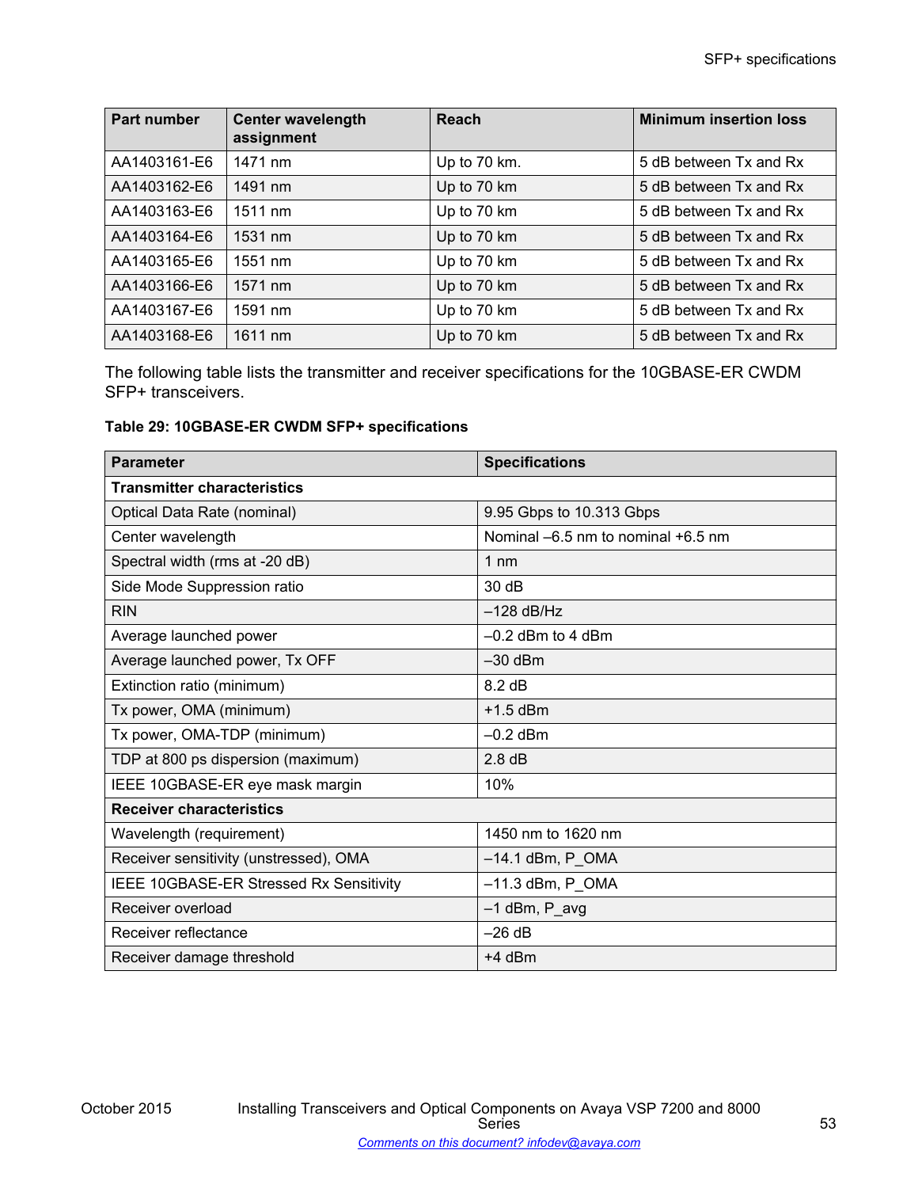| Part number | Center wavelength assignment | Reach | Minimum insertion loss |
|---|---|---|---|
| AA1403161-E6 | 1471 nm | Up to 70 km. | 5 dB between Tx and Rx |
| AA1403162-E6 | 1491 nm | Up to 70 km | 5 dB between Tx and Rx |
| AA1403163-E6 | 1511 nm | Up to 70 km | 5 dB between Tx and Rx |
| AA1403164-E6 | 1531 nm | Up to 70 km | 5 dB between Tx and Rx |
| AA1403165-E6 | 1551 nm | Up to 70 km | 5 dB between Tx and Rx |
| AA1403166-E6 | 1571 nm | Up to 70 km | 5 dB between Tx and Rx |
| AA1403167-E6 | 1591 nm | Up to 70 km | 5 dB between Tx and Rx |
| AA1403168-E6 | 1611 nm | Up to 70 km | 5 dB between Tx and Rx |

The following table lists the transmitter and receiver specifications for the 10GBASE-ER CWDM SFP+ transceivers.

**Table 29: 10GBASE-ER CWDM SFP+ specifications**

| Parameter | Specifications |
|---|---|
| **Transmitter characteristics** | |
| Optical Data Rate (nominal) | 9.95 Gbps to 10.313 Gbps |
| Center wavelength | Nominal –6.5 nm to nominal +6.5 nm |
| Spectral width (rms at -20 dB) | 1 nm |
| Side Mode Suppression ratio | 30 dB |
| RIN | –128 dB/Hz |
| Average launched power | –0.2 dBm to 4 dBm |
| Average launched power, Tx OFF | –30 dBm |
| Extinction ratio (minimum) | 8.2 dB |
| Tx power, OMA (minimum) | +1.5 dBm |
| Tx power, OMA-TDP (minimum) | –0.2 dBm |
| TDP at 800 ps dispersion (maximum) | 2.8 dB |
| IEEE 10GBASE-ER eye mask margin | 10% |
| **Receiver characteristics** | |
| Wavelength (requirement) | 1450 nm to 1620 nm |
| Receiver sensitivity (unstressed), OMA | –14.1 dBm, P_OMA |
| IEEE 10GBASE-ER Stressed Rx Sensitivity | –11.3 dBm, P_OMA |
| Receiver overload | –1 dBm, P_avg |
| Receiver reflectance | –26 dB |
| Receiver damage threshold | +4 dBm |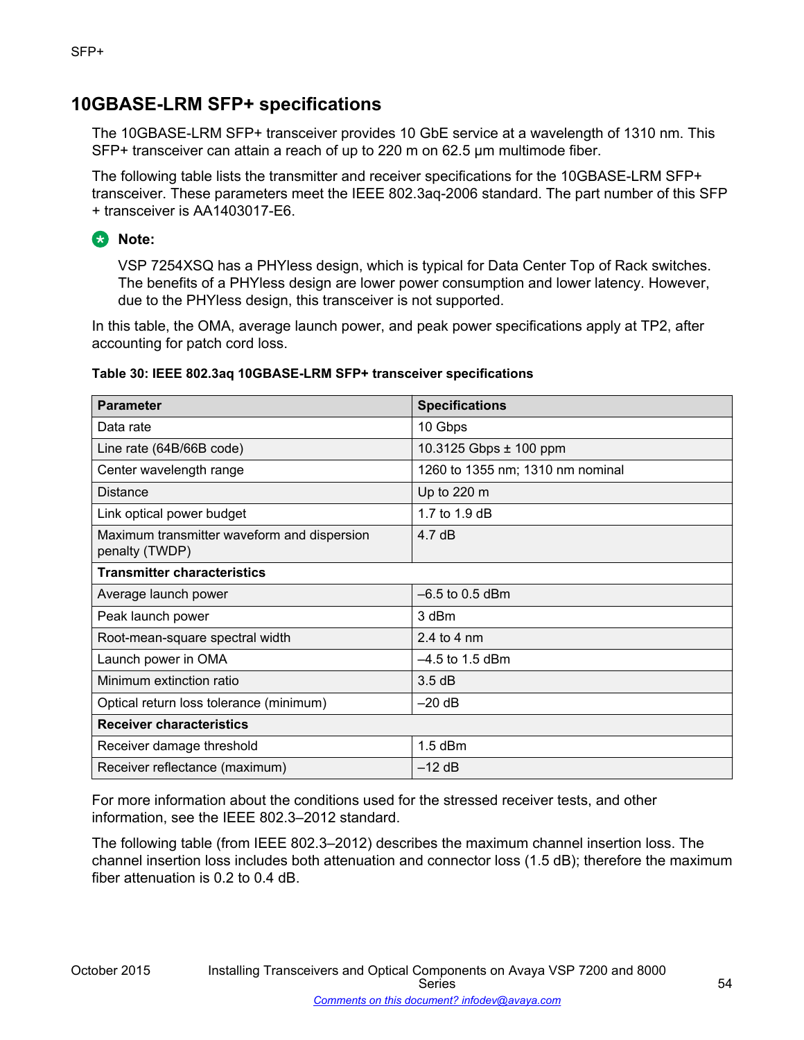## 10GBASE-LRM SFP+ specifications

The 10GBASE-LRM SFP+ transceiver provides 10 GbE service at a wavelength of 1310 nm. This SFP+ transceiver can attain a reach of up to 220 m on 62.5 μm multimode fiber.

The following table lists the transmitter and receiver specifications for the 10GBASE-LRM SFP+ transceiver. These parameters meet the IEEE 802.3aq-2006 standard. The part number of this SFP + transceiver is AA1403017-E6.

**Note:**

VSP 7254XSQ has a PHYless design, which is typical for Data Center Top of Rack switches. The benefits of a PHYless design are lower power consumption and lower latency. However, due to the PHYless design, this transceiver is not supported.

In this table, the OMA, average launch power, and peak power specifications apply at TP2, after accounting for patch cord loss.

**Table 30: IEEE 802.3aq 10GBASE-LRM SFP+ transceiver specifications**

| Parameter | Specifications |
|---|---|
| Data rate | 10 Gbps |
| Line rate (64B/66B code) | 10.3125 Gbps ± 100 ppm |
| Center wavelength range | 1260 to 1355 nm; 1310 nm nominal |
| Distance | Up to 220 m |
| Link optical power budget | 1.7 to 1.9 dB |
| Maximum transmitter waveform and dispersion penalty (TWDP) | 4.7 dB |
| **Transmitter characteristics** | |
| Average launch power | –6.5 to 0.5 dBm |
| Peak launch power | 3 dBm |
| Root-mean-square spectral width | 2.4 to 4 nm |
| Launch power in OMA | –4.5 to 1.5 dBm |
| Minimum extinction ratio | 3.5 dB |
| Optical return loss tolerance (minimum) | –20 dB |
| **Receiver characteristics** | |
| Receiver damage threshold | 1.5 dBm |
| Receiver reflectance (maximum) | –12 dB |

For more information about the conditions used for the stressed receiver tests, and other information, see the IEEE 802.3–2012 standard.

The following table (from IEEE 802.3–2012) describes the maximum channel insertion loss. The channel insertion loss includes both attenuation and connector loss (1.5 dB); therefore the maximum fiber attenuation is 0.2 to 0.4 dB.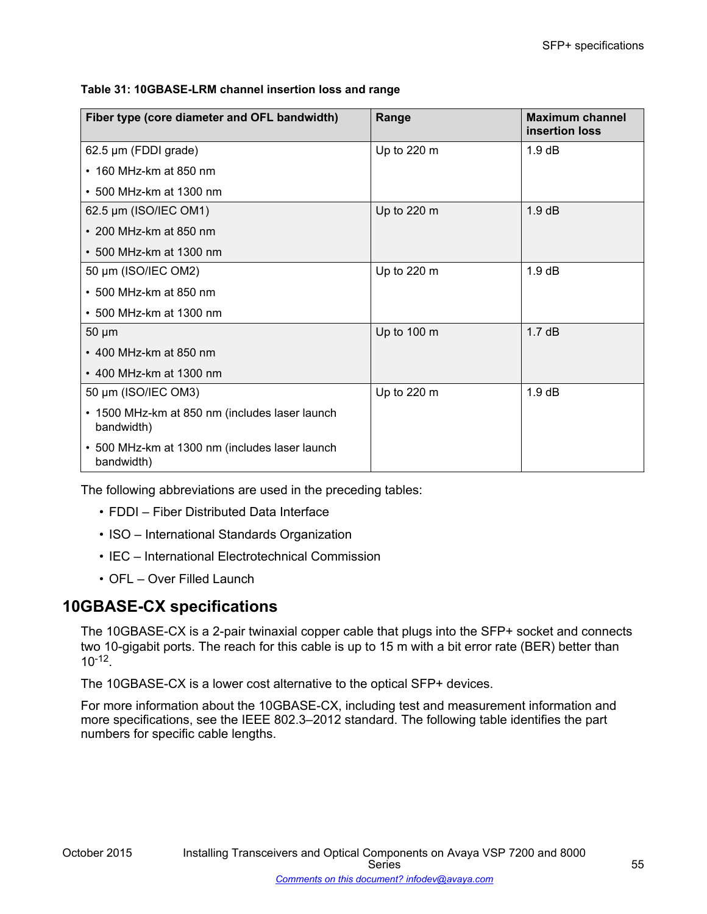**Table 31: 10GBASE-LRM channel insertion loss and range**

| Fiber type (core diameter and OFL bandwidth) | Range | Maximum channel insertion loss |
|---|---|---|
| 62.5 µm (FDDI grade)<br>• 160 MHz-km at 850 nm<br>• 500 MHz-km at 1300 nm | Up to 220 m | 1.9 dB |
| 62.5 µm (ISO/IEC OM1)<br>• 200 MHz-km at 850 nm<br>• 500 MHz-km at 1300 nm | Up to 220 m | 1.9 dB |
| 50 µm (ISO/IEC OM2)<br>• 500 MHz-km at 850 nm<br>• 500 MHz-km at 1300 nm | Up to 220 m | 1.9 dB |
| 50 µm<br>• 400 MHz-km at 850 nm<br>• 400 MHz-km at 1300 nm | Up to 100 m | 1.7 dB |
| 50 µm (ISO/IEC OM3)<br>• 1500 MHz-km at 850 nm (includes laser launch bandwidth)<br>• 500 MHz-km at 1300 nm (includes laser launch bandwidth) | Up to 220 m | 1.9 dB |

The following abbreviations are used in the preceding tables:

- FDDI – Fiber Distributed Data Interface
- ISO – International Standards Organization
- IEC – International Electrotechnical Commission
- OFL – Over Filled Launch

## 10GBASE-CX specifications

The 10GBASE-CX is a 2-pair twinaxial copper cable that plugs into the SFP+ socket and connects two 10-gigabit ports. The reach for this cable is up to 15 m with a bit error rate (BER) better than $10^{-12}$.

The 10GBASE-CX is a lower cost alternative to the optical SFP+ devices.

For more information about the 10GBASE-CX, including test and measurement information and more specifications, see the IEEE 802.3–2012 standard. The following table identifies the part numbers for specific cable lengths.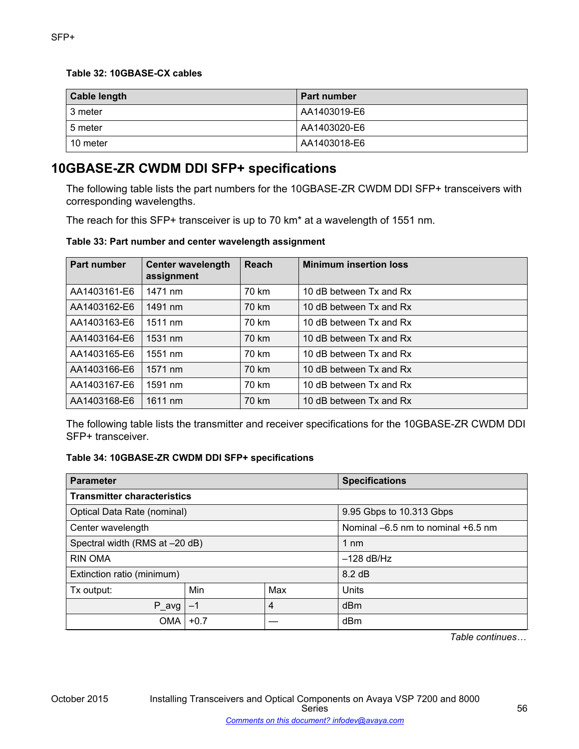**Table 32: 10GBASE-CX cables**

| Cable length | Part number |
|---|---|
| 3 meter | AA1403019-E6 |
| 5 meter | AA1403020-E6 |
| 10 meter | AA1403018-E6 |

## 10GBASE-ZR CWDM DDI SFP+ specifications

The following table lists the part numbers for the 10GBASE-ZR CWDM DDI SFP+ transceivers with corresponding wavelengths.

The reach for this SFP+ transceiver is up to 70 km* at a wavelength of 1551 nm.

**Table 33: Part number and center wavelength assignment**

| Part number | Center wavelength assignment | Reach | Minimum insertion loss |
|---|---|---|---|
| AA1403161-E6 | 1471 nm | 70 km | 10 dB between Tx and Rx |
| AA1403162-E6 | 1491 nm | 70 km | 10 dB between Tx and Rx |
| AA1403163-E6 | 1511 nm | 70 km | 10 dB between Tx and Rx |
| AA1403164-E6 | 1531 nm | 70 km | 10 dB between Tx and Rx |
| AA1403165-E6 | 1551 nm | 70 km | 10 dB between Tx and Rx |
| AA1403166-E6 | 1571 nm | 70 km | 10 dB between Tx and Rx |
| AA1403167-E6 | 1591 nm | 70 km | 10 dB between Tx and Rx |
| AA1403168-E6 | 1611 nm | 70 km | 10 dB between Tx and Rx |

The following table lists the transmitter and receiver specifications for the 10GBASE-ZR CWDM DDI SFP+ transceiver.

**Table 34: 10GBASE-ZR CWDM DDI SFP+ specifications**

| Parameter | | | Specifications |
|---|---|---|---|
| **Transmitter characteristics** | | | |
| Optical Data Rate (nominal) | | | 9.95 Gbps to 10.313 Gbps |
| Center wavelength | | | Nominal –6.5 nm to nominal +6.5 nm |
| Spectral width (RMS at –20 dB) | | | 1 nm |
| RIN OMA | | | –128 dB/Hz |
| Extinction ratio (minimum) | | | 8.2 dB |
| Tx output: | Min | Max | Units |
| P_avg | –1 | 4 | dBm |
| OMA | +0.7 | — | dBm |

*Table continues…*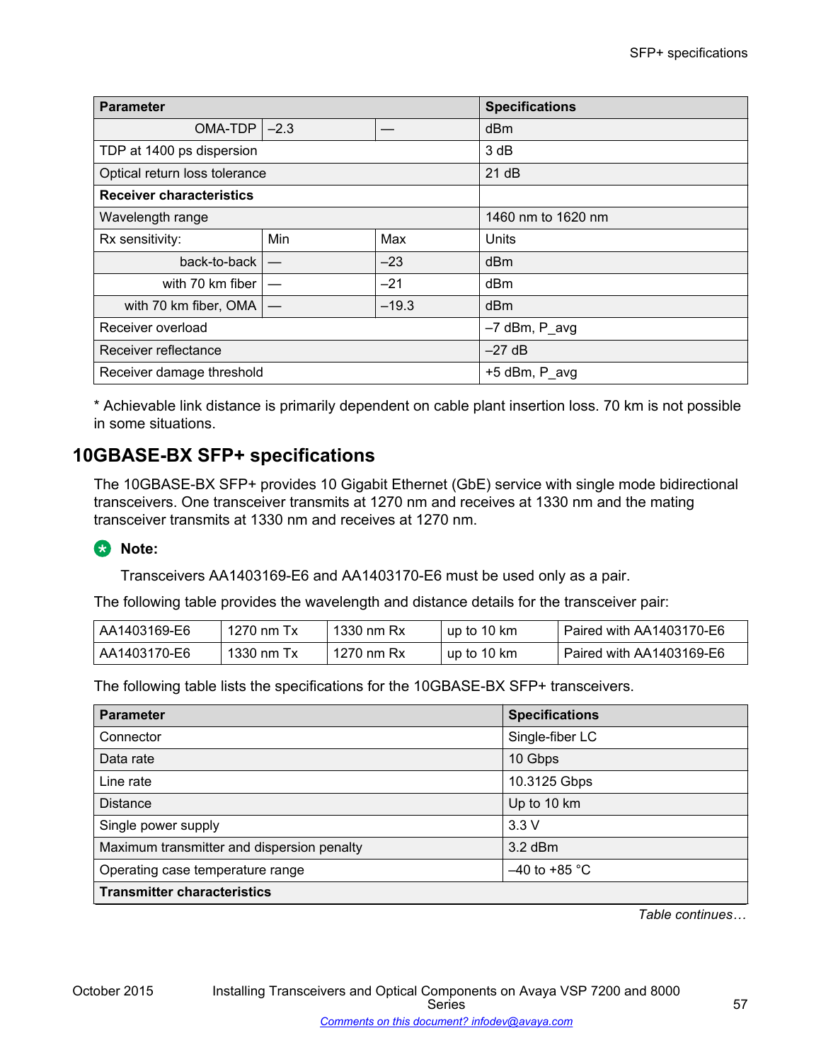| Parameter | | | Specifications |
|---|---|---|---|
| OMA-TDP | –2.3 | — | dBm |
| TDP at 1400 ps dispersion | | | 3 dB |
| Optical return loss tolerance | | | 21 dB |
| **Receiver characteristics** | | | |
| Wavelength range | | | 1460 nm to 1620 nm |
| Rx sensitivity: | Min | Max | Units |
| back-to-back | — | –23 | dBm |
| with 70 km fiber | — | –21 | dBm |
| with 70 km fiber, OMA | — | –19.3 | dBm |
| Receiver overload | | | –7 dBm, P_avg |
| Receiver reflectance | | | –27 dB |
| Receiver damage threshold | | | +5 dBm, P_avg |

* Achievable link distance is primarily dependent on cable plant insertion loss. 70 km is not possible in some situations.

## 10GBASE-BX SFP+ specifications

The 10GBASE-BX SFP+ provides 10 Gigabit Ethernet (GbE) service with single mode bidirectional transceivers. One transceiver transmits at 1270 nm and receives at 1330 nm and the mating transceiver transmits at 1330 nm and receives at 1270 nm.

**Note:**

Transceivers AA1403169-E6 and AA1403170-E6 must be used only as a pair.

The following table provides the wavelength and distance details for the transceiver pair:

| | | | | |
|---|---|---|---|---|
| AA1403169-E6 | 1270 nm Tx | 1330 nm Rx | up to 10 km | Paired with AA1403170-E6 |
| AA1403170-E6 | 1330 nm Tx | 1270 nm Rx | up to 10 km | Paired with AA1403169-E6 |

The following table lists the specifications for the 10GBASE-BX SFP+ transceivers.

| Parameter | Specifications |
|---|---|
| Connector | Single-fiber LC |
| Data rate | 10 Gbps |
| Line rate | 10.3125 Gbps |
| Distance | Up to 10 km |
| Single power supply | 3.3 V |
| Maximum transmitter and dispersion penalty | 3.2 dBm |
| Operating case temperature range | –40 to +85 °C |
| **Transmitter characteristics** | |

*Table continues…*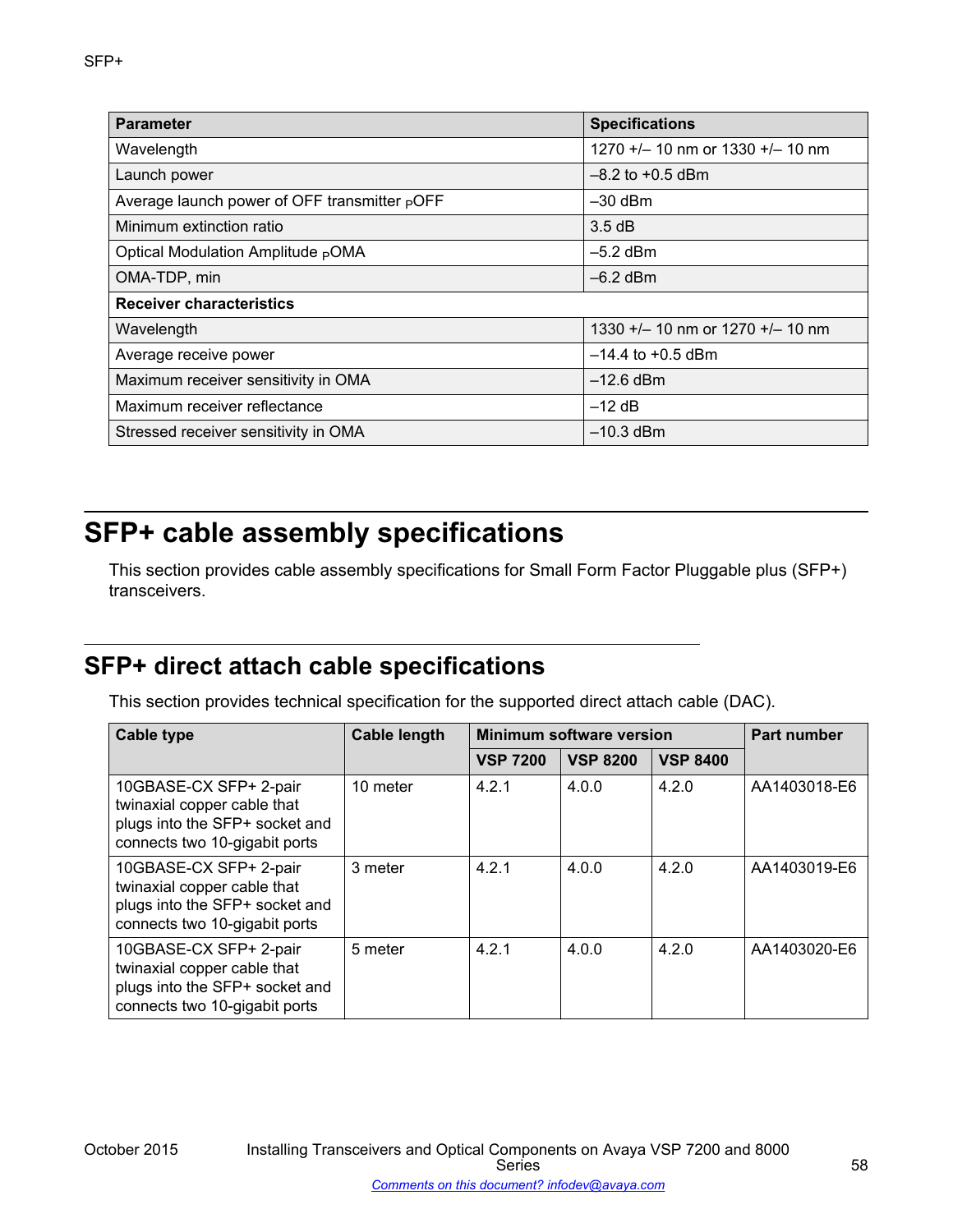| Parameter | Specifications |
| --- | --- |
| Wavelength | 1270 +/– 10 nm or 1330 +/– 10 nm |
| Launch power | –8.2 to +0.5 dBm |
| Average launch power of OFF transmitter $_P$OFF | –30 dBm |
| Minimum extinction ratio | 3.5 dB |
| Optical Modulation Amplitude $_P$OMA | –5.2 dBm |
| OMA-TDP, min | –6.2 dBm |
| **Receiver characteristics** | |
| Wavelength | 1330 +/– 10 nm or 1270 +/– 10 nm |
| Average receive power | –14.4 to +0.5 dBm |
| Maximum receiver sensitivity in OMA | –12.6 dBm |
| Maximum receiver reflectance | –12 dB |
| Stressed receiver sensitivity in OMA | –10.3 dBm |

# SFP+ cable assembly specifications

This section provides cable assembly specifications for Small Form Factor Pluggable plus (SFP+) transceivers.

## SFP+ direct attach cable specifications

This section provides technical specification for the supported direct attach cable (DAC).

| Cable type | Cable length | Minimum software version | | | Part number |
| --- | --- | --- | --- | --- | --- |
| | | VSP 7200 | VSP 8200 | VSP 8400 | |
| 10GBASE-CX SFP+ 2-pair twinaxial copper cable that plugs into the SFP+ socket and connects two 10-gigabit ports | 10 meter | 4.2.1 | 4.0.0 | 4.2.0 | AA1403018-E6 |
| 10GBASE-CX SFP+ 2-pair twinaxial copper cable that plugs into the SFP+ socket and connects two 10-gigabit ports | 3 meter | 4.2.1 | 4.0.0 | 4.2.0 | AA1403019-E6 |
| 10GBASE-CX SFP+ 2-pair twinaxial copper cable that plugs into the SFP+ socket and connects two 10-gigabit ports | 5 meter | 4.2.1 | 4.0.0 | 4.2.0 | AA1403020-E6 |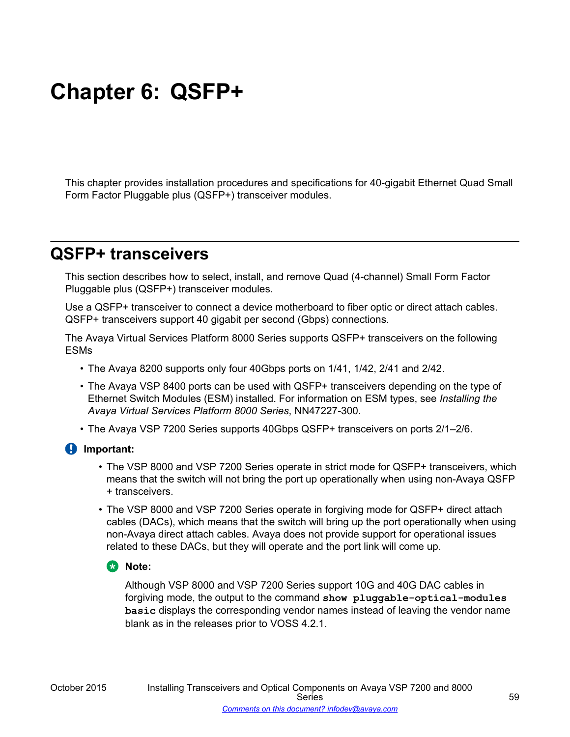# Chapter 6: QSFP+

This chapter provides installation procedures and specifications for 40-gigabit Ethernet Quad Small Form Factor Pluggable plus (QSFP+) transceiver modules.

## QSFP+ transceivers

This section describes how to select, install, and remove Quad (4-channel) Small Form Factor Pluggable plus (QSFP+) transceiver modules.

Use a QSFP+ transceiver to connect a device motherboard to fiber optic or direct attach cables. QSFP+ transceivers support 40 gigabit per second (Gbps) connections.

The Avaya Virtual Services Platform 8000 Series supports QSFP+ transceivers on the following ESMs

- The Avaya 8200 supports only four 40Gbps ports on 1/41, 1/42, 2/41 and 2/42.
- The Avaya VSP 8400 ports can be used with QSFP+ transceivers depending on the type of Ethernet Switch Modules (ESM) installed. For information on ESM types, see *Installing the Avaya Virtual Services Platform 8000 Series*, NN47227-300.
- The Avaya VSP 7200 Series supports 40Gbps QSFP+ transceivers on ports 2/1–2/6.

**Important:**

- The VSP 8000 and VSP 7200 Series operate in strict mode for QSFP+ transceivers, which means that the switch will not bring the port up operationally when using non-Avaya QSFP+ transceivers.
- The VSP 8000 and VSP 7200 Series operate in forgiving mode for QSFP+ direct attach cables (DACs), which means that the switch will bring up the port operationally when using non-Avaya direct attach cables. Avaya does not provide support for operational issues related to these DACs, but they will operate and the port link will come up.

**Note:**

Although VSP 8000 and VSP 7200 Series support 10G and 40G DAC cables in forgiving mode, the output to the command **show pluggable-optical-modules basic** displays the corresponding vendor names instead of leaving the vendor name blank as in the releases prior to VOSS 4.2.1.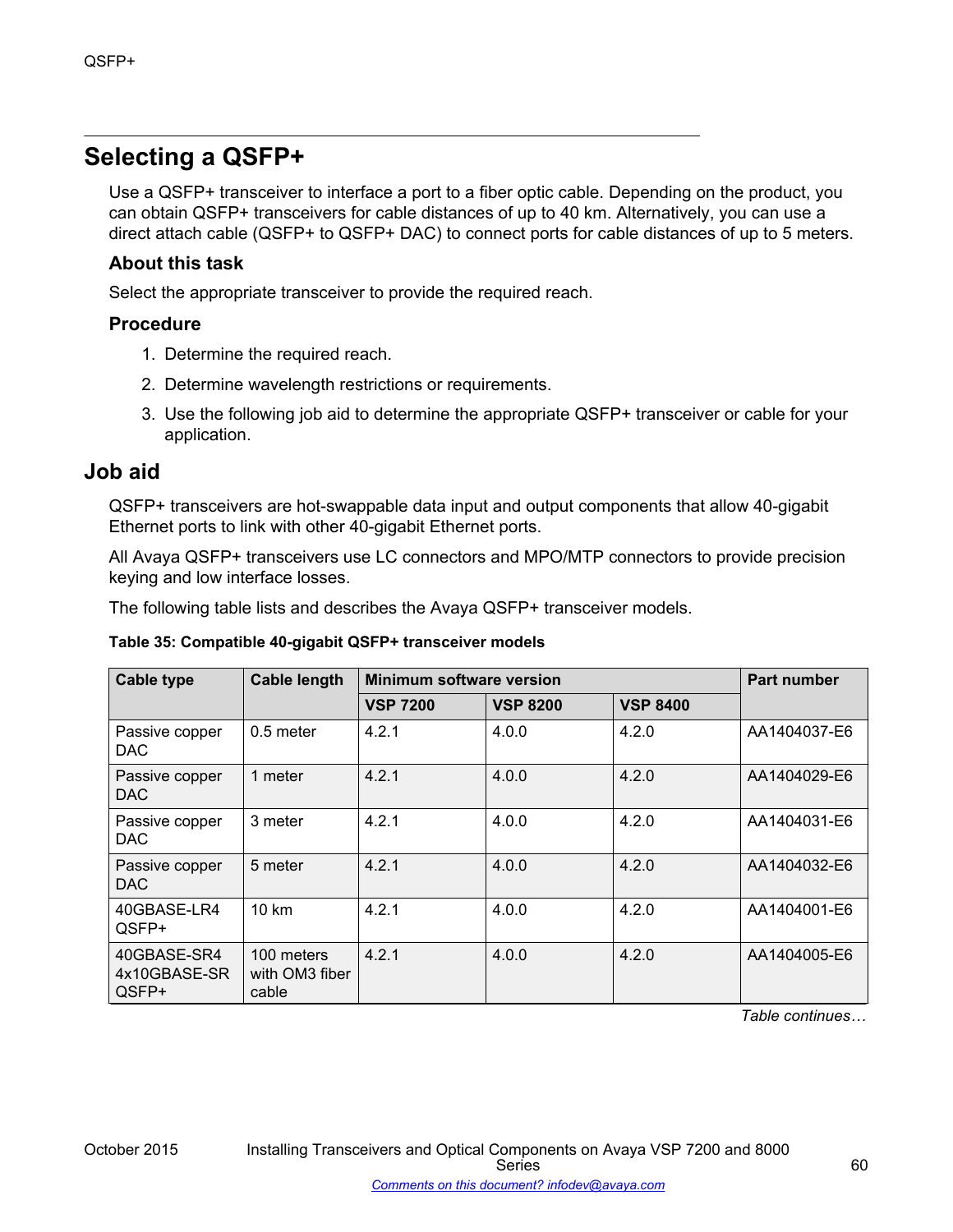## Selecting a QSFP+

Use a QSFP+ transceiver to interface a port to a fiber optic cable. Depending on the product, you can obtain QSFP+ transceivers for cable distances of up to 40 km. Alternatively, you can use a direct attach cable (QSFP+ to QSFP+ DAC) to connect ports for cable distances of up to 5 meters.

### About this task

Select the appropriate transceiver to provide the required reach.

### Procedure

1. Determine the required reach.
2. Determine wavelength restrictions or requirements.
3. Use the following job aid to determine the appropriate QSFP+ transceiver or cable for your application.

## Job aid

QSFP+ transceivers are hot-swappable data input and output components that allow 40-gigabit Ethernet ports to link with other 40-gigabit Ethernet ports.

All Avaya QSFP+ transceivers use LC connectors and MPO/MTP connectors to provide precision keying and low interface losses.

The following table lists and describes the Avaya QSFP+ transceiver models.

**Table 35: Compatible 40-gigabit QSFP+ transceiver models**

| Cable type | Cable length | Minimum software version | | | Part number |
|---|---|---|---|---|---|
| | | VSP 7200 | VSP 8200 | VSP 8400 | |
| Passive copper DAC | 0.5 meter | 4.2.1 | 4.0.0 | 4.2.0 | AA1404037-E6 |
| Passive copper DAC | 1 meter | 4.2.1 | 4.0.0 | 4.2.0 | AA1404029-E6 |
| Passive copper DAC | 3 meter | 4.2.1 | 4.0.0 | 4.2.0 | AA1404031-E6 |
| Passive copper DAC | 5 meter | 4.2.1 | 4.0.0 | 4.2.0 | AA1404032-E6 |
| 40GBASE-LR4 QSFP+ | 10 km | 4.2.1 | 4.0.0 | 4.2.0 | AA1404001-E6 |
| 40GBASE-SR4 4x10GBASE-SR QSFP+ | 100 meters with OM3 fiber cable | 4.2.1 | 4.0.0 | 4.2.0 | AA1404005-E6 |

*Table continues…*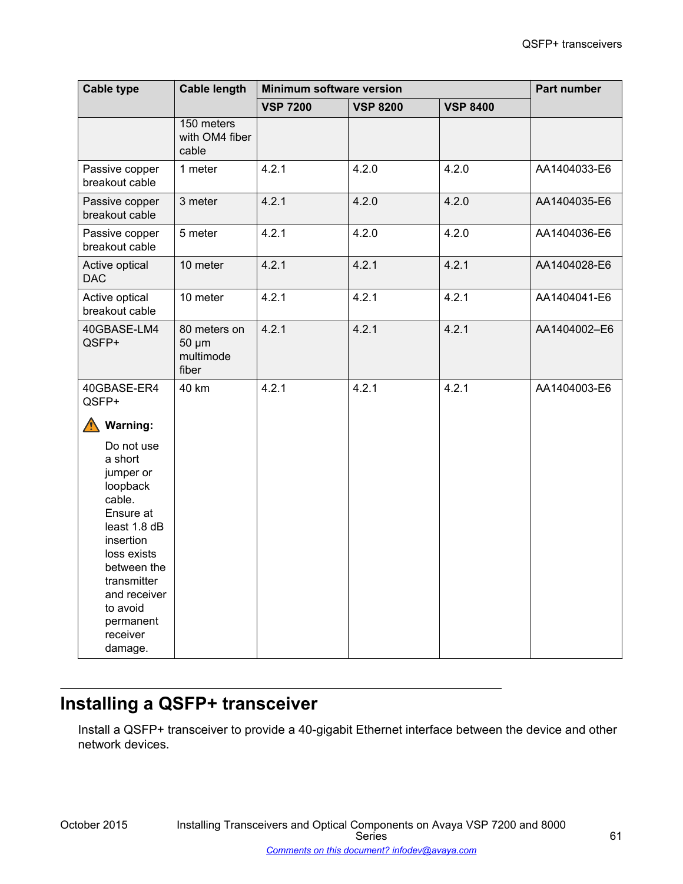| Cable type | Cable length | Minimum software version | | | Part number |
|---|---|---|---|---|---|
| | | VSP 7200 | VSP 8200 | VSP 8400 | |
| | 150 meters with OM4 fiber cable | | | | |
| Passive copper breakout cable | 1 meter | 4.2.1 | 4.2.0 | 4.2.0 | AA1404033-E6 |
| Passive copper breakout cable | 3 meter | 4.2.1 | 4.2.0 | 4.2.0 | AA1404035-E6 |
| Passive copper breakout cable | 5 meter | 4.2.1 | 4.2.0 | 4.2.0 | AA1404036-E6 |
| Active optical DAC | 10 meter | 4.2.1 | 4.2.1 | 4.2.1 | AA1404028-E6 |
| Active optical breakout cable | 10 meter | 4.2.1 | 4.2.1 | 4.2.1 | AA1404041-E6 |
| 40GBASE-LM4 QSFP+ | 80 meters on 50 µm multimode fiber | 4.2.1 | 4.2.1 | 4.2.1 | AA1404002–E6 |
| 40GBASE-ER4 QSFP+ **Warning:** Do not use a short jumper or loopback cable. Ensure at least 1.8 dB insertion loss exists between the transmitter and receiver to avoid permanent receiver damage. | 40 km | 4.2.1 | 4.2.1 | 4.2.1 | AA1404003-E6 |

## Installing a QSFP+ transceiver

Install a QSFP+ transceiver to provide a 40-gigabit Ethernet interface between the device and other network devices.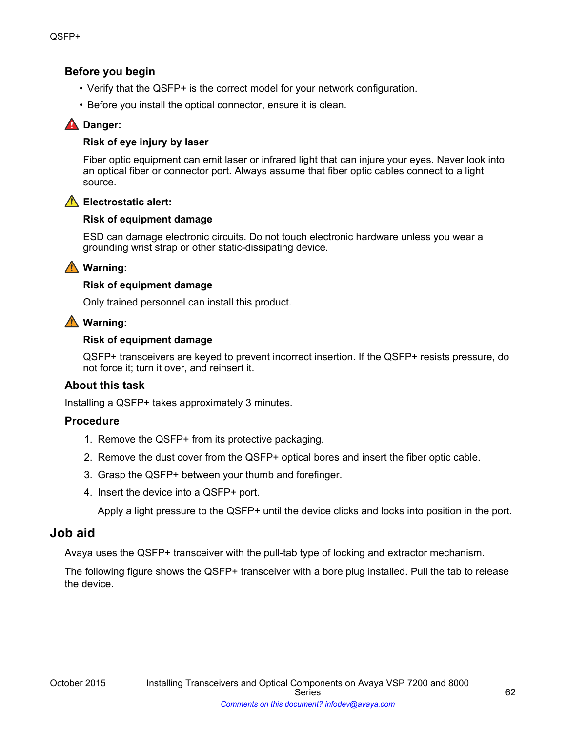### Before you begin

- Verify that the QSFP+ is the correct model for your network configuration.
- Before you install the optical connector, ensure it is clean.

> **Danger:**
>
> **Risk of eye injury by laser**
>
> Fiber optic equipment can emit laser or infrared light that can injure your eyes. Never look into an optical fiber or connector port. Always assume that fiber optic cables connect to a light source.

> **Electrostatic alert:**
>
> **Risk of equipment damage**
>
> ESD can damage electronic circuits. Do not touch electronic hardware unless you wear a grounding wrist strap or other static-dissipating device.

> **Warning:**
>
> **Risk of equipment damage**
>
> Only trained personnel can install this product.

> **Warning:**
>
> **Risk of equipment damage**
>
> QSFP+ transceivers are keyed to prevent incorrect insertion. If the QSFP+ resists pressure, do not force it; turn it over, and reinsert it.

### About this task

Installing a QSFP+ takes approximately 3 minutes.

### Procedure

1. Remove the QSFP+ from its protective packaging.
2. Remove the dust cover from the QSFP+ optical bores and insert the fiber optic cable.
3. Grasp the QSFP+ between your thumb and forefinger.
4. Insert the device into a QSFP+ port.

   Apply a light pressure to the QSFP+ until the device clicks and locks into position in the port.

## Job aid

Avaya uses the QSFP+ transceiver with the pull-tab type of locking and extractor mechanism.

The following figure shows the QSFP+ transceiver with a bore plug installed. Pull the tab to release the device.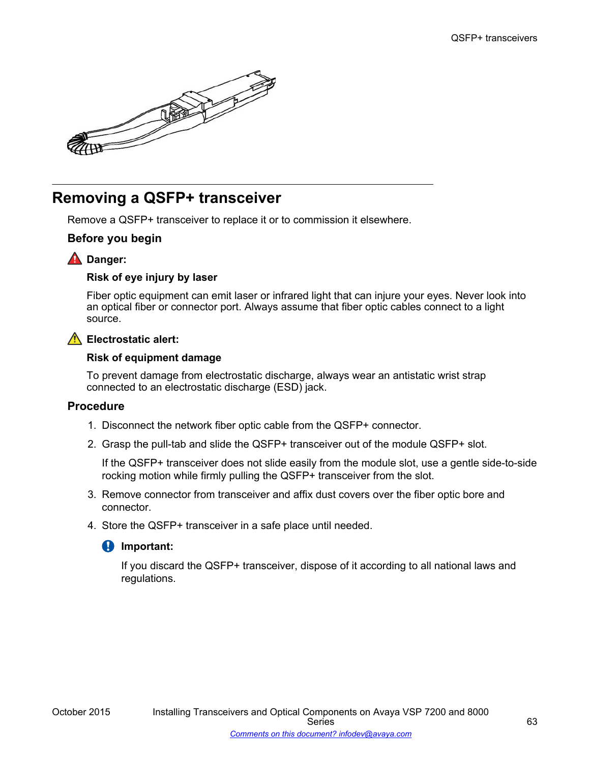## Removing a QSFP+ transceiver

Remove a QSFP+ transceiver to replace it or to commission it elsewhere.

### Before you begin

**Danger:**

**Risk of eye injury by laser**

Fiber optic equipment can emit laser or infrared light that can injure your eyes. Never look into an optical fiber or connector port. Always assume that fiber optic cables connect to a light source.

**Electrostatic alert:**

**Risk of equipment damage**

To prevent damage from electrostatic discharge, always wear an antistatic wrist strap connected to an electrostatic discharge (ESD) jack.

### Procedure

1. Disconnect the network fiber optic cable from the QSFP+ connector.
2. Grasp the pull-tab and slide the QSFP+ transceiver out of the module QSFP+ slot.

   If the QSFP+ transceiver does not slide easily from the module slot, use a gentle side-to-side rocking motion while firmly pulling the QSFP+ transceiver from the slot.
3. Remove connector from transceiver and affix dust covers over the fiber optic bore and connector.
4. Store the QSFP+ transceiver in a safe place until needed.

   **Important:**

   If you discard the QSFP+ transceiver, dispose of it according to all national laws and regulations.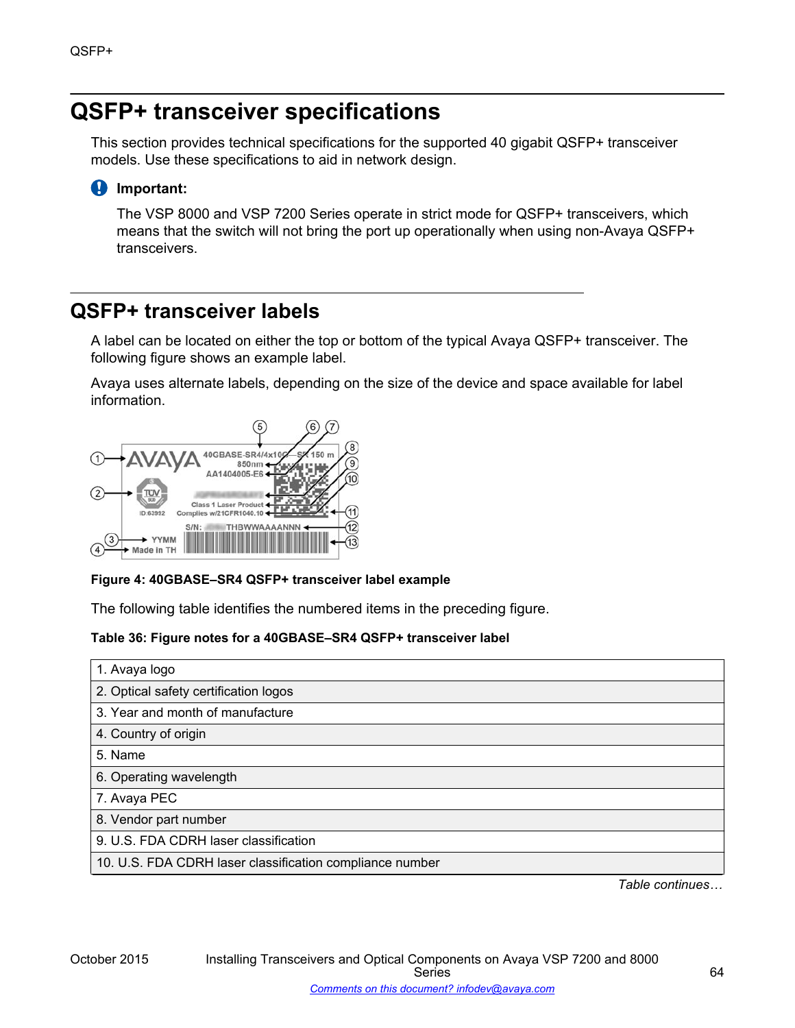# QSFP+ transceiver specifications

This section provides technical specifications for the supported 40 gigabit QSFP+ transceiver models. Use these specifications to aid in network design.

**Important:**

The VSP 8000 and VSP 7200 Series operate in strict mode for QSFP+ transceivers, which means that the switch will not bring the port up operationally when using non-Avaya QSFP+ transceivers.

## QSFP+ transceiver labels

A label can be located on either the top or bottom of the typical Avaya QSFP+ transceiver. The following figure shows an example label.

Avaya uses alternate labels, depending on the size of the device and space available for label information.

**Figure 4: 40GBASE–SR4 QSFP+ transceiver label example**

The following table identifies the numbered items in the preceding figure.

**Table 36: Figure notes for a 40GBASE–SR4 QSFP+ transceiver label**

| |
|---|
| 1. Avaya logo |
| 2. Optical safety certification logos |
| 3. Year and month of manufacture |
| 4. Country of origin |
| 5. Name |
| 6. Operating wavelength |
| 7. Avaya PEC |
| 8. Vendor part number |
| 9. U.S. FDA CDRH laser classification |
| 10. U.S. FDA CDRH laser classification compliance number |

*Table continues…*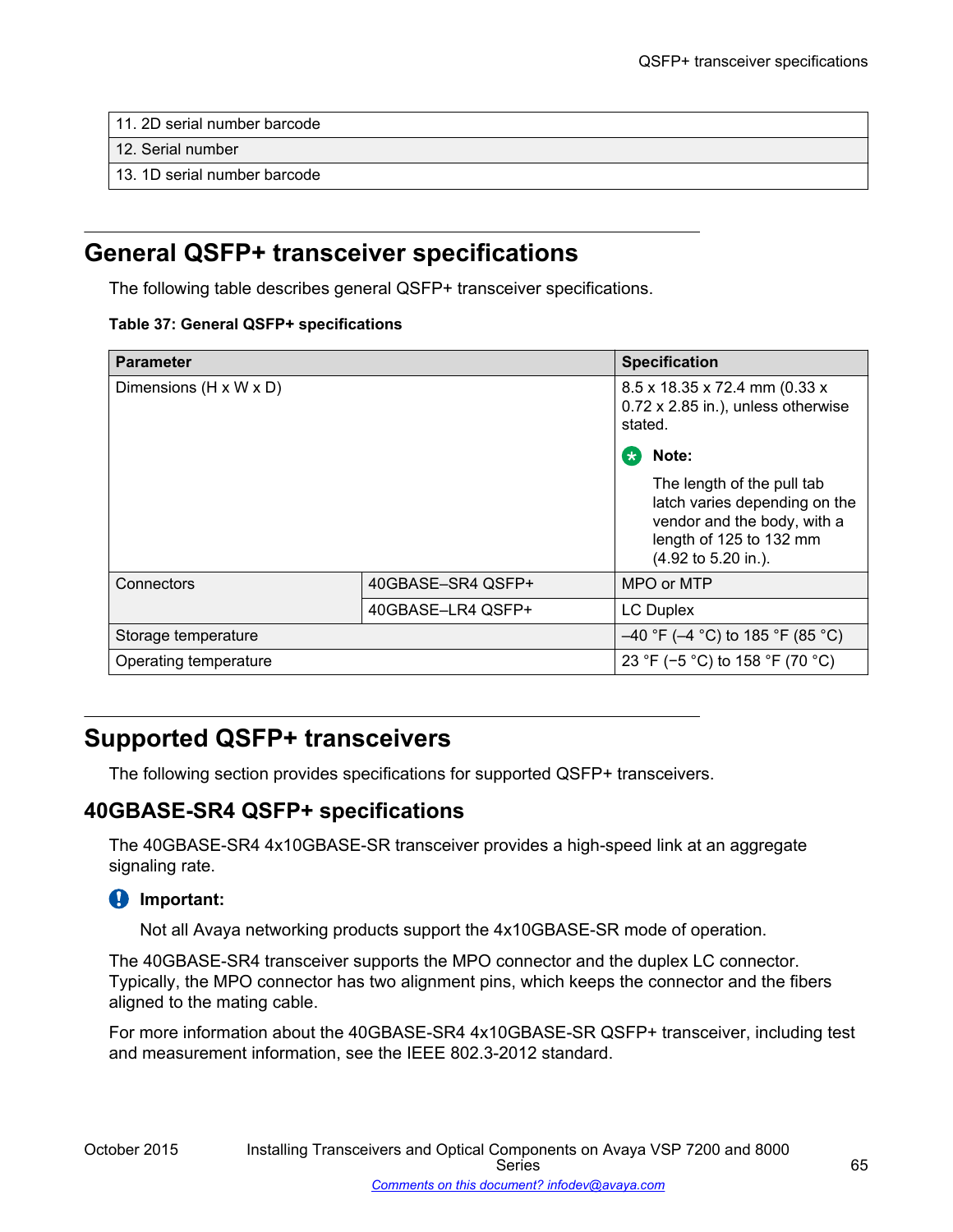| 11. 2D serial number barcode |
|---|
| 12. Serial number |
| 13. 1D serial number barcode |

## General QSFP+ transceiver specifications

The following table describes general QSFP+ transceiver specifications.

**Table 37: General QSFP+ specifications**

| Parameter | | Specification |
|---|---|---|
| Dimensions (H x W x D) | | 8.5 x 18.35 x 72.4 mm (0.33 x 0.72 x 2.85 in.), unless otherwise stated. **Note:** The length of the pull tab latch varies depending on the vendor and the body, with a length of 125 to 132 mm (4.92 to 5.20 in.). |
| Connectors | 40GBASE–SR4 QSFP+ | MPO or MTP |
| | 40GBASE–LR4 QSFP+ | LC Duplex |
| Storage temperature | | –40 °F (–4 °C) to 185 °F (85 °C) |
| Operating temperature | | 23 °F (−5 °C) to 158 °F (70 °C) |

## Supported QSFP+ transceivers

The following section provides specifications for supported QSFP+ transceivers.

### 40GBASE-SR4 QSFP+ specifications

The 40GBASE-SR4 4x10GBASE-SR transceiver provides a high-speed link at an aggregate signaling rate.

**Important:**

Not all Avaya networking products support the 4x10GBASE-SR mode of operation.

The 40GBASE-SR4 transceiver supports the MPO connector and the duplex LC connector. Typically, the MPO connector has two alignment pins, which keeps the connector and the fibers aligned to the mating cable.

For more information about the 40GBASE-SR4 4x10GBASE-SR QSFP+ transceiver, including test and measurement information, see the IEEE 802.3-2012 standard.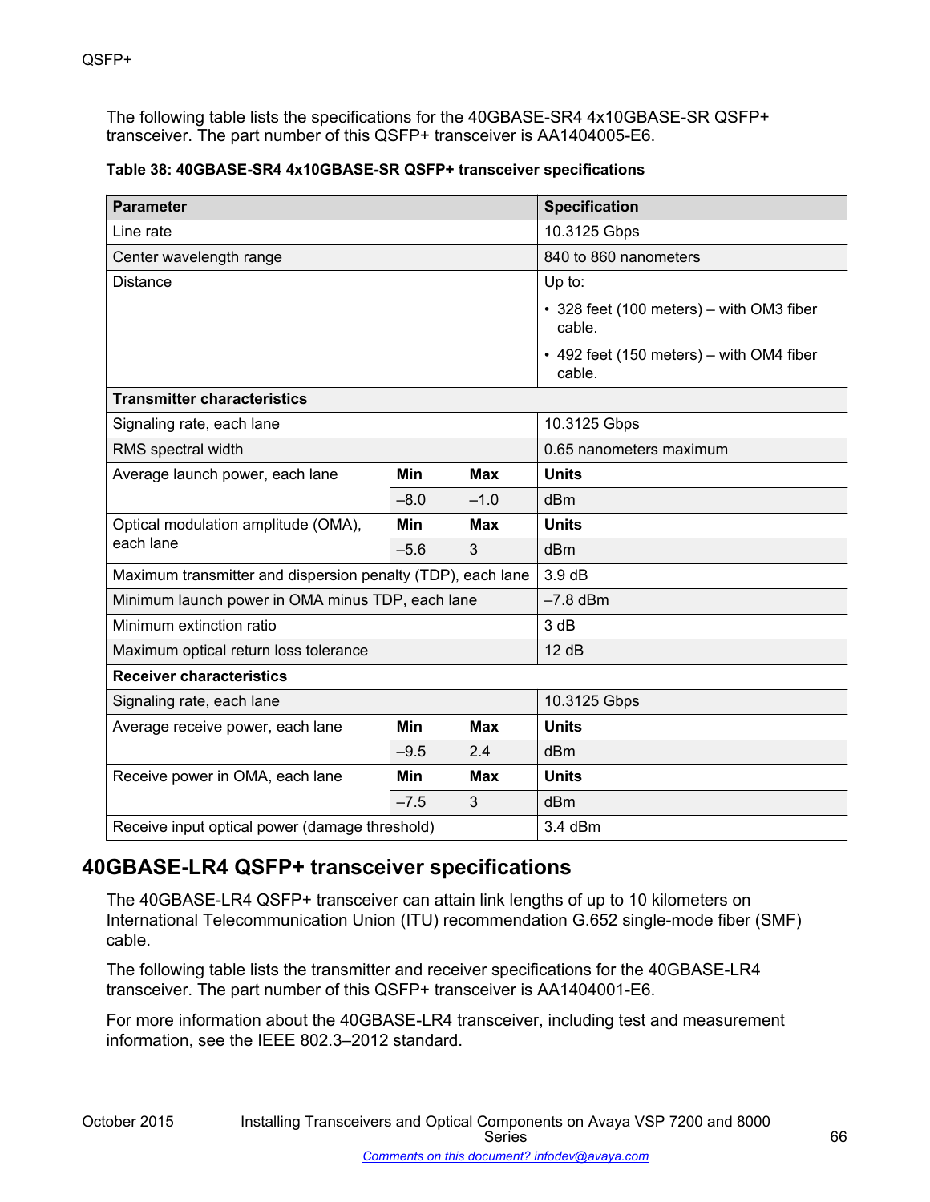The following table lists the specifications for the 40GBASE-SR4 4x10GBASE-SR QSFP+ transceiver. The part number of this QSFP+ transceiver is AA1404005-E6.

**Table 38: 40GBASE-SR4 4x10GBASE-SR QSFP+ transceiver specifications**

| Parameter | | | Specification |
|---|---|---|---|
| Line rate | | | 10.3125 Gbps |
| Center wavelength range | | | 840 to 860 nanometers |
| Distance | | | Up to:<br>• 328 feet (100 meters) – with OM3 fiber cable.<br>• 492 feet (150 meters) – with OM4 fiber cable. |
| **Transmitter characteristics** | | | |
| Signaling rate, each lane | | | 10.3125 Gbps |
| RMS spectral width | | | 0.65 nanometers maximum |
| Average launch power, each lane | **Min** | **Max** | **Units** |
| | –8.0 | –1.0 | dBm |
| Optical modulation amplitude (OMA), each lane | **Min** | **Max** | **Units** |
| | –5.6 | 3 | dBm |
| Maximum transmitter and dispersion penalty (TDP), each lane | | | 3.9 dB |
| Minimum launch power in OMA minus TDP, each lane | | | –7.8 dBm |
| Minimum extinction ratio | | | 3 dB |
| Maximum optical return loss tolerance | | | 12 dB |
| **Receiver characteristics** | | | |
| Signaling rate, each lane | | | 10.3125 Gbps |
| Average receive power, each lane | **Min** | **Max** | **Units** |
| | –9.5 | 2.4 | dBm |
| Receive power in OMA, each lane | **Min** | **Max** | **Units** |
| | –7.5 | 3 | dBm |
| Receive input optical power (damage threshold) | | | 3.4 dBm |

## 40GBASE-LR4 QSFP+ transceiver specifications

The 40GBASE-LR4 QSFP+ transceiver can attain link lengths of up to 10 kilometers on International Telecommunication Union (ITU) recommendation G.652 single-mode fiber (SMF) cable.

The following table lists the transmitter and receiver specifications for the 40GBASE-LR4 transceiver. The part number of this QSFP+ transceiver is AA1404001-E6.

For more information about the 40GBASE-LR4 transceiver, including test and measurement information, see the IEEE 802.3–2012 standard.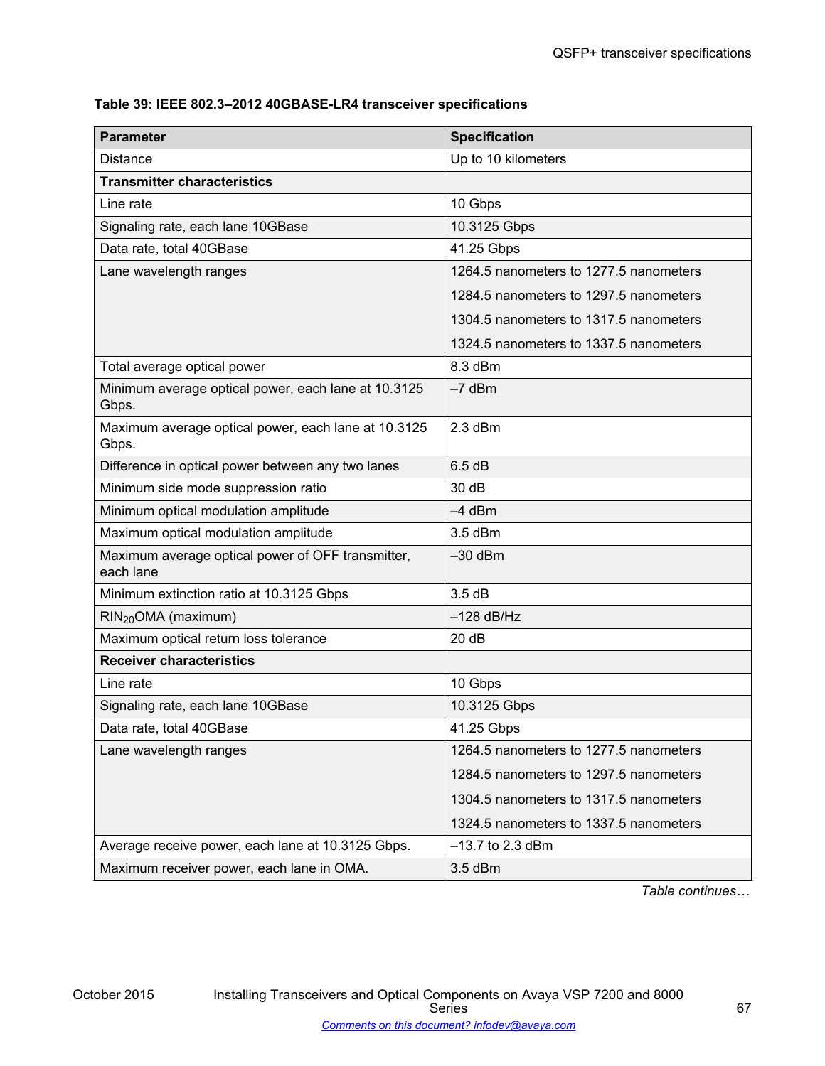**Table 39: IEEE 802.3–2012 40GBASE-LR4 transceiver specifications**

| Parameter | Specification |
|---|---|
| Distance | Up to 10 kilometers |
| **Transmitter characteristics** | |
| Line rate | 10 Gbps |
| Signaling rate, each lane 10GBase | 10.3125 Gbps |
| Data rate, total 40GBase | 41.25 Gbps |
| Lane wavelength ranges | 1264.5 nanometers to 1277.5 nanometers<br>1284.5 nanometers to 1297.5 nanometers<br>1304.5 nanometers to 1317.5 nanometers<br>1324.5 nanometers to 1337.5 nanometers |
| Total average optical power | 8.3 dBm |
| Minimum average optical power, each lane at 10.3125 Gbps. | –7 dBm |
| Maximum average optical power, each lane at 10.3125 Gbps. | 2.3 dBm |
| Difference in optical power between any two lanes | 6.5 dB |
| Minimum side mode suppression ratio | 30 dB |
| Minimum optical modulation amplitude | –4 dBm |
| Maximum optical modulation amplitude | 3.5 dBm |
| Maximum average optical power of OFF transmitter, each lane | –30 dBm |
| Minimum extinction ratio at 10.3125 Gbps | 3.5 dB |
| $RIN_{20}OMA$ (maximum) | –128 dB/Hz |
| Maximum optical return loss tolerance | 20 dB |
| **Receiver characteristics** | |
| Line rate | 10 Gbps |
| Signaling rate, each lane 10GBase | 10.3125 Gbps |
| Data rate, total 40GBase | 41.25 Gbps |
| Lane wavelength ranges | 1264.5 nanometers to 1277.5 nanometers<br>1284.5 nanometers to 1297.5 nanometers<br>1304.5 nanometers to 1317.5 nanometers<br>1324.5 nanometers to 1337.5 nanometers |
| Average receive power, each lane at 10.3125 Gbps. | –13.7 to 2.3 dBm |
| Maximum receiver power, each lane in OMA. | 3.5 dBm |

*Table continues…*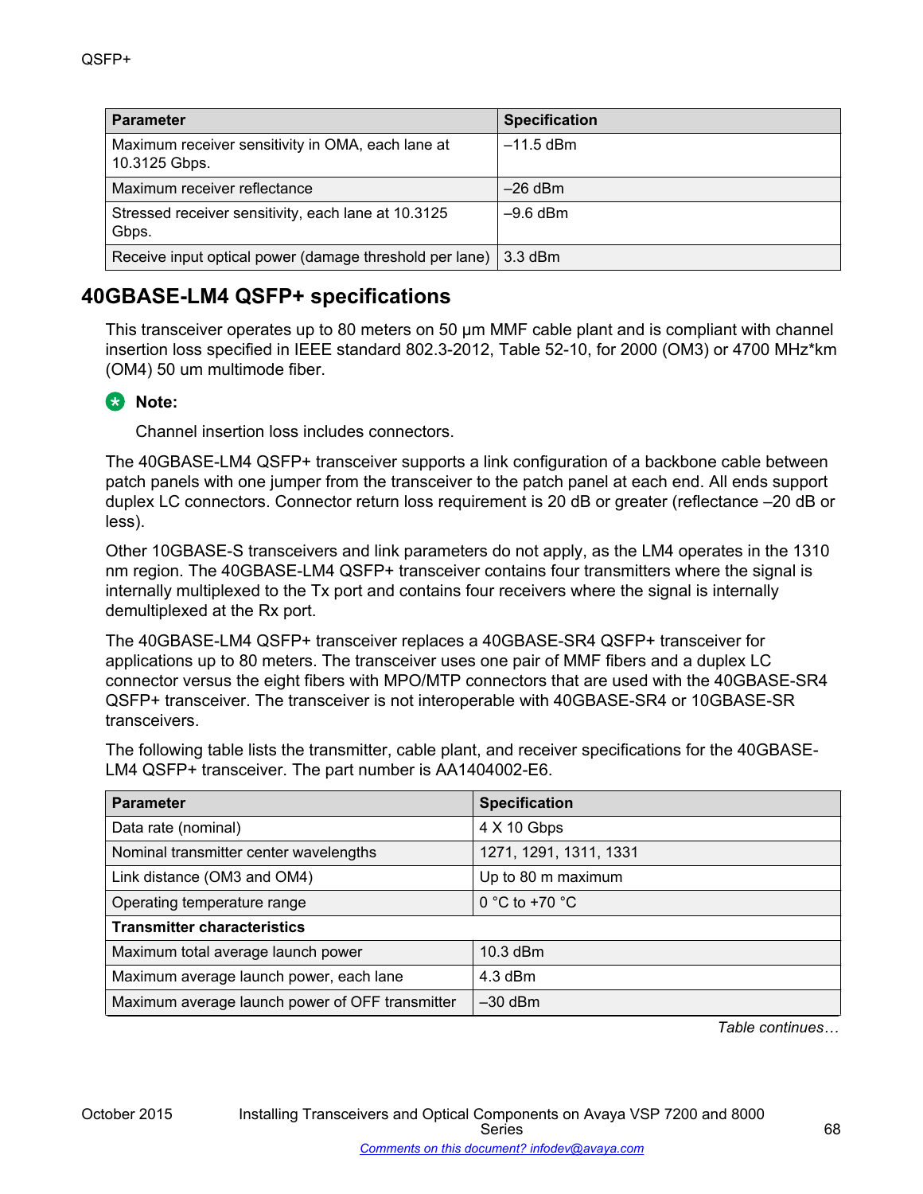| Parameter | Specification |
| --- | --- |
| Maximum receiver sensitivity in OMA, each lane at 10.3125 Gbps. | –11.5 dBm |
| Maximum receiver reflectance | –26 dBm |
| Stressed receiver sensitivity, each lane at 10.3125 Gbps. | –9.6 dBm |
| Receive input optical power (damage threshold per lane) | 3.3 dBm |

## 40GBASE-LM4 QSFP+ specifications

This transceiver operates up to 80 meters on 50 µm MMF cable plant and is compliant with channel insertion loss specified in IEEE standard 802.3-2012, Table 52-10, for 2000 (OM3) or 4700 MHz*km (OM4) 50 um multimode fiber.

**Note:**

Channel insertion loss includes connectors.

The 40GBASE-LM4 QSFP+ transceiver supports a link configuration of a backbone cable between patch panels with one jumper from the transceiver to the patch panel at each end. All ends support duplex LC connectors. Connector return loss requirement is 20 dB or greater (reflectance –20 dB or less).

Other 10GBASE-S transceivers and link parameters do not apply, as the LM4 operates in the 1310 nm region. The 40GBASE-LM4 QSFP+ transceiver contains four transmitters where the signal is internally multiplexed to the Tx port and contains four receivers where the signal is internally demultiplexed at the Rx port.

The 40GBASE-LM4 QSFP+ transceiver replaces a 40GBASE-SR4 QSFP+ transceiver for applications up to 80 meters. The transceiver uses one pair of MMF fibers and a duplex LC connector versus the eight fibers with MPO/MTP connectors that are used with the 40GBASE-SR4 QSFP+ transceiver. The transceiver is not interoperable with 40GBASE-SR4 or 10GBASE-SR transceivers.

The following table lists the transmitter, cable plant, and receiver specifications for the 40GBASE-LM4 QSFP+ transceiver. The part number is AA1404002-E6.

| Parameter | Specification |
| --- | --- |
| Data rate (nominal) | 4 X 10 Gbps |
| Nominal transmitter center wavelengths | 1271, 1291, 1311, 1331 |
| Link distance (OM3 and OM4) | Up to 80 m maximum |
| Operating temperature range | 0 °C to +70 °C |
| **Transmitter characteristics** | |
| Maximum total average launch power | 10.3 dBm |
| Maximum average launch power, each lane | 4.3 dBm |
| Maximum average launch power of OFF transmitter | –30 dBm |

*Table continues…*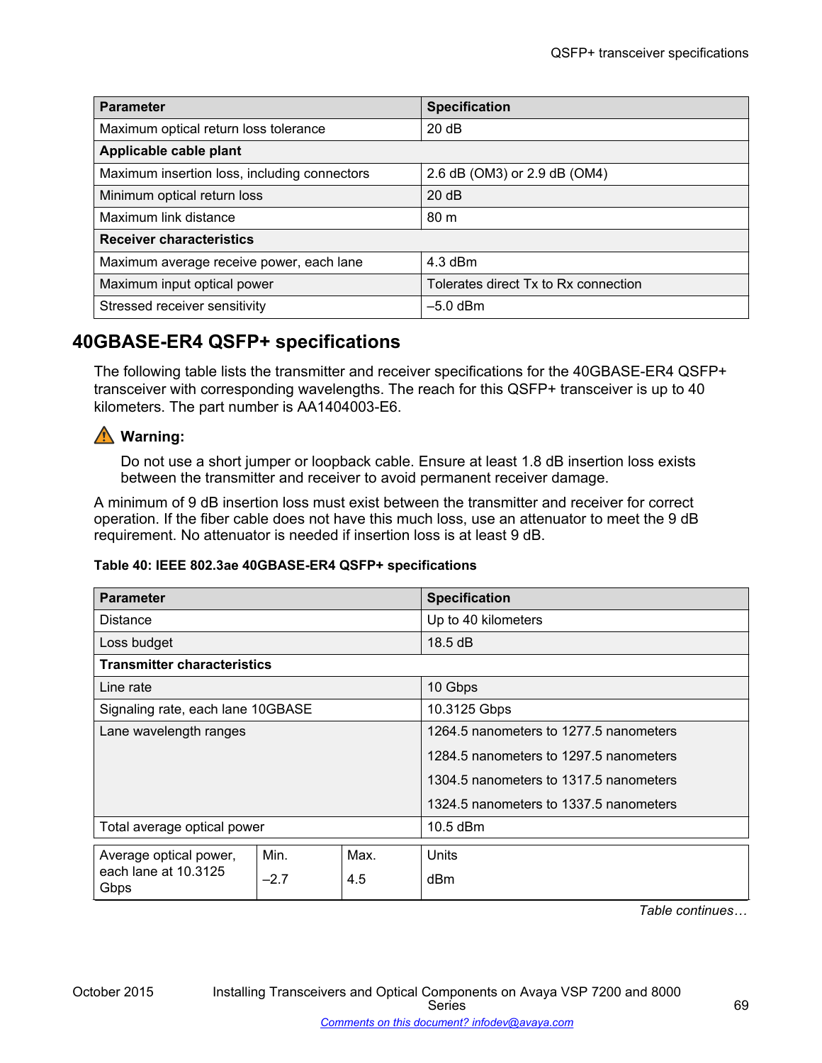| Parameter | Specification |
|---|---|
| Maximum optical return loss tolerance | 20 dB |
| **Applicable cable plant** | |
| Maximum insertion loss, including connectors | 2.6 dB (OM3) or 2.9 dB (OM4) |
| Minimum optical return loss | 20 dB |
| Maximum link distance | 80 m |
| **Receiver characteristics** | |
| Maximum average receive power, each lane | 4.3 dBm |
| Maximum input optical power | Tolerates direct Tx to Rx connection |
| Stressed receiver sensitivity | –5.0 dBm |

## 40GBASE-ER4 QSFP+ specifications

The following table lists the transmitter and receiver specifications for the 40GBASE-ER4 QSFP+ transceiver with corresponding wavelengths. The reach for this QSFP+ transceiver is up to 40 kilometers. The part number is AA1404003-E6.

**Warning:**

Do not use a short jumper or loopback cable. Ensure at least 1.8 dB insertion loss exists between the transmitter and receiver to avoid permanent receiver damage.

A minimum of 9 dB insertion loss must exist between the transmitter and receiver for correct operation. If the fiber cable does not have this much loss, use an attenuator to meet the 9 dB requirement. No attenuator is needed if insertion loss is at least 9 dB.

**Table 40: IEEE 802.3ae 40GBASE-ER4 QSFP+ specifications**

| Parameter | | | Specification |
|---|---|---|---|
| Distance | | | Up to 40 kilometers |
| Loss budget | | | 18.5 dB |
| **Transmitter characteristics** | | | |
| Line rate | | | 10 Gbps |
| Signaling rate, each lane 10GBASE | | | 10.3125 Gbps |
| Lane wavelength ranges | | | 1264.5 nanometers to 1277.5 nanometers<br>1284.5 nanometers to 1297.5 nanometers<br>1304.5 nanometers to 1317.5 nanometers<br>1324.5 nanometers to 1337.5 nanometers |
| Total average optical power | | | 10.5 dBm |
| Average optical power, each lane at 10.3125 Gbps | Min.<br>–2.7 | Max.<br>4.5 | Units<br>dBm |

*Table continues…*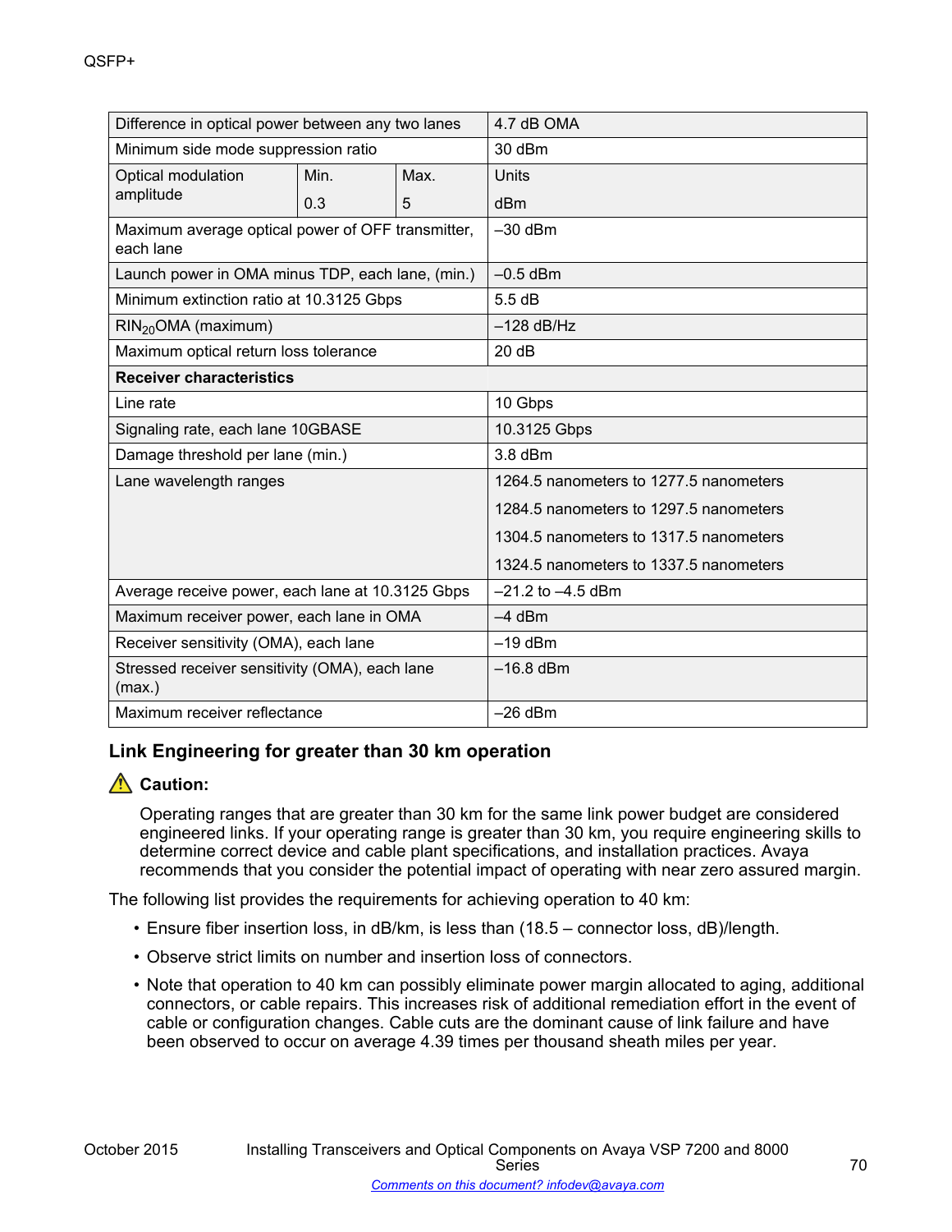| | | | |
|---|---|---|---|
| Difference in optical power between any two lanes | | | 4.7 dB OMA |
| Minimum side mode suppression ratio | | | 30 dBm |
| Optical modulation amplitude | Min. | Max. | Units |
| | 0.3 | 5 | dBm |
| Maximum average optical power of OFF transmitter, each lane | | | –30 dBm |
| Launch power in OMA minus TDP, each lane, (min.) | | | –0.5 dBm |
| Minimum extinction ratio at 10.3125 Gbps | | | 5.5 dB |
| $RIN_{20}OMA$ (maximum) | | | –128 dB/Hz |
| Maximum optical return loss tolerance | | | 20 dB |
| **Receiver characteristics** | | | |
| Line rate | | | 10 Gbps |
| Signaling rate, each lane 10GBASE | | | 10.3125 Gbps |
| Damage threshold per lane (min.) | | | 3.8 dBm |
| Lane wavelength ranges | | | 1264.5 nanometers to 1277.5 nanometers<br>1284.5 nanometers to 1297.5 nanometers<br>1304.5 nanometers to 1317.5 nanometers<br>1324.5 nanometers to 1337.5 nanometers |
| Average receive power, each lane at 10.3125 Gbps | | | –21.2 to –4.5 dBm |
| Maximum receiver power, each lane in OMA | | | –4 dBm |
| Receiver sensitivity (OMA), each lane | | | –19 dBm |
| Stressed receiver sensitivity (OMA), each lane (max.) | | | –16.8 dBm |
| Maximum receiver reflectance | | | –26 dBm |

## Link Engineering for greater than 30 km operation

**Caution:**

Operating ranges that are greater than 30 km for the same link power budget are considered engineered links. If your operating range is greater than 30 km, you require engineering skills to determine correct device and cable plant specifications, and installation practices. Avaya recommends that you consider the potential impact of operating with near zero assured margin.

The following list provides the requirements for achieving operation to 40 km:

- Ensure fiber insertion loss, in dB/km, is less than (18.5 – connector loss, dB)/length.
- Observe strict limits on number and insertion loss of connectors.
- Note that operation to 40 km can possibly eliminate power margin allocated to aging, additional connectors, or cable repairs. This increases risk of additional remediation effort in the event of cable or configuration changes. Cable cuts are the dominant cause of link failure and have been observed to occur on average 4.39 times per thousand sheath miles per year.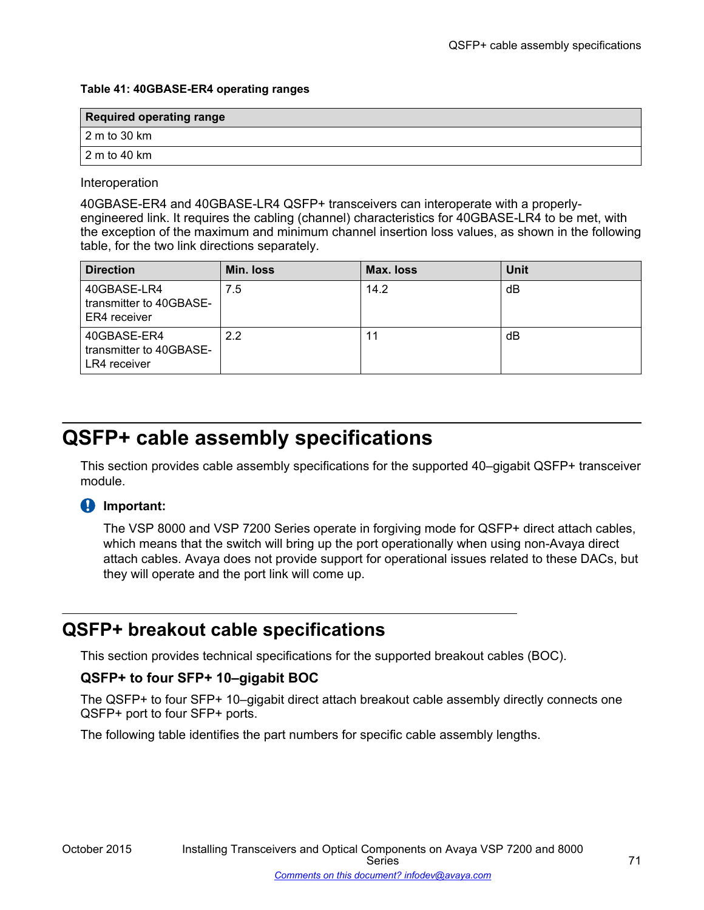**Table 41: 40GBASE-ER4 operating ranges**

| Required operating range |
| --- |
| 2 m to 30 km |
| 2 m to 40 km |

Interoperation

40GBASE-ER4 and 40GBASE-LR4 QSFP+ transceivers can interoperate with a properly-engineered link. It requires the cabling (channel) characteristics for 40GBASE-LR4 to be met, with the exception of the maximum and minimum channel insertion loss values, as shown in the following table, for the two link directions separately.

| Direction | Min. loss | Max. loss | Unit |
| --- | --- | --- | --- |
| 40GBASE-LR4 transmitter to 40GBASE-ER4 receiver | 7.5 | 14.2 | dB |
| 40GBASE-ER4 transmitter to 40GBASE-LR4 receiver | 2.2 | 11 | dB |

# QSFP+ cable assembly specifications

This section provides cable assembly specifications for the supported 40–gigabit QSFP+ transceiver module.

**Important:**

The VSP 8000 and VSP 7200 Series operate in forgiving mode for QSFP+ direct attach cables, which means that the switch will bring up the port operationally when using non-Avaya direct attach cables. Avaya does not provide support for operational issues related to these DACs, but they will operate and the port link will come up.

## QSFP+ breakout cable specifications

This section provides technical specifications for the supported breakout cables (BOC).

### QSFP+ to four SFP+ 10–gigabit BOC

The QSFP+ to four SFP+ 10–gigabit direct attach breakout cable assembly directly connects one QSFP+ port to four SFP+ ports.

The following table identifies the part numbers for specific cable assembly lengths.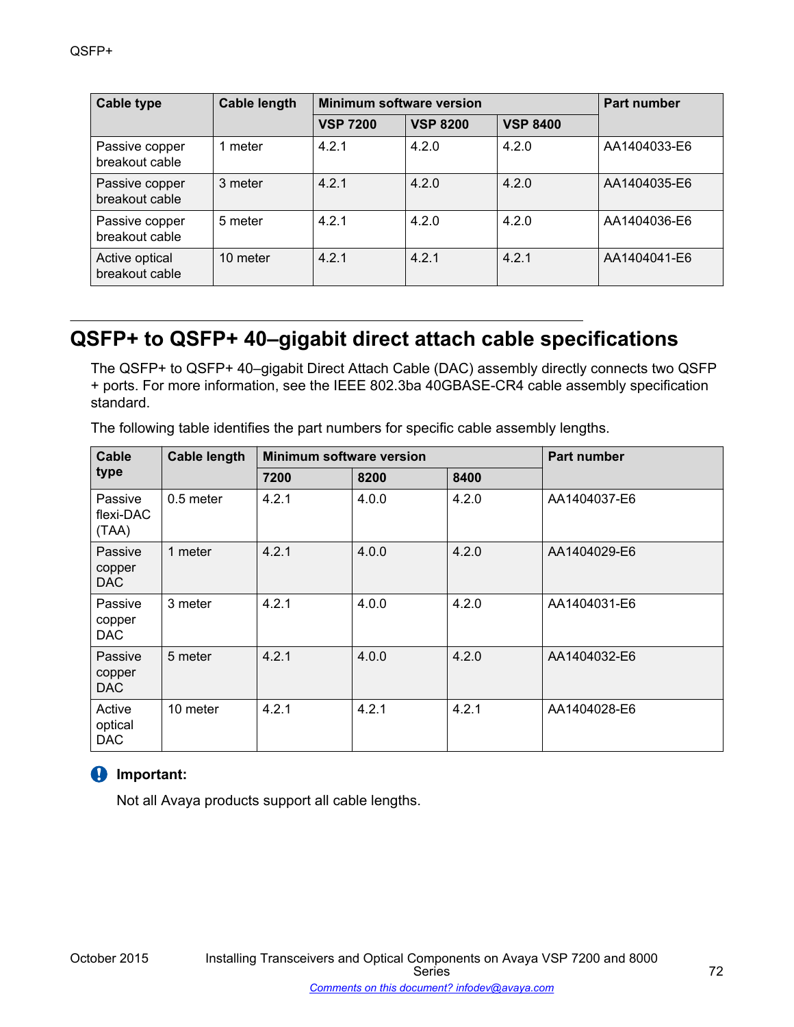| Cable type | Cable length | Minimum software version | | | Part number |
|---|---|---|---|---|---|
| | | VSP 7200 | VSP 8200 | VSP 8400 | |
| Passive copper breakout cable | 1 meter | 4.2.1 | 4.2.0 | 4.2.0 | AA1404033-E6 |
| Passive copper breakout cable | 3 meter | 4.2.1 | 4.2.0 | 4.2.0 | AA1404035-E6 |
| Passive copper breakout cable | 5 meter | 4.2.1 | 4.2.0 | 4.2.0 | AA1404036-E6 |
| Active optical breakout cable | 10 meter | 4.2.1 | 4.2.1 | 4.2.1 | AA1404041-E6 |

## QSFP+ to QSFP+ 40–gigabit direct attach cable specifications

The QSFP+ to QSFP+ 40–gigabit Direct Attach Cable (DAC) assembly directly connects two QSFP + ports. For more information, see the IEEE 802.3ba 40GBASE-CR4 cable assembly specification standard.

The following table identifies the part numbers for specific cable assembly lengths.

| Cable type | Cable length | Minimum software version | | | Part number |
|---|---|---|---|---|---|
| | | 7200 | 8200 | 8400 | |
| Passive flexi-DAC (TAA) | 0.5 meter | 4.2.1 | 4.0.0 | 4.2.0 | AA1404037-E6 |
| Passive copper DAC | 1 meter | 4.2.1 | 4.0.0 | 4.2.0 | AA1404029-E6 |
| Passive copper DAC | 3 meter | 4.2.1 | 4.0.0 | 4.2.0 | AA1404031-E6 |
| Passive copper DAC | 5 meter | 4.2.1 | 4.0.0 | 4.2.0 | AA1404032-E6 |
| Active optical DAC | 10 meter | 4.2.1 | 4.2.1 | 4.2.1 | AA1404028-E6 |

**Important:**

Not all Avaya products support all cable lengths.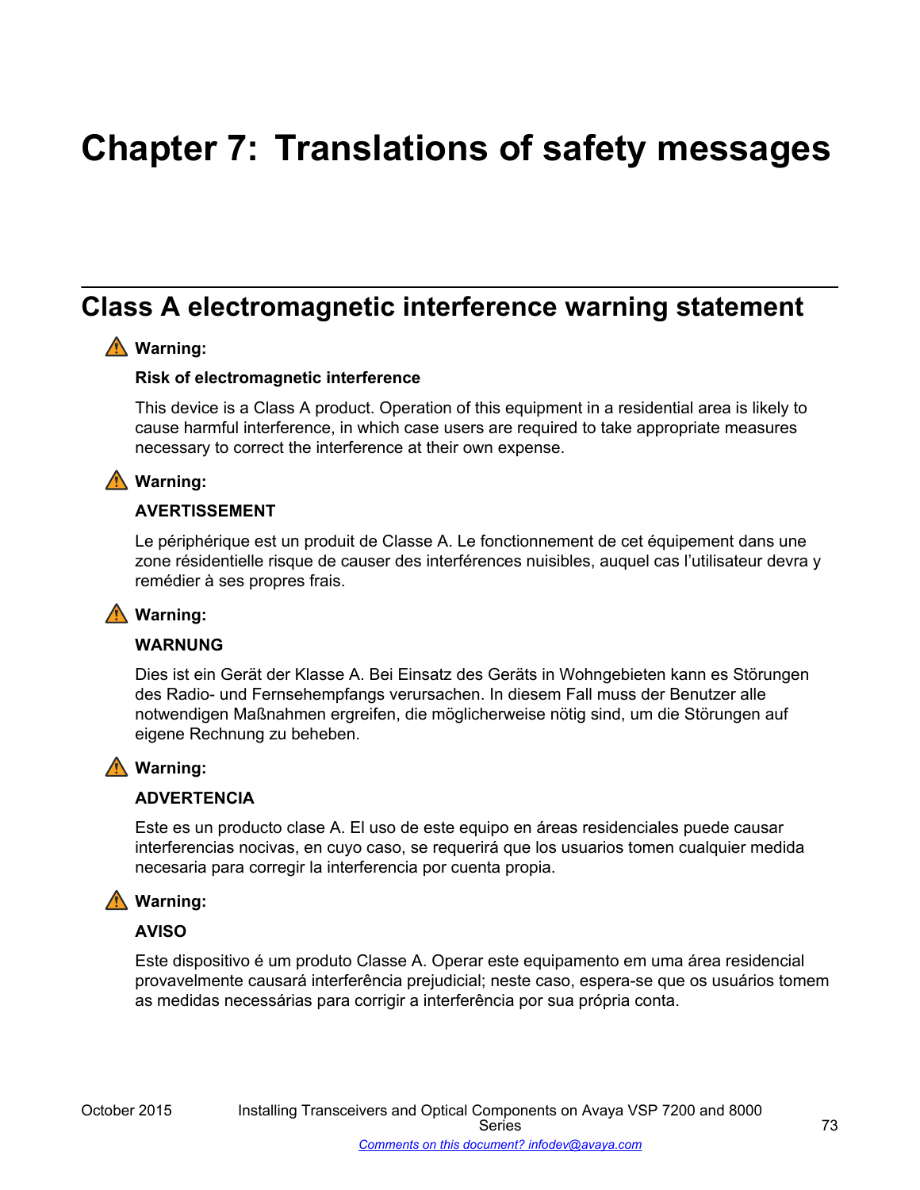# Chapter 7: Translations of safety messages

## Class A electromagnetic interference warning statement

**Warning:**

**Risk of electromagnetic interference**

This device is a Class A product. Operation of this equipment in a residential area is likely to cause harmful interference, in which case users are required to take appropriate measures necessary to correct the interference at their own expense.

**Warning:**

**AVERTISSEMENT**

Le périphérique est un produit de Classe A. Le fonctionnement de cet équipement dans une zone résidentielle risque de causer des interférences nuisibles, auquel cas l'utilisateur devra y remédier à ses propres frais.

**Warning:**

**WARNUNG**

Dies ist ein Gerät der Klasse A. Bei Einsatz des Geräts in Wohngebieten kann es Störungen des Radio- und Fernsehempfangs verursachen. In diesem Fall muss der Benutzer alle notwendigen Maßnahmen ergreifen, die möglicherweise nötig sind, um die Störungen auf eigene Rechnung zu beheben.

**Warning:**

**ADVERTENCIA**

Este es un producto clase A. El uso de este equipo en áreas residenciales puede causar interferencias nocivas, en cuyo caso, se requerirá que los usuarios tomen cualquier medida necesaria para corregir la interferencia por cuenta propia.

**Warning:**

**AVISO**

Este dispositivo é um produto Classe A. Operar este equipamento em uma área residencial provavelmente causará interferência prejudicial; neste caso, espera-se que os usuários tomem as medidas necessárias para corrigir a interferência por sua própria conta.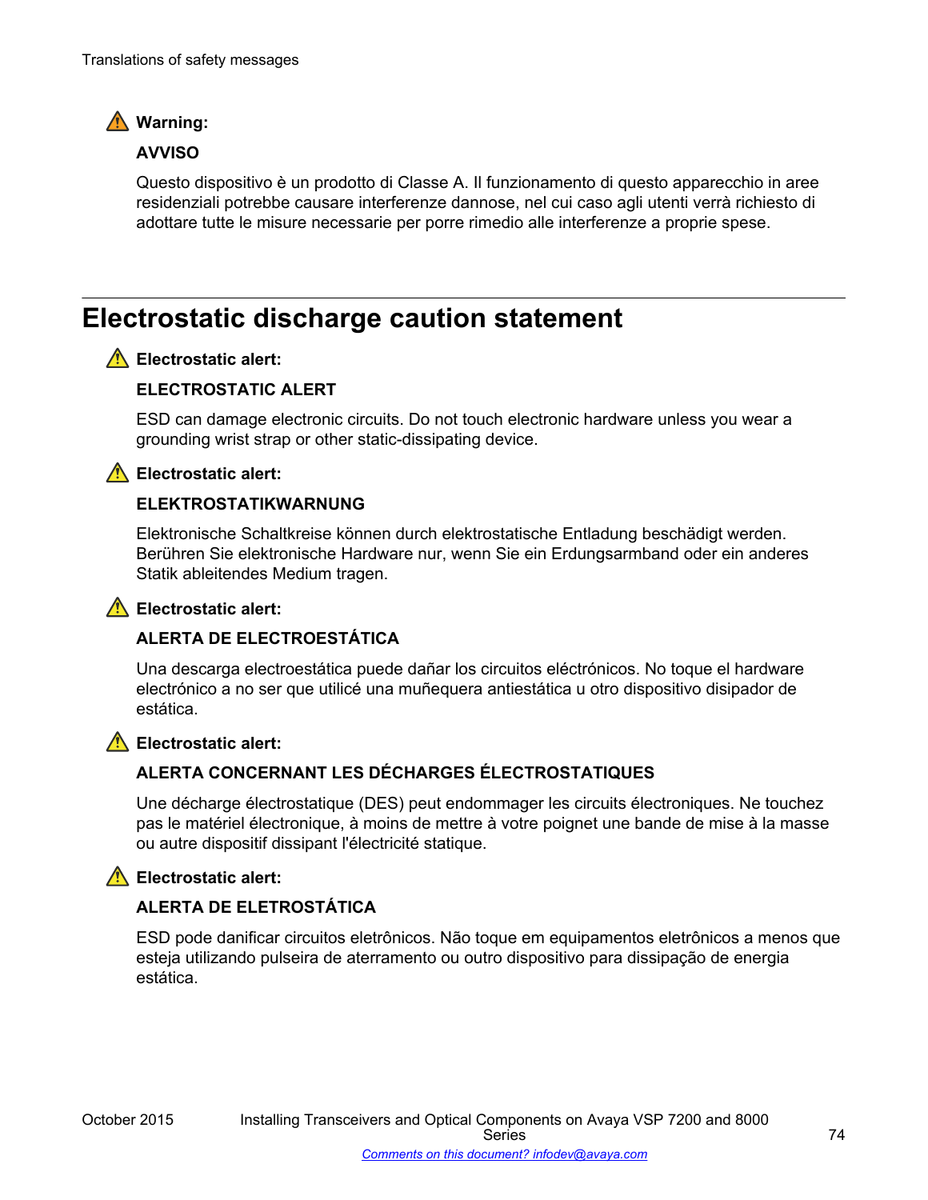**Warning:**

**AVVISO**

Questo dispositivo è un prodotto di Classe A. Il funzionamento di questo apparecchio in aree residenziali potrebbe causare interferenze dannose, nel cui caso agli utenti verrà richiesto di adottare tutte le misure necessarie per porre rimedio alle interferenze a proprie spese.

# Electrostatic discharge caution statement

**Electrostatic alert:**

**ELECTROSTATIC ALERT**

ESD can damage electronic circuits. Do not touch electronic hardware unless you wear a grounding wrist strap or other static-dissipating device.

**Electrostatic alert:**

**ELEKTROSTATIKWARNUNG**

Elektronische Schaltkreise können durch elektrostatische Entladung beschädigt werden. Berühren Sie elektronische Hardware nur, wenn Sie ein Erdungsarmband oder ein anderes Statik ableitendes Medium tragen.

**Electrostatic alert:**

**ALERTA DE ELECTROESTÁTICA**

Una descarga electroestática puede dañar los circuitos eléctrónicos. No toque el hardware electrónico a no ser que utilicé una muñequera antiestática u otro dispositivo disipador de estática.

**Electrostatic alert:**

**ALERTA CONCERNANT LES DÉCHARGES ÉLECTROSTATIQUES**

Une décharge électrostatique (DES) peut endommager les circuits électroniques. Ne touchez pas le matériel électronique, à moins de mettre à votre poignet une bande de mise à la masse ou autre dispositif dissipant l'électricité statique.

**Electrostatic alert:**

**ALERTA DE ELETROSTÁTICA**

ESD pode danificar circuitos eletrônicos. Não toque em equipamentos eletrônicos a menos que esteja utilizando pulseira de aterramento ou outro dispositivo para dissipação de energia estática.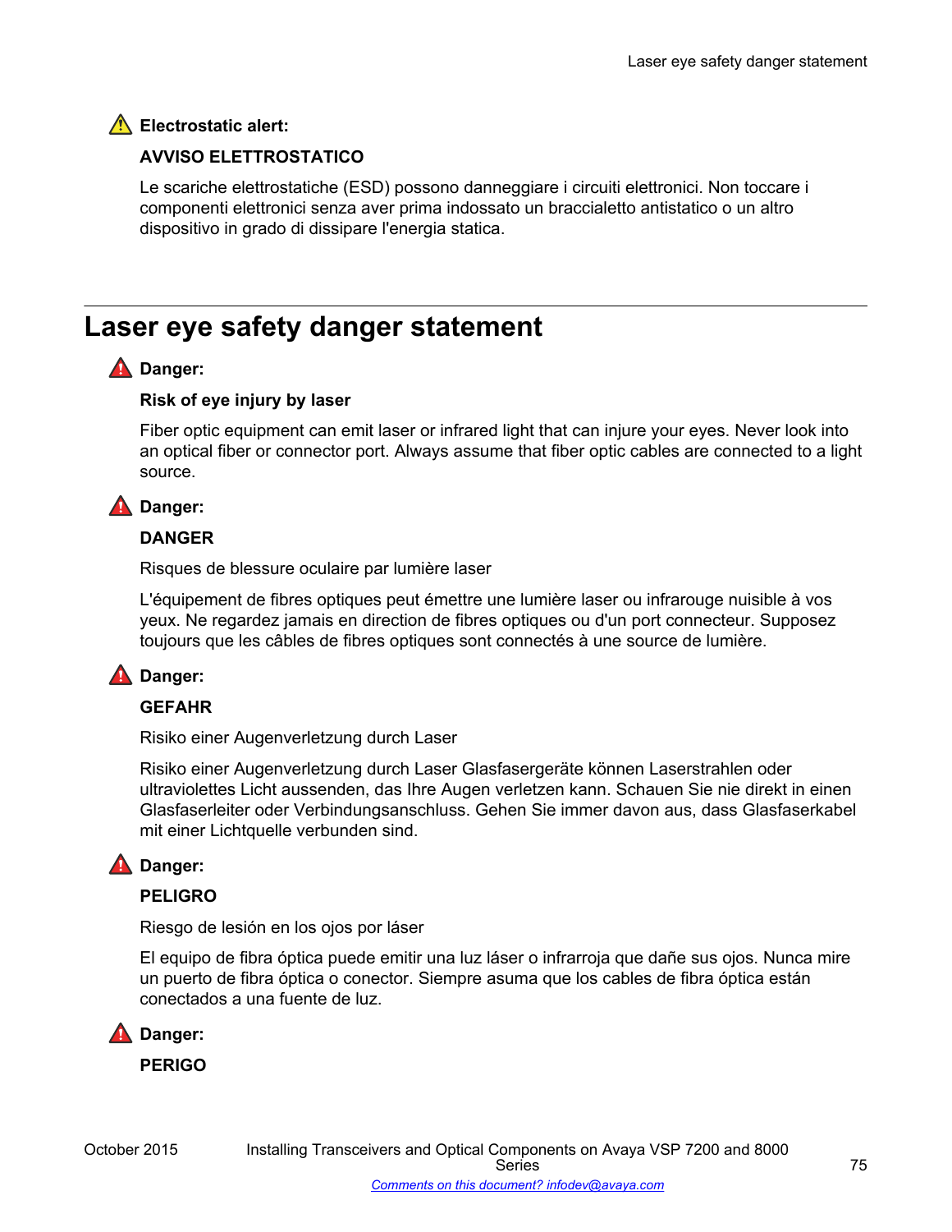**Electrostatic alert:**

**AVVISO ELETTROSTATICO**

Le scariche elettrostatiche (ESD) possono danneggiare i circuiti elettronici. Non toccare i componenti elettronici senza aver prima indossato un braccialetto antistatico o un altro dispositivo in grado di dissipare l'energia statica.

# Laser eye safety danger statement

**Danger:**

**Risk of eye injury by laser**

Fiber optic equipment can emit laser or infrared light that can injure your eyes. Never look into an optical fiber or connector port. Always assume that fiber optic cables are connected to a light source.

**Danger:**

**DANGER**

Risques de blessure oculaire par lumière laser

L'équipement de fibres optiques peut émettre une lumière laser ou infrarouge nuisible à vos yeux. Ne regardez jamais en direction de fibres optiques ou d'un port connecteur. Supposez toujours que les câbles de fibres optiques sont connectés à une source de lumière.

**Danger:**

**GEFAHR**

Risiko einer Augenverletzung durch Laser

Risiko einer Augenverletzung durch Laser Glasfasergeräte können Laserstrahlen oder ultraviolettes Licht aussenden, das Ihre Augen verletzen kann. Schauen Sie nie direkt in einen Glasfaserleiter oder Verbindungsanschluss. Gehen Sie immer davon aus, dass Glasfaserkabel mit einer Lichtquelle verbunden sind.

**Danger:**

**PELIGRO**

Riesgo de lesión en los ojos por láser

El equipo de fibra óptica puede emitir una luz láser o infrarroja que dañe sus ojos. Nunca mire un puerto de fibra óptica o conector. Siempre asuma que los cables de fibra óptica están conectados a una fuente de luz.

**Danger:**

**PERIGO**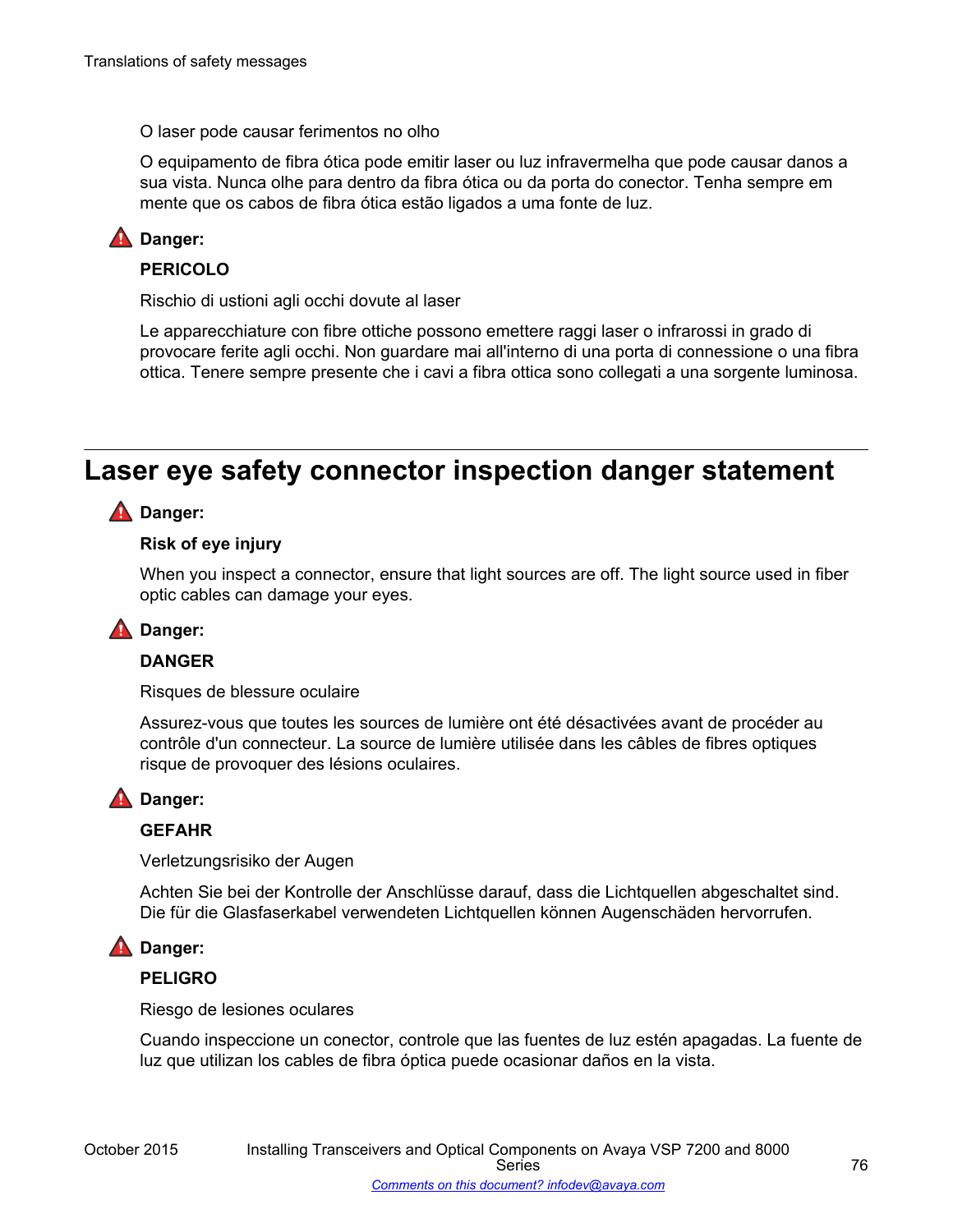O laser pode causar ferimentos no olho

O equipamento de fibra ótica pode emitir laser ou luz infravermelha que pode causar danos a sua vista. Nunca olhe para dentro da fibra ótica ou da porta do conector. Tenha sempre em mente que os cabos de fibra ótica estão ligados a uma fonte de luz.

**Danger:**

**PERICOLO**

Rischio di ustioni agli occhi dovute al laser

Le apparecchiature con fibre ottiche possono emettere raggi laser o infrarossi in grado di provocare ferite agli occhi. Non guardare mai all'interno di una porta di connessione o una fibra ottica. Tenere sempre presente che i cavi a fibra ottica sono collegati a una sorgente luminosa.

## Laser eye safety connector inspection danger statement

**Danger:**

**Risk of eye injury**

When you inspect a connector, ensure that light sources are off. The light source used in fiber optic cables can damage your eyes.

**Danger:**

**DANGER**

Risques de blessure oculaire

Assurez-vous que toutes les sources de lumière ont été désactivées avant de procéder au contrôle d'un connecteur. La source de lumière utilisée dans les câbles de fibres optiques risque de provoquer des lésions oculaires.

**Danger:**

**GEFAHR**

Verletzungsrisiko der Augen

Achten Sie bei der Kontrolle der Anschlüsse darauf, dass die Lichtquellen abgeschaltet sind. Die für die Glasfaserkabel verwendeten Lichtquellen können Augenschäden hervorrufen.

**Danger:**

**PELIGRO**

Riesgo de lesiones oculares

Cuando inspeccione un conector, controle que las fuentes de luz estén apagadas. La fuente de luz que utilizan los cables de fibra óptica puede ocasionar daños en la vista.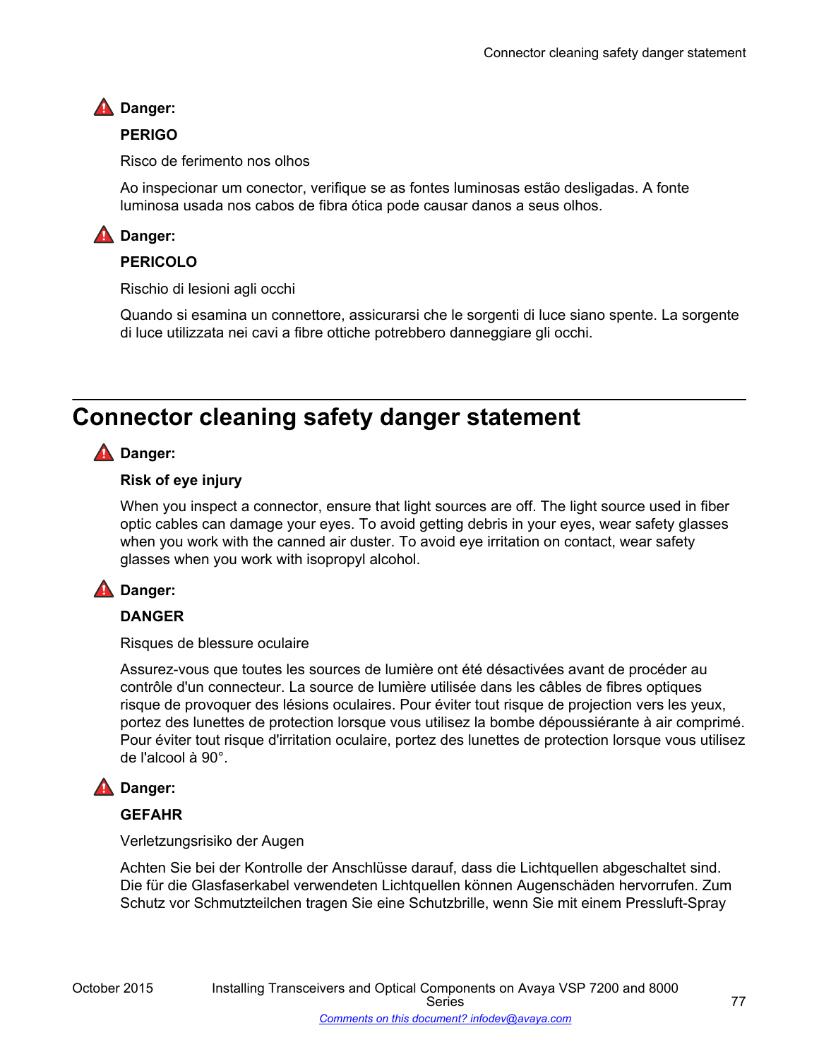**Danger:**

**PERIGO**

Risco de ferimento nos olhos

Ao inspecionar um conector, verifique se as fontes luminosas estão desligadas. A fonte luminosa usada nos cabos de fibra ótica pode causar danos a seus olhos.

**Danger:**

**PERICOLO**

Rischio di lesioni agli occhi

Quando si esamina un connettore, assicurarsi che le sorgenti di luce siano spente. La sorgente di luce utilizzata nei cavi a fibre ottiche potrebbero danneggiare gli occhi.

## Connector cleaning safety danger statement

**Danger:**

**Risk of eye injury**

When you inspect a connector, ensure that light sources are off. The light source used in fiber optic cables can damage your eyes. To avoid getting debris in your eyes, wear safety glasses when you work with the canned air duster. To avoid eye irritation on contact, wear safety glasses when you work with isopropyl alcohol.

**Danger:**

**DANGER**

Risques de blessure oculaire

Assurez-vous que toutes les sources de lumière ont été désactivées avant de procéder au contrôle d'un connecteur. La source de lumière utilisée dans les câbles de fibres optiques risque de provoquer des lésions oculaires. Pour éviter tout risque de projection vers les yeux, portez des lunettes de protection lorsque vous utilisez la bombe dépoussiérante à air comprimé. Pour éviter tout risque d'irritation oculaire, portez des lunettes de protection lorsque vous utilisez de l'alcool à 90°.

**Danger:**

**GEFAHR**

Verletzungsrisiko der Augen

Achten Sie bei der Kontrolle der Anschlüsse darauf, dass die Lichtquellen abgeschaltet sind. Die für die Glasfaserkabel verwendeten Lichtquellen können Augenschäden hervorrufen. Zum Schutz vor Schmutzteilchen tragen Sie eine Schutzbrille, wenn Sie mit einem Pressluft-Spray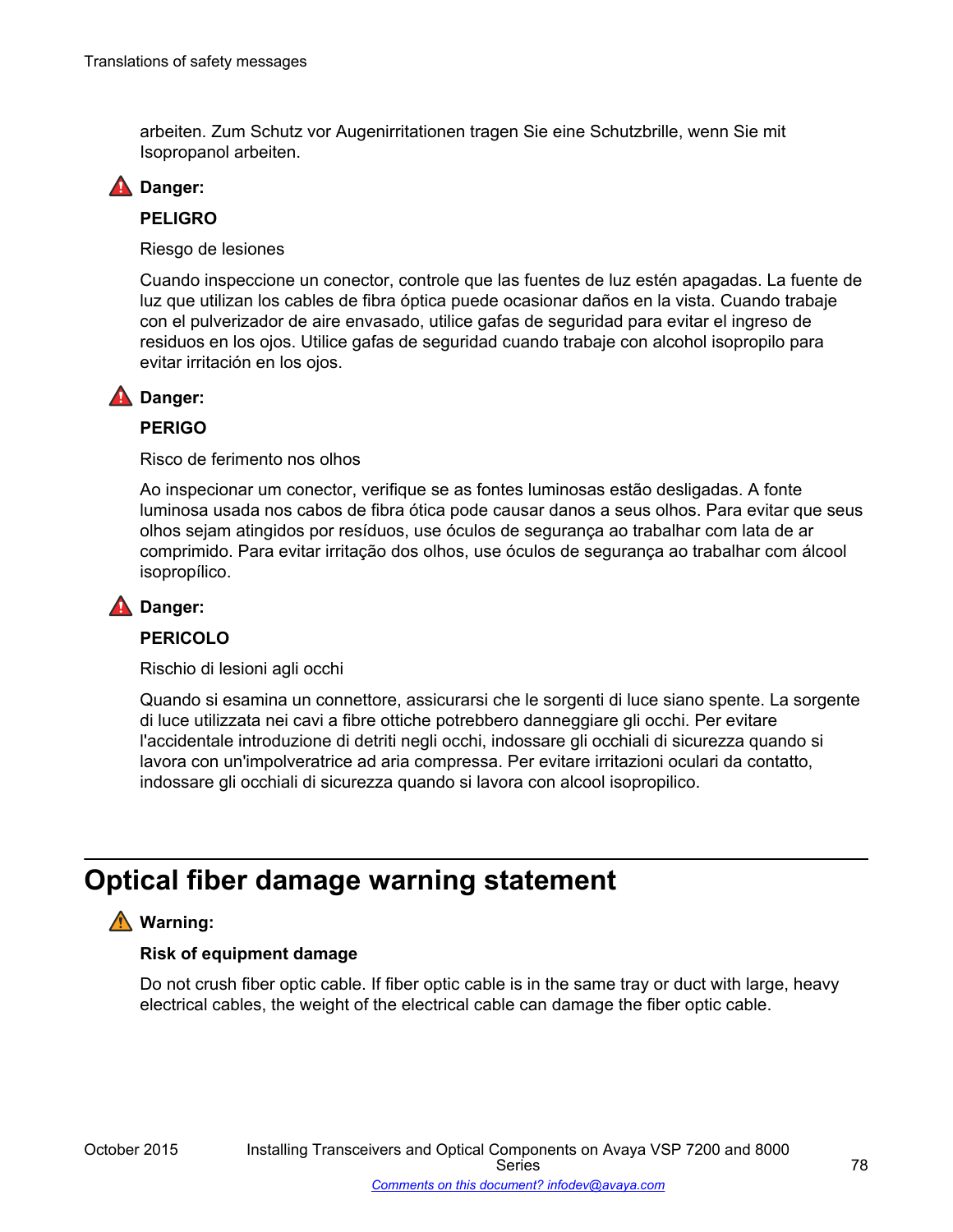arbeiten. Zum Schutz vor Augenirritationen tragen Sie eine Schutzbrille, wenn Sie mit Isopropanol arbeiten.

**Danger:**

**PELIGRO**

Riesgo de lesiones

Cuando inspeccione un conector, controle que las fuentes de luz estén apagadas. La fuente de luz que utilizan los cables de fibra óptica puede ocasionar daños en la vista. Cuando trabaje con el pulverizador de aire envasado, utilice gafas de seguridad para evitar el ingreso de residuos en los ojos. Utilice gafas de seguridad cuando trabaje con alcohol isopropilo para evitar irritación en los ojos.

**Danger:**

**PERIGO**

Risco de ferimento nos olhos

Ao inspecionar um conector, verifique se as fontes luminosas estão desligadas. A fonte luminosa usada nos cabos de fibra ótica pode causar danos a seus olhos. Para evitar que seus olhos sejam atingidos por resíduos, use óculos de segurança ao trabalhar com lata de ar comprimido. Para evitar irritação dos olhos, use óculos de segurança ao trabalhar com álcool isopropílico.

**Danger:**

**PERICOLO**

Rischio di lesioni agli occhi

Quando si esamina un connettore, assicurarsi che le sorgenti di luce siano spente. La sorgente di luce utilizzata nei cavi a fibre ottiche potrebbero danneggiare gli occhi. Per evitare l'accidentale introduzione di detriti negli occhi, indossare gli occhiali di sicurezza quando si lavora con un'impolveratrice ad aria compressa. Per evitare irritazioni oculari da contatto, indossare gli occhiali di sicurezza quando si lavora con alcool isopropilico.

# Optical fiber damage warning statement

**Warning:**

**Risk of equipment damage**

Do not crush fiber optic cable. If fiber optic cable is in the same tray or duct with large, heavy electrical cables, the weight of the electrical cable can damage the fiber optic cable.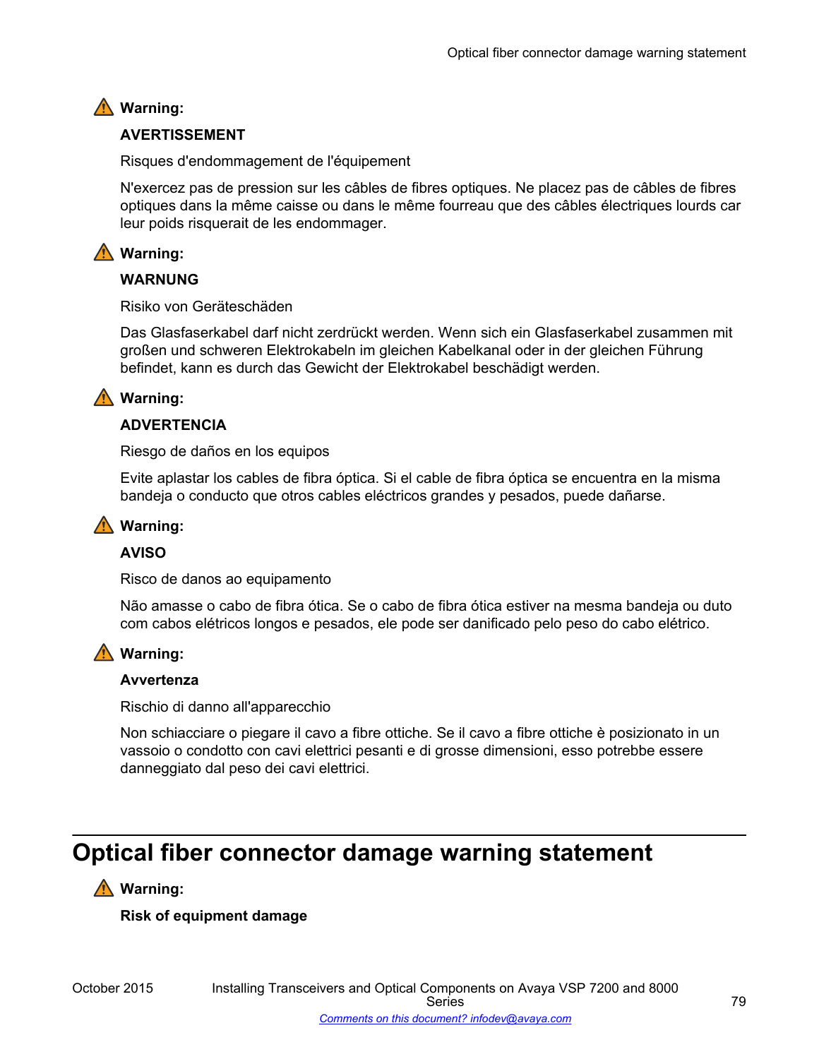**Warning:**

**AVERTISSEMENT**

Risques d'endommagement de l'équipement

N'exercez pas de pression sur les câbles de fibres optiques. Ne placez pas de câbles de fibres optiques dans la même caisse ou dans le même fourreau que des câbles électriques lourds car leur poids risquerait de les endommager.

**Warning:**

**WARNUNG**

Risiko von Geräteschäden

Das Glasfaserkabel darf nicht zerdrückt werden. Wenn sich ein Glasfaserkabel zusammen mit großen und schweren Elektrokabeln im gleichen Kabelkanal oder in der gleichen Führung befindet, kann es durch das Gewicht der Elektrokabel beschädigt werden.

**Warning:**

**ADVERTENCIA**

Riesgo de daños en los equipos

Evite aplastar los cables de fibra óptica. Si el cable de fibra óptica se encuentra en la misma bandeja o conducto que otros cables eléctricos grandes y pesados, puede dañarse.

**Warning:**

**AVISO**

Risco de danos ao equipamento

Não amasse o cabo de fibra ótica. Se o cabo de fibra ótica estiver na mesma bandeja ou duto com cabos elétricos longos e pesados, ele pode ser danificado pelo peso do cabo elétrico.

**Warning:**

**Avvertenza**

Rischio di danno all'apparecchio

Non schiacciare o piegare il cavo a fibre ottiche. Se il cavo a fibre ottiche è posizionato in un vassoio o condotto con cavi elettrici pesanti e di grosse dimensioni, esso potrebbe essere danneggiato dal peso dei cavi elettrici.

## Optical fiber connector damage warning statement

**Warning:**

**Risk of equipment damage**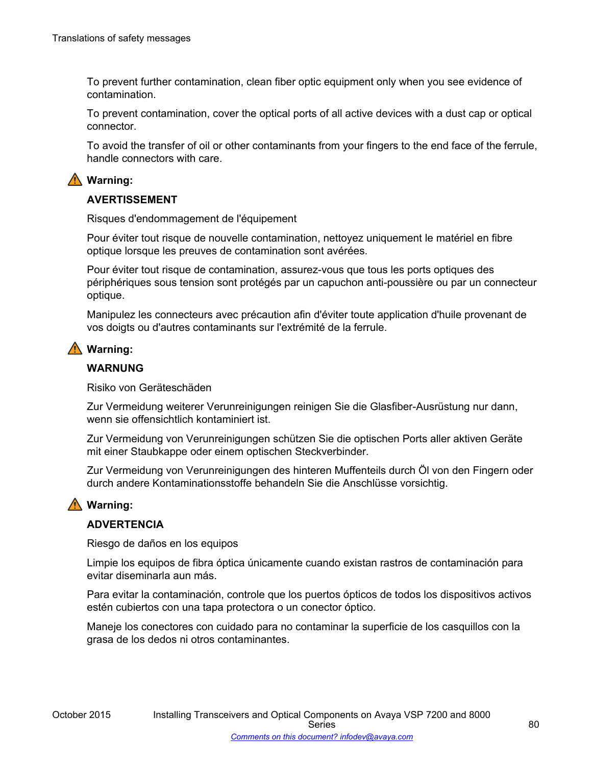To prevent further contamination, clean fiber optic equipment only when you see evidence of contamination.

To prevent contamination, cover the optical ports of all active devices with a dust cap or optical connector.

To avoid the transfer of oil or other contaminants from your fingers to the end face of the ferrule, handle connectors with care.

⚠ **Warning:**

**AVERTISSEMENT**

Risques d'endommagement de l'équipement

Pour éviter tout risque de nouvelle contamination, nettoyez uniquement le matériel en fibre optique lorsque les preuves de contamination sont avérées.

Pour éviter tout risque de contamination, assurez-vous que tous les ports optiques des périphériques sous tension sont protégés par un capuchon anti-poussière ou par un connecteur optique.

Manipulez les connecteurs avec précaution afin d'éviter toute application d'huile provenant de vos doigts ou d'autres contaminants sur l'extrémité de la ferrule.

⚠ **Warning:**

**WARNUNG**

Risiko von Geräteschäden

Zur Vermeidung weiterer Verunreinigungen reinigen Sie die Glasfiber-Ausrüstung nur dann, wenn sie offensichtlich kontaminiert ist.

Zur Vermeidung von Verunreinigungen schützen Sie die optischen Ports aller aktiven Geräte mit einer Staubkappe oder einem optischen Steckverbinder.

Zur Vermeidung von Verunreinigungen des hinteren Muffenteils durch Öl von den Fingern oder durch andere Kontaminationsstoffe behandeln Sie die Anschlüsse vorsichtig.

⚠ **Warning:**

**ADVERTENCIA**

Riesgo de daños en los equipos

Limpie los equipos de fibra óptica únicamente cuando existan rastros de contaminación para evitar diseminarla aun más.

Para evitar la contaminación, controle que los puertos ópticos de todos los dispositivos activos estén cubiertos con una tapa protectora o un conector óptico.

Maneje los conectores con cuidado para no contaminar la superficie de los casquillos con la grasa de los dedos ni otros contaminantes.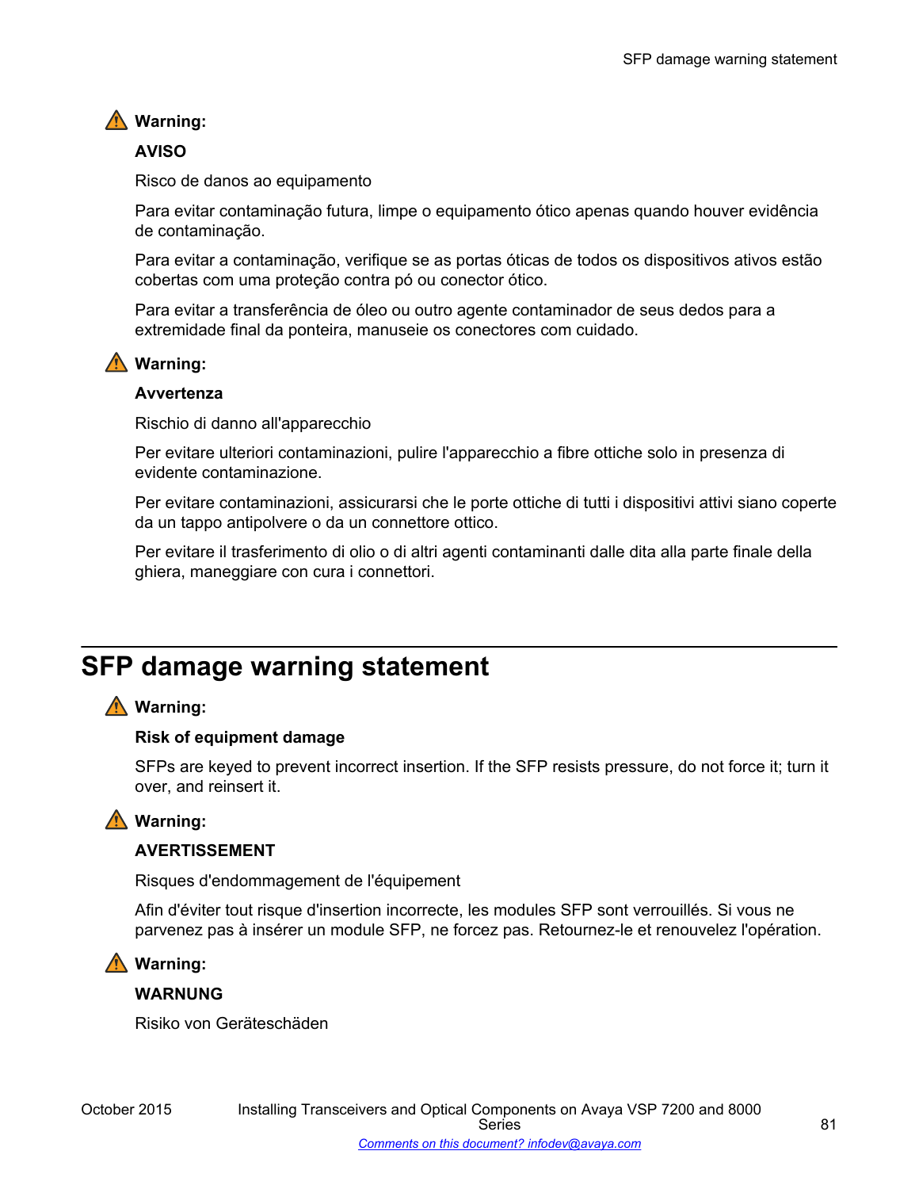**Warning:**

**AVISO**

Risco de danos ao equipamento

Para evitar contaminação futura, limpe o equipamento ótico apenas quando houver evidência de contaminação.

Para evitar a contaminação, verifique se as portas óticas de todos os dispositivos ativos estão cobertas com uma proteção contra pó ou conector ótico.

Para evitar a transferência de óleo ou outro agente contaminador de seus dedos para a extremidade final da ponteira, manuseie os conectores com cuidado.

**Warning:**

**Avvertenza**

Rischio di danno all'apparecchio

Per evitare ulteriori contaminazioni, pulire l'apparecchio a fibre ottiche solo in presenza di evidente contaminazione.

Per evitare contaminazioni, assicurarsi che le porte ottiche di tutti i dispositivi attivi siano coperte da un tappo antipolvere o da un connettore ottico.

Per evitare il trasferimento di olio o di altri agenti contaminanti dalle dita alla parte finale della ghiera, maneggiare con cura i connettori.

# SFP damage warning statement

**Warning:**

**Risk of equipment damage**

SFPs are keyed to prevent incorrect insertion. If the SFP resists pressure, do not force it; turn it over, and reinsert it.

**Warning:**

**AVERTISSEMENT**

Risques d'endommagement de l'équipement

Afin d'éviter tout risque d'insertion incorrecte, les modules SFP sont verrouillés. Si vous ne parvenez pas à insérer un module SFP, ne forcez pas. Retournez-le et renouvelez l'opération.

**Warning:**

**WARNUNG**

Risiko von Geräteschäden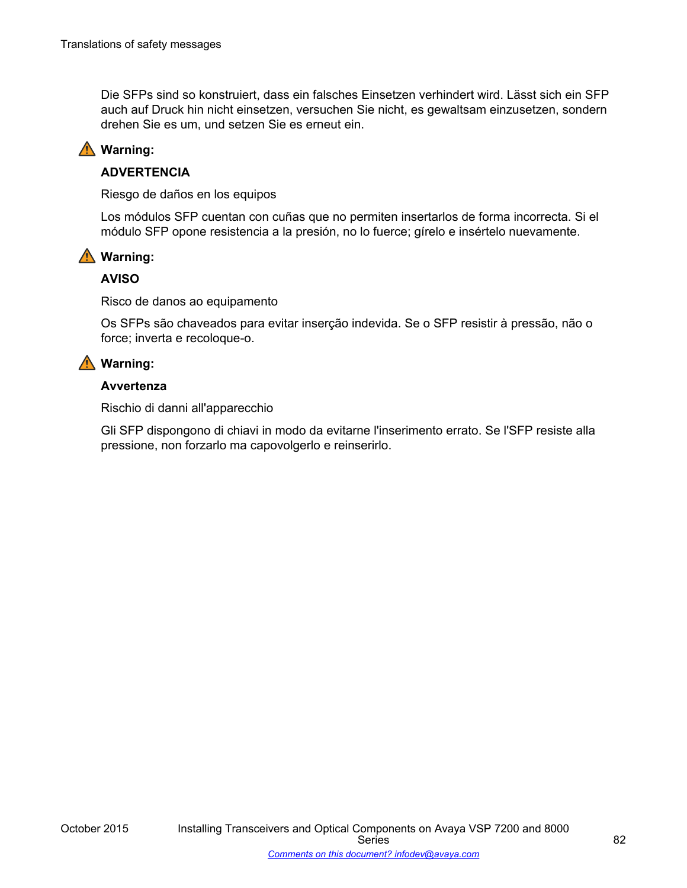Die SFPs sind so konstruiert, dass ein falsches Einsetzen verhindert wird. Lässt sich ein SFP auch auf Druck hin nicht einsetzen, versuchen Sie nicht, es gewaltsam einzusetzen, sondern drehen Sie es um, und setzen Sie es erneut ein.

⚠ **Warning:**

**ADVERTENCIA**

Riesgo de daños en los equipos

Los módulos SFP cuentan con cuñas que no permiten insertarlos de forma incorrecta. Si el módulo SFP opone resistencia a la presión, no lo fuerce; gírelo e insértelo nuevamente.

⚠ **Warning:**

**AVISO**

Risco de danos ao equipamento

Os SFPs são chaveados para evitar inserção indevida. Se o SFP resistir à pressão, não o force; inverta e recoloque-o.

⚠ **Warning:**

**Avvertenza**

Rischio di danni all'apparecchio

Gli SFP dispongono di chiavi in modo da evitarne l'inserimento errato. Se l'SFP resiste alla pressione, non forzarlo ma capovolgerlo e reinserirlo.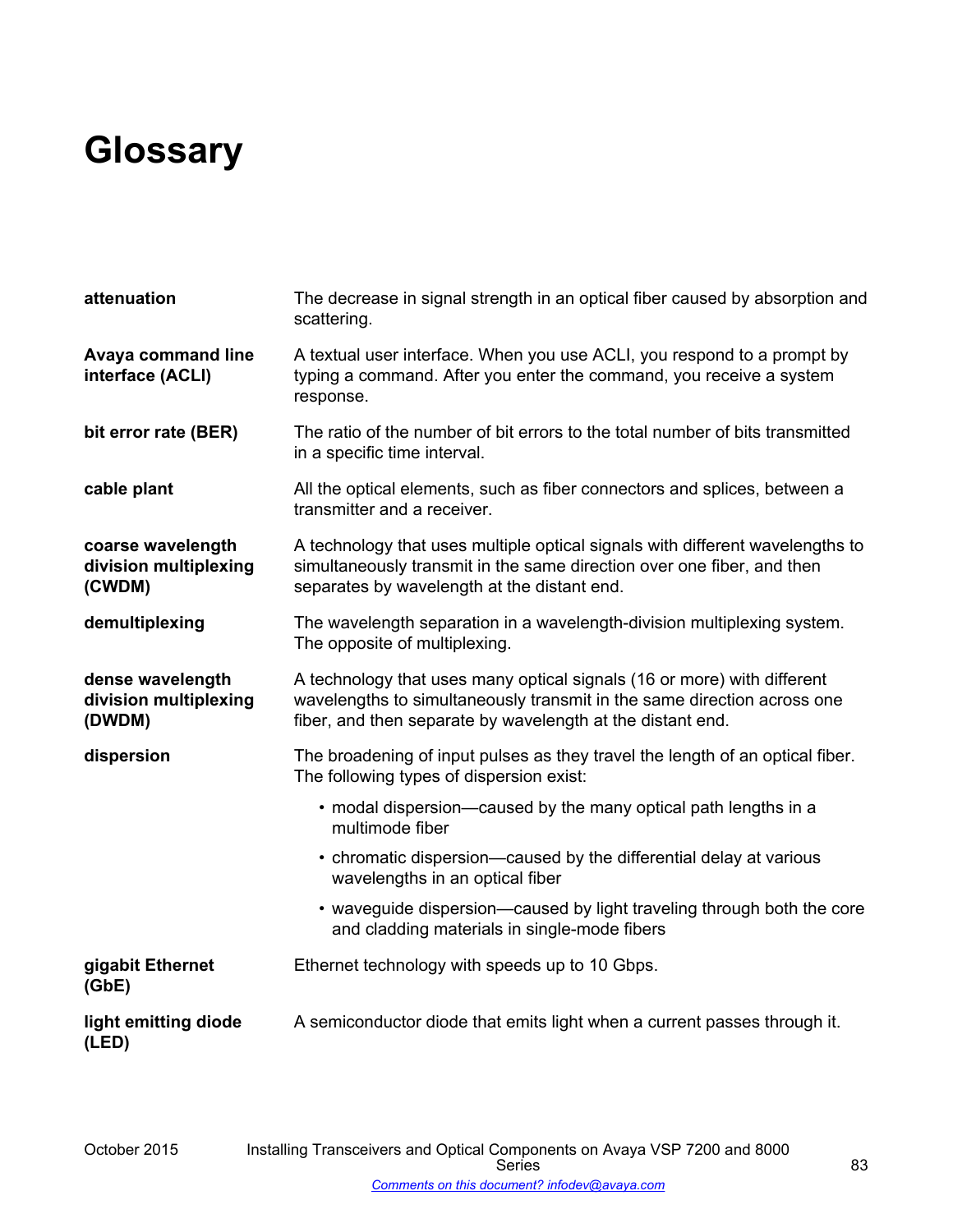# Glossary

**attenuation**
The decrease in signal strength in an optical fiber caused by absorption and scattering.

**Avaya command line interface (ACLI)**
A textual user interface. When you use ACLI, you respond to a prompt by typing a command. After you enter the command, you receive a system response.

**bit error rate (BER)**
The ratio of the number of bit errors to the total number of bits transmitted in a specific time interval.

**cable plant**
All the optical elements, such as fiber connectors and splices, between a transmitter and a receiver.

**coarse wavelength division multiplexing (CWDM)**
A technology that uses multiple optical signals with different wavelengths to simultaneously transmit in the same direction over one fiber, and then separates by wavelength at the distant end.

**demultiplexing**
The wavelength separation in a wavelength-division multiplexing system. The opposite of multiplexing.

**dense wavelength division multiplexing (DWDM)**
A technology that uses many optical signals (16 or more) with different wavelengths to simultaneously transmit in the same direction across one fiber, and then separate by wavelength at the distant end.

**dispersion**
The broadening of input pulses as they travel the length of an optical fiber. The following types of dispersion exist:

- modal dispersion—caused by the many optical path lengths in a multimode fiber
- chromatic dispersion—caused by the differential delay at various wavelengths in an optical fiber
- waveguide dispersion—caused by light traveling through both the core and cladding materials in single-mode fibers

**gigabit Ethernet (GbE)**
Ethernet technology with speeds up to 10 Gbps.

**light emitting diode (LED)**
A semiconductor diode that emits light when a current passes through it.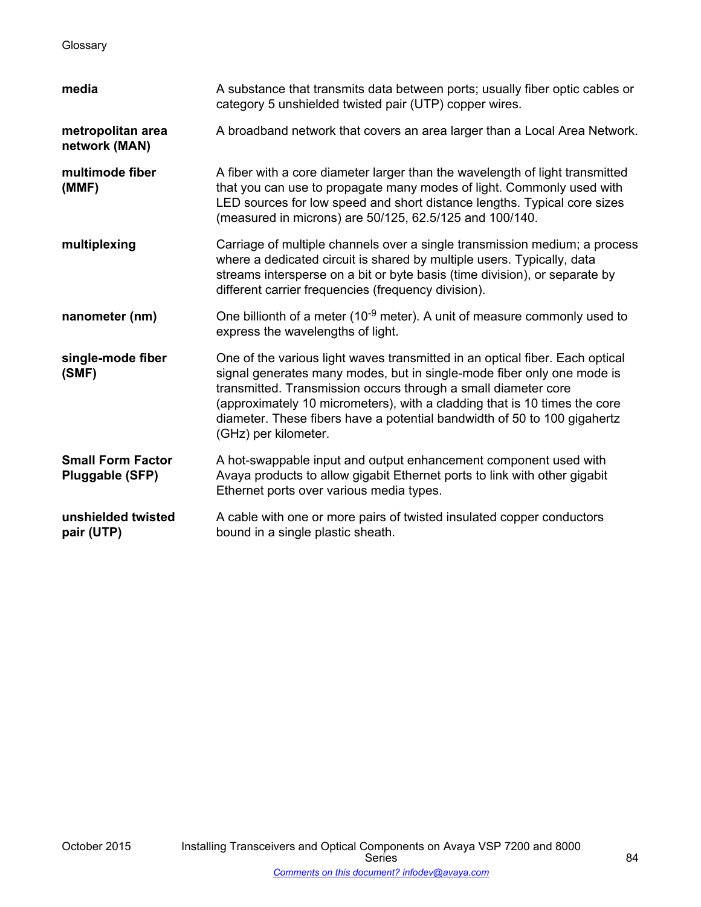**media**

A substance that transmits data between ports; usually fiber optic cables or category 5 unshielded twisted pair (UTP) copper wires.

**metropolitan area network (MAN)**

A broadband network that covers an area larger than a Local Area Network.

**multimode fiber (MMF)**

A fiber with a core diameter larger than the wavelength of light transmitted that you can use to propagate many modes of light. Commonly used with LED sources for low speed and short distance lengths. Typical core sizes (measured in microns) are 50/125, 62.5/125 and 100/140.

**multiplexing**

Carriage of multiple channels over a single transmission medium; a process where a dedicated circuit is shared by multiple users. Typically, data streams intersperse on a bit or byte basis (time division), or separate by different carrier frequencies (frequency division).

**nanometer (nm)**

One billionth of a meter ($10^{-9}$ meter). A unit of measure commonly used to express the wavelengths of light.

**single-mode fiber (SMF)**

One of the various light waves transmitted in an optical fiber. Each optical signal generates many modes, but in single-mode fiber only one mode is transmitted. Transmission occurs through a small diameter core (approximately 10 micrometers), with a cladding that is 10 times the core diameter. These fibers have a potential bandwidth of 50 to 100 gigahertz (GHz) per kilometer.

**Small Form Factor Pluggable (SFP)**

A hot-swappable input and output enhancement component used with Avaya products to allow gigabit Ethernet ports to link with other gigabit Ethernet ports over various media types.

**unshielded twisted pair (UTP)**

A cable with one or more pairs of twisted insulated copper conductors bound in a single plastic sheath.